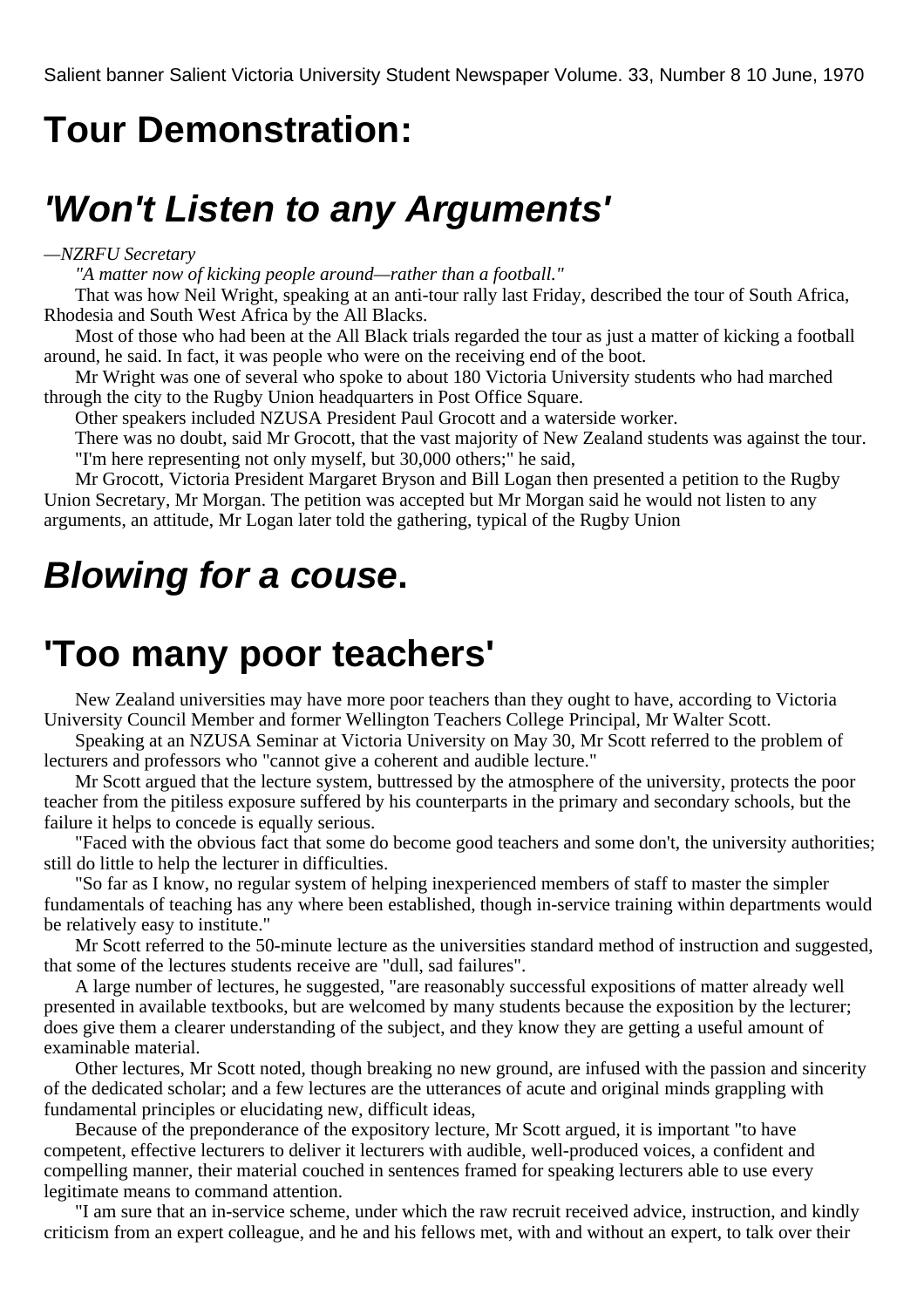Salient banner Salient Victoria University Student Newspaper Volume. 33, Number 8 10 June, 1970

# Tour Demonstration:

# *'Won't Listen to any Arguments'*

*—NZRFU Secretary*

*"A matter now of kicking people around—rather than a football."*

That was how Neil Wright, speaking at an anti-tour rally last Friday, described the tour of South Africa, Rhodesia and South West Africa by the All Blacks.

Most of those who had been at the All Black trials regarded the tour as just a matter of kicking a football around, he said. In fact, it was people who were on the receiving end of the boot.

Mr Wright was one of several who spoke to about 180 Victoria University students who had marched through the city to the Rugby Union headquarters in Post Office Square.

Other speakers included NZUSA President Paul Grocott and a waterside worker.

There was no doubt, said Mr Grocott, that the vast majority of New Zealand students was against the tour. "I'm here representing not only myself, but 30,000 others;" he said,

Mr Grocott, Victoria President Margaret Bryson and Bill Logan then presented a petition to the Rugby Union Secretary, Mr Morgan. The petition was accepted but Mr Morgan said he would not listen to any arguments, an attitude, Mr Logan later told the gathering, typical of the Rugby Union

# ***Blowing for a couse*.**

# 'Too many poor teachers'

New Zealand universities may have more poor teachers than they ought to have, according to Victoria University Council Member and former Wellington Teachers College Principal, Mr Walter Scott.

Speaking at an NZUSA Seminar at Victoria University on May 30, Mr Scott referred to the problem of lecturers and professors who "cannot give a coherent and audible lecture."

Mr Scott argued that the lecture system, buttressed by the atmosphere of the university, protects the poor teacher from the pitiless exposure suffered by his counterparts in the primary and secondary schools, but the failure it helps to concede is equally serious.

"Faced with the obvious fact that some do become good teachers and some don't, the university authorities; still do little to help the lecturer in difficulties.

"So far as I know, no regular system of helping inexperienced members of staff to master the simpler fundamentals of teaching has any where been established, though in-service training within departments would be relatively easy to institute."

Mr Scott referred to the 50-minute lecture as the universities standard method of instruction and suggested, that some of the lectures students receive are "dull, sad failures".

A large number of lectures, he suggested, "are reasonably successful expositions of matter already well presented in available textbooks, but are welcomed by many students because the exposition by the lecturer; does give them a clearer understanding of the subject, and they know they are getting a useful amount of examinable material.

Other lectures, Mr Scott noted, though breaking no new ground, are infused with the passion and sincerity of the dedicated scholar; and a few lectures are the utterances of acute and original minds grappling with fundamental principles or elucidating new, difficult ideas,

Because of the preponderance of the expository lecture, Mr Scott argued, it is important "to have competent, effective lecturers to deliver it lecturers with audible, well-produced voices, a confident and compelling manner, their material couched in sentences framed for speaking lecturers able to use every legitimate means to command attention.

"I am sure that an in-service scheme, under which the raw recruit received advice, instruction, and kindly criticism from an expert colleague, and he and his fellows met, with and without an expert, to talk over their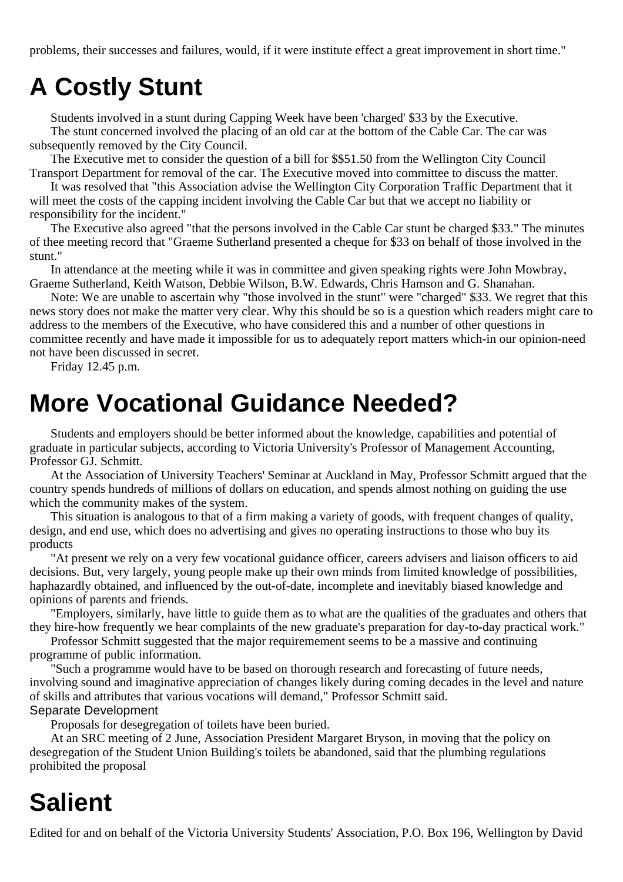problems, their successes and failures, would, if it were institute effect a great improvement in short time."

# A Costly Stunt

Students involved in a stunt during Capping Week have been 'charged' $33 by the Executive.

The stunt concerned involved the placing of an old car at the bottom of the Cable Car. The car was subsequently removed by the City Council.

The Executive met to consider the question of a bill for $$51.50 from the Wellington City Council Transport Department for removal of the car. The Executive moved into committee to discuss the matter.

It was resolved that "this Association advise the Wellington City Corporation Traffic Department that it will meet the costs of the capping incident involving the Cable Car but that we accept no liability or responsibility for the incident."

The Executive also agreed "that the persons involved in the Cable Car stunt be charged $33." The minutes of thee meeting record that "Graeme Sutherland presented a cheque for $33 on behalf of those involved in the stunt."

In attendance at the meeting while it was in committee and given speaking rights were John Mowbray, Graeme Sutherland, Keith Watson, Debbie Wilson, B.W. Edwards, Chris Hamson and G. Shanahan.

Note: We are unable to ascertain why "those involved in the stunt" were "charged" $33. We regret that this news story does not make the matter very clear. Why this should be so is a question which readers might care to address to the members of the Executive, who have considered this and a number of other questions in committee recently and have made it impossible for us to adequately report matters which-in our opinion-need not have been discussed in secret.

Friday 12.45 p.m.

# More Vocational Guidance Needed?

Students and employers should be better informed about the knowledge, capabilities and potential of graduate in particular subjects, according to Victoria University's Professor of Management Accounting, Professor GJ. Schmitt.

At the Association of University Teachers' Seminar at Auckland in May, Professor Schmitt argued that the country spends hundreds of millions of dollars on education, and spends almost nothing on guiding the use which the community makes of the system.

This situation is analogous to that of a firm making a variety of goods, with frequent changes of quality, design, and end use, which does no advertising and gives no operating instructions to those who buy its products

"At present we rely on a very few vocational guidance officer, careers advisers and liaison officers to aid decisions. But, very largely, young people make up their own minds from limited knowledge of possibilities, haphazardly obtained, and influenced by the out-of-date, incomplete and inevitably biased knowledge and opinions of parents and friends.

"Employers, similarly, have little to guide them as to what are the qualities of the graduates and others that they hire-how frequently we hear complaints of the new graduate's preparation for day-to-day practical work."

Professor Schmitt suggested that the major requiremement seems to be a massive and continuing programme of public information.

"Such a programme would have to be based on thorough research and forecasting of future needs, involving sound and imaginative appreciation of changes likely during coming decades in the level and nature of skills and attributes that various vocations will demand," Professor Schmitt said.

### Separate Development

Proposals for desegregation of toilets have been buried.

At an SRC meeting of 2 June, Association President Margaret Bryson, in moving that the policy on desegregation of the Student Union Building's toilets be abandoned, said that the plumbing regulations prohibited the proposal

# Salient

Edited for and on behalf of the Victoria University Students' Association, P.O. Box 196, Wellington by David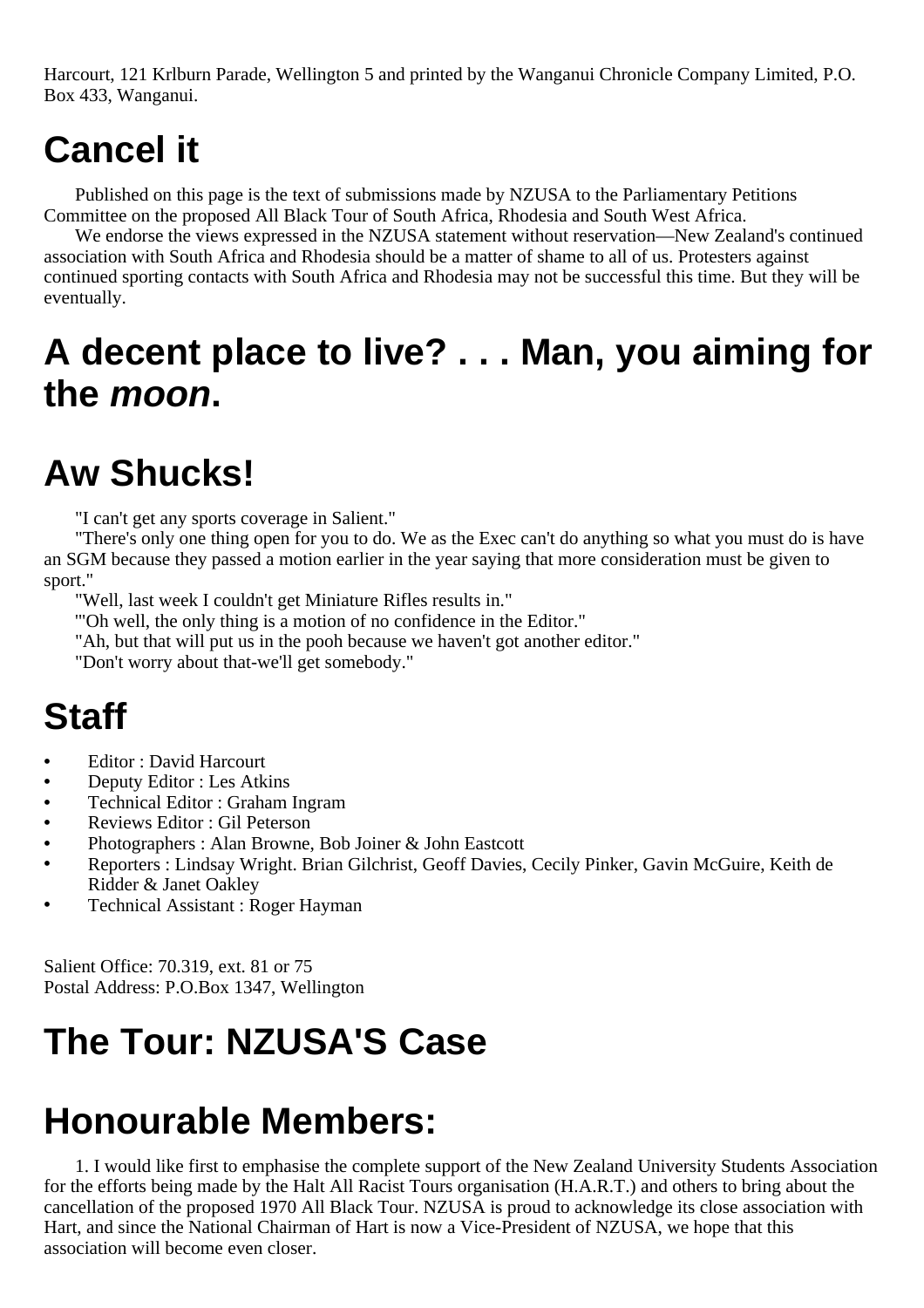Harcourt, 121 Krlburn Parade, Wellington 5 and printed by the Wanganui Chronicle Company Limited, P.O. Box 433, Wanganui.

# Cancel it

Published on this page is the text of submissions made by NZUSA to the Parliamentary Petitions Committee on the proposed All Black Tour of South Africa, Rhodesia and South West Africa.

We endorse the views expressed in the NZUSA statement without reservation—New Zealand's continued association with South Africa and Rhodesia should be a matter of shame to all of us. Protesters against continued sporting contacts with South Africa and Rhodesia may not be successful this time. But they will be eventually.

# A decent place to live? . . . Man, you aiming for the *moon*.

# Aw Shucks!

"I can't get any sports coverage in Salient."

"There's only one thing open for you to do. We as the Exec can't do anything so what you must do is have an SGM because they passed a motion earlier in the year saying that more consideration must be given to sport."

"Well, last week I couldn't get Miniature Rifles results in."

"'Oh well, the only thing is a motion of no confidence in the Editor."

"Ah, but that will put us in the pooh because we haven't got another editor."

"Don't worry about that-we'll get somebody."

# Staff

- Editor : David Harcourt
- Deputy Editor : Les Atkins
- Technical Editor : Graham Ingram
- Reviews Editor : Gil Peterson
- Photographers : Alan Browne, Bob Joiner & John Eastcott
- Reporters : Lindsay Wright. Brian Gilchrist, Geoff Davies, Cecily Pinker, Gavin McGuire, Keith de Ridder & Janet Oakley
- Technical Assistant : Roger Hayman

Salient Office: 70.319, ext. 81 or 75
Postal Address: P.O.Box 1347, Wellington

# The Tour: NZUSA'S Case

# Honourable Members:

1. I would like first to emphasise the complete support of the New Zealand University Students Association for the efforts being made by the Halt All Racist Tours organisation (H.A.R.T.) and others to bring about the cancellation of the proposed 1970 All Black Tour. NZUSA is proud to acknowledge its close association with Hart, and since the National Chairman of Hart is now a Vice-President of NZUSA, we hope that this association will become even closer.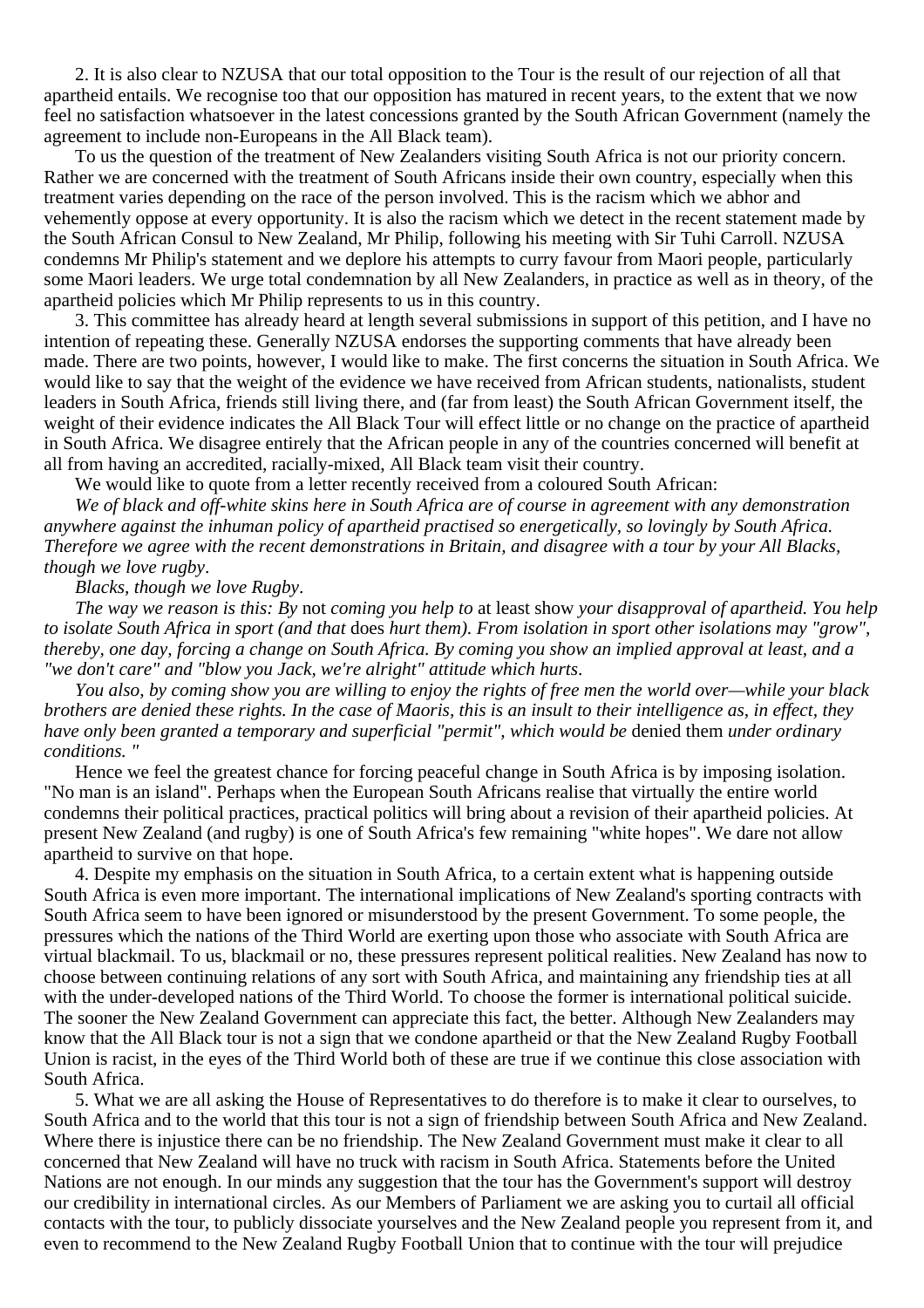2. It is also clear to NZUSA that our total opposition to the Tour is the result of our rejection of all that apartheid entails. We recognise too that our opposition has matured in recent years, to the extent that we now feel no satisfaction whatsoever in the latest concessions granted by the South African Government (namely the agreement to include non-Europeans in the All Black team).

To us the question of the treatment of New Zealanders visiting South Africa is not our priority concern. Rather we are concerned with the treatment of South Africans inside their own country, especially when this treatment varies depending on the race of the person involved. This is the racism which we abhor and vehemently oppose at every opportunity. It is also the racism which we detect in the recent statement made by the South African Consul to New Zealand, Mr Philip, following his meeting with Sir Tuhi Carroll. NZUSA condemns Mr Philip's statement and we deplore his attempts to curry favour from Maori people, particularly some Maori leaders. We urge total condemnation by all New Zealanders, in practice as well as in theory, of the apartheid policies which Mr Philip represents to us in this country.

3. This committee has already heard at length several submissions in support of this petition, and I have no intention of repeating these. Generally NZUSA endorses the supporting comments that have already been made. There are two points, however, I would like to make. The first concerns the situation in South Africa. We would like to say that the weight of the evidence we have received from African students, nationalists, student leaders in South Africa, friends still living there, and (far from least) the South African Government itself, the weight of their evidence indicates the All Black Tour will effect little or no change on the practice of apartheid in South Africa. We disagree entirely that the African people in any of the countries concerned will benefit at all from having an accredited, racially-mixed, All Black team visit their country.

We would like to quote from a letter recently received from a coloured South African:

*We of black and off-white skins here in South Africa are of course in agreement with any demonstration anywhere against the inhuman policy of apartheid practised so energetically, so lovingly by South Africa. Therefore we agree with the recent demonstrations in Britain, and disagree with a tour by your All Blacks, though we love rugby*.

*Blacks, though we love Rugby*.

*The way we reason is this: By* not *coming you help to* at least show *your disapproval of apartheid. You help to isolate South Africa in sport (and that* does *hurt them). From isolation in sport other isolations may "grow", thereby, one day, forcing a change on South Africa. By coming you show an implied approval at least, and a "we don't care" and "blow you Jack, we're alright" attitude which hurts*.

*You also, by coming show you are willing to enjoy the rights of free men the world over—while your black brothers are denied these rights. In the case of Maoris, this is an insult to their intelligence as, in effect, they have only been granted a temporary and superficial "permit", which would be* denied them *under ordinary conditions. "*

Hence we feel the greatest chance for forcing peaceful change in South Africa is by imposing isolation. "No man is an island". Perhaps when the European South Africans realise that virtually the entire world condemns their political practices, practical politics will bring about a revision of their apartheid policies. At present New Zealand (and rugby) is one of South Africa's few remaining "white hopes". We dare not allow apartheid to survive on that hope.

4. Despite my emphasis on the situation in South Africa, to a certain extent what is happening outside South Africa is even more important. The international implications of New Zealand's sporting contracts with South Africa seem to have been ignored or misunderstood by the present Government. To some people, the pressures which the nations of the Third World are exerting upon those who associate with South Africa are virtual blackmail. To us, blackmail or no, these pressures represent political realities. New Zealand has now to choose between continuing relations of any sort with South Africa, and maintaining any friendship ties at all with the under-developed nations of the Third World. To choose the former is international political suicide. The sooner the New Zealand Government can appreciate this fact, the better. Although New Zealanders may know that the All Black tour is not a sign that we condone apartheid or that the New Zealand Rugby Football Union is racist, in the eyes of the Third World both of these are true if we continue this close association with South Africa.

5. What we are all asking the House of Representatives to do therefore is to make it clear to ourselves, to South Africa and to the world that this tour is not a sign of friendship between South Africa and New Zealand. Where there is injustice there can be no friendship. The New Zealand Government must make it clear to all concerned that New Zealand will have no truck with racism in South Africa. Statements before the United Nations are not enough. In our minds any suggestion that the tour has the Government's support will destroy our credibility in international circles. As our Members of Parliament we are asking you to curtail all official contacts with the tour, to publicly dissociate yourselves and the New Zealand people you represent from it, and even to recommend to the New Zealand Rugby Football Union that to continue with the tour will prejudice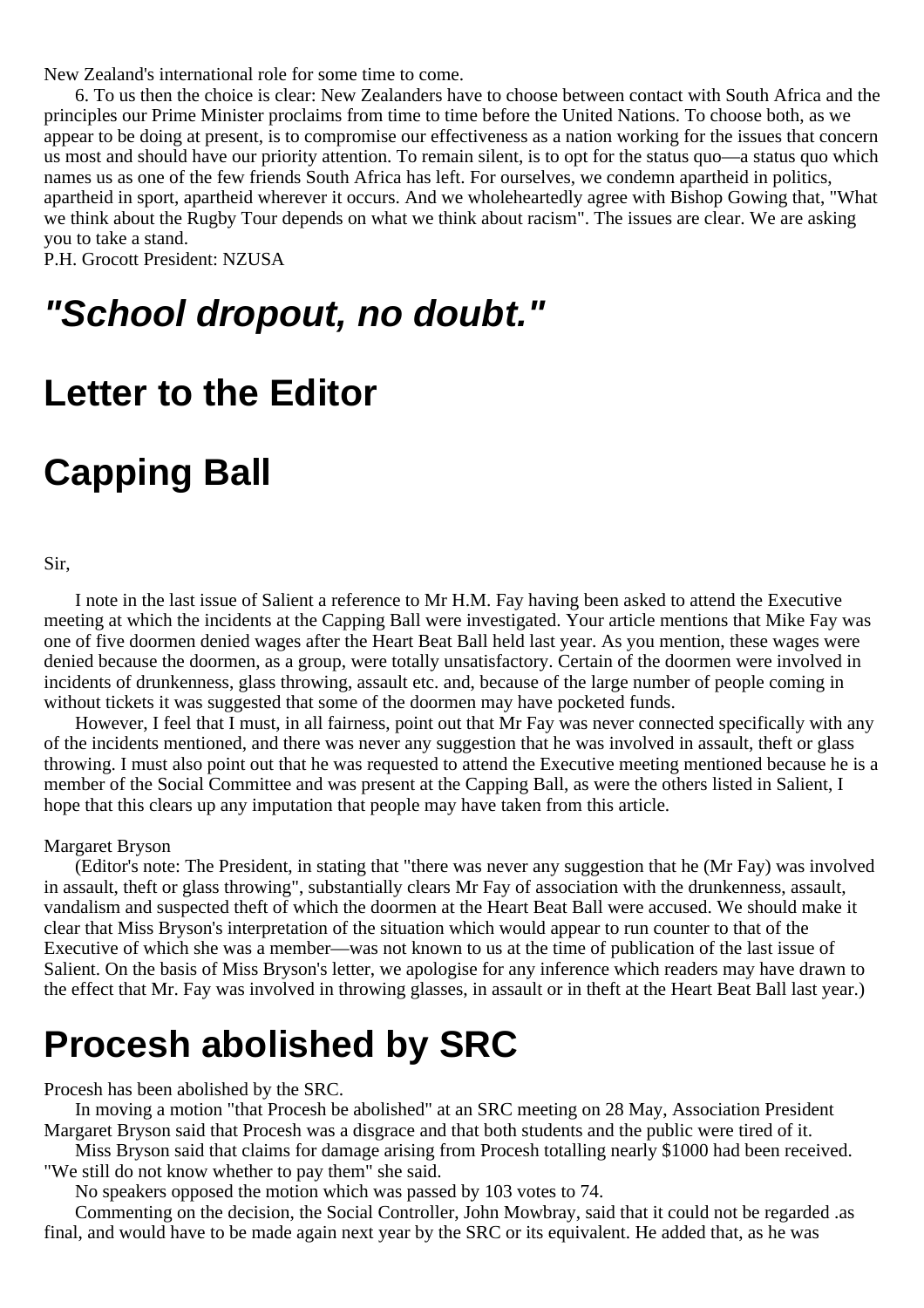New Zealand's international role for some time to come.

6. To us then the choice is clear: New Zealanders have to choose between contact with South Africa and the principles our Prime Minister proclaims from time to time before the United Nations. To choose both, as we appear to be doing at present, is to compromise our effectiveness as a nation working for the issues that concern us most and should have our priority attention. To remain silent, is to opt for the status quo—a status quo which names us as one of the few friends South Africa has left. For ourselves, we condemn apartheid in politics, apartheid in sport, apartheid wherever it occurs. And we wholeheartedly agree with Bishop Gowing that, "What we think about the Rugby Tour depends on what we think about racism". The issues are clear. We are asking you to take a stand.

P.H. Grocott President: NZUSA

# *"School dropout, no doubt."*

# Letter to the Editor

# Capping Ball

Sir,

I note in the last issue of Salient a reference to Mr H.M. Fay having been asked to attend the Executive meeting at which the incidents at the Capping Ball were investigated. Your article mentions that Mike Fay was one of five doormen denied wages after the Heart Beat Ball held last year. As you mention, these wages were denied because the doormen, as a group, were totally unsatisfactory. Certain of the doormen were involved in incidents of drunkenness, glass throwing, assault etc. and, because of the large number of people coming in without tickets it was suggested that some of the doormen may have pocketed funds.

However, I feel that I must, in all fairness, point out that Mr Fay was never connected specifically with any of the incidents mentioned, and there was never any suggestion that he was involved in assault, theft or glass throwing. I must also point out that he was requested to attend the Executive meeting mentioned because he is a member of the Social Committee and was present at the Capping Ball, as were the others listed in Salient, I hope that this clears up any imputation that people may have taken from this article.

Margaret Bryson

(Editor's note: The President, in stating that "there was never any suggestion that he (Mr Fay) was involved in assault, theft or glass throwing", substantially clears Mr Fay of association with the drunkenness, assault, vandalism and suspected theft of which the doormen at the Heart Beat Ball were accused. We should make it clear that Miss Bryson's interpretation of the situation which would appear to run counter to that of the Executive of which she was a member—was not known to us at the time of publication of the last issue of Salient. On the basis of Miss Bryson's letter, we apologise for any inference which readers may have drawn to the effect that Mr. Fay was involved in throwing glasses, in assault or in theft at the Heart Beat Ball last year.)

# Procesh abolished by SRC

Procesh has been abolished by the SRC.

In moving a motion "that Procesh be abolished" at an SRC meeting on 28 May, Association President Margaret Bryson said that Procesh was a disgrace and that both students and the public were tired of it.

Miss Bryson said that claims for damage arising from Procesh totalling nearly $1000 had been received. "We still do not know whether to pay them" she said.

No speakers opposed the motion which was passed by 103 votes to 74.

Commenting on the decision, the Social Controller, John Mowbray, said that it could not be regarded .as final, and would have to be made again next year by the SRC or its equivalent. He added that, as he was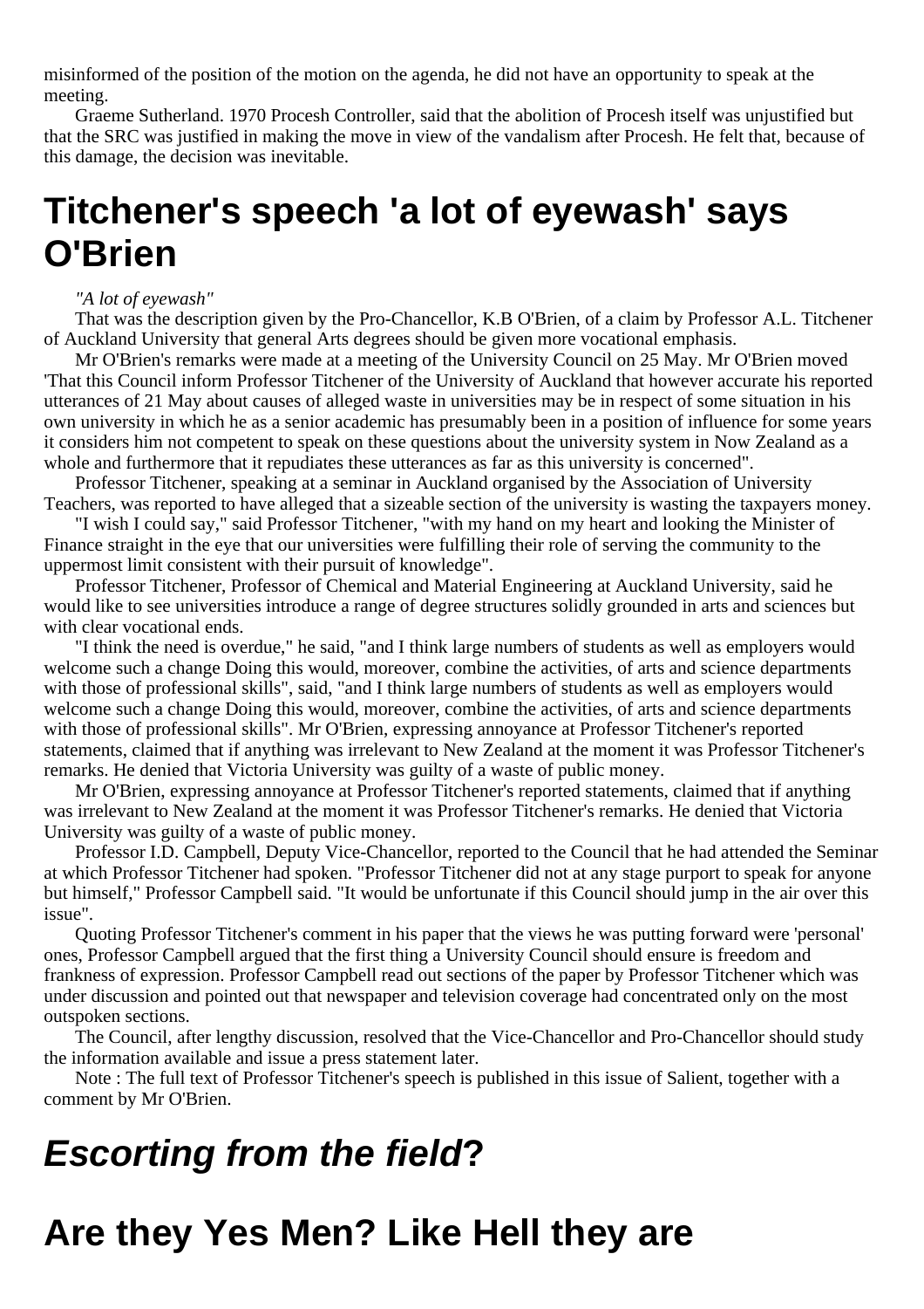misinformed of the position of the motion on the agenda, he did not have an opportunity to speak at the meeting.

Graeme Sutherland. 1970 Procesh Controller, said that the abolition of Procesh itself was unjustified but that the SRC was justified in making the move in view of the vandalism after Procesh. He felt that, because of this damage, the decision was inevitable.

# Titchener's speech 'a lot of eyewash' says O'Brien

*"A lot of eyewash"*

That was the description given by the Pro-Chancellor, K.B O'Brien, of a claim by Professor A.L. Titchener of Auckland University that general Arts degrees should be given more vocational emphasis.

Mr O'Brien's remarks were made at a meeting of the University Council on 25 May. Mr O'Brien moved 'That this Council inform Professor Titchener of the University of Auckland that however accurate his reported utterances of 21 May about causes of alleged waste in universities may be in respect of some situation in his own university in which he as a senior academic has presumably been in a position of influence for some years it considers him not competent to speak on these questions about the university system in Now Zealand as a whole and furthermore that it repudiates these utterances as far as this university is concerned".

Professor Titchener, speaking at a seminar in Auckland organised by the Association of University Teachers, was reported to have alleged that a sizeable section of the university is wasting the taxpayers money.

"I wish I could say," said Professor Titchener, "with my hand on my heart and looking the Minister of Finance straight in the eye that our universities were fulfilling their role of serving the community to the uppermost limit consistent with their pursuit of knowledge".

Professor Titchener, Professor of Chemical and Material Engineering at Auckland University, said he would like to see universities introduce a range of degree structures solidly grounded in arts and sciences but with clear vocational ends.

"I think the need is overdue," he said, "and I think large numbers of students as well as employers would welcome such a change Doing this would, moreover, combine the activities, of arts and science departments with those of professional skills", said, "and I think large numbers of students as well as employers would welcome such a change Doing this would, moreover, combine the activities, of arts and science departments with those of professional skills". Mr O'Brien, expressing annoyance at Professor Titchener's reported statements, claimed that if anything was irrelevant to New Zealand at the moment it was Professor Titchener's remarks. He denied that Victoria University was guilty of a waste of public money.

Mr O'Brien, expressing annoyance at Professor Titchener's reported statements, claimed that if anything was irrelevant to New Zealand at the moment it was Professor Titchener's remarks. He denied that Victoria University was guilty of a waste of public money.

Professor I.D. Campbell, Deputy Vice-Chancellor, reported to the Council that he had attended the Seminar at which Professor Titchener had spoken. "Professor Titchener did not at any stage purport to speak for anyone but himself," Professor Campbell said. "It would be unfortunate if this Council should jump in the air over this issue".

Quoting Professor Titchener's comment in his paper that the views he was putting forward were 'personal' ones, Professor Campbell argued that the first thing a University Council should ensure is freedom and frankness of expression. Professor Campbell read out sections of the paper by Professor Titchener which was under discussion and pointed out that newspaper and television coverage had concentrated only on the most outspoken sections.

The Council, after lengthy discussion, resolved that the Vice-Chancellor and Pro-Chancellor should study the information available and issue a press statement later.

Note : The full text of Professor Titchener's speech is published in this issue of Salient, together with a comment by Mr O'Brien.

# *Escorting from the field*?

# Are they Yes Men? Like Hell they are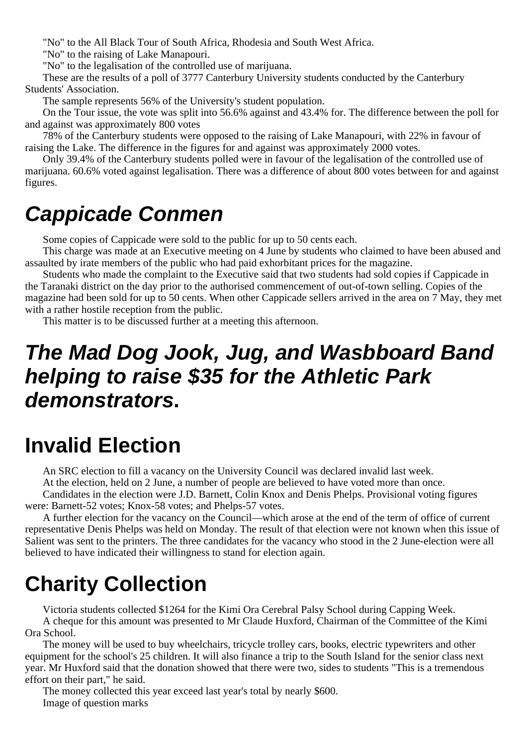"No" to the All Black Tour of South Africa, Rhodesia and South West Africa.

"No" to the raising of Lake Manapouri.

"No" to the legalisation of the controlled use of marijuana.

These are the results of a poll of 3777 Canterbury University students conducted by the Canterbury Students' Association.

The sample represents 56% of the University's student population.

On the Tour issue, the vote was split into 56.6% against and 43.4% for. The difference between the poll for and against was approximately 800 votes

78% of the Canterbury students were opposed to the raising of Lake Manapouri, with 22% in favour of raising the Lake. The difference in the figures for and against was approximately 2000 votes.

Only 39.4% of the Canterbury students polled were in favour of the legalisation of the controlled use of marijuana. 60.6% voted against legalisation. There was a difference of about 800 votes between for and against figures.

## *Cappicade Conmen*

Some copies of Cappicade were sold to the public for up to 50 cents each.

This charge was made at an Executive meeting on 4 June by students who claimed to have been abused and assaulted by irate members of the public who had paid exhorbitant prices for the magazine.

Students who made the complaint to the Executive said that two students had sold copies if Cappicade in the Taranaki district on the day prior to the authorised commencement of out-of-town selling. Copies of the magazine had been sold for up to 50 cents. When other Cappicade sellers arrived in the area on 7 May, they met with a rather hostile reception from the public.

This matter is to be discussed further at a meeting this afternoon.

## *The Mad Dog Jook, Jug, and Wasbboard Band helping to raise $35 for the Athletic Park demonstrators*.

## Invalid Election

An SRC election to fill a vacancy on the University Council was declared invalid last week.

At the election, held on 2 June, a number of people are believed to have voted more than once.

Candidates in the election were J.D. Barnett, Colin Knox and Denis Phelps. Provisional voting figures were: Barnett-52 votes; Knox-58 votes; and Phelps-57 votes.

A further election for the vacancy on the Council—which arose at the end of the term of office of current representative Denis Phelps was held on Monday. The result of that election were not known when this issue of Salient was sent to the printers. The three candidates for the vacancy who stood in the 2 June-election were all believed to have indicated their willingness to stand for election again.

## Charity Collection

Victoria students collected $1264 for the Kimi Ora Cerebral Palsy School during Capping Week.

A cheque for this amount was presented to Mr Claude Huxford, Chairman of the Committee of the Kimi Ora School.

The money will be used to buy wheelchairs, tricycle trolley cars, books, electric typewriters and other equipment for the school's 25 children. It will also finance a trip to the South Island for the senior class next year. Mr Huxford said that the donation showed that there were two, sides to students "This is a tremendous effort on their part," he said.

The money collected this year exceed last year's total by nearly $600.

Image of question marks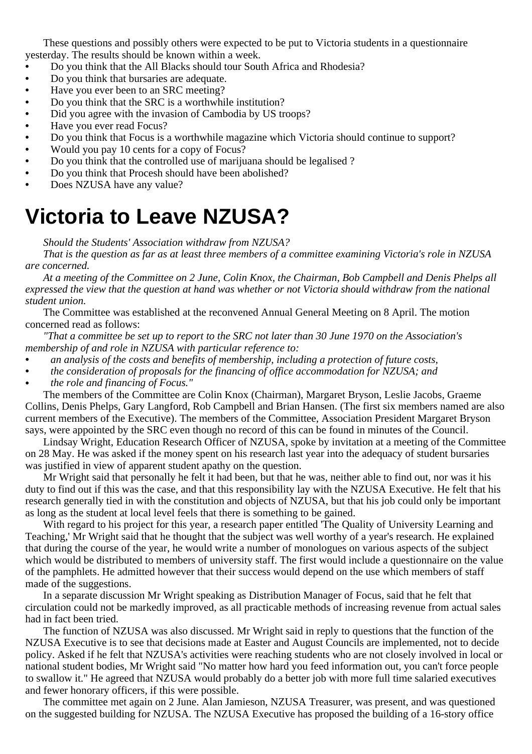These questions and possibly others were expected to be put to Victoria students in a questionnaire yesterday. The results should be known within a week.

- Do you think that the All Blacks should tour South Africa and Rhodesia?
- Do you think that bursaries are adequate.
- Have you ever been to an SRC meeting?
- Do you think that the SRC is a worthwhile institution?
- Did you agree with the invasion of Cambodia by US troops?
- Have you ever read Focus?
- Do you think that Focus is a worthwhile magazine which Victoria should continue to support?
- Would you pay 10 cents for a copy of Focus?
- Do you think that the controlled use of marijuana should be legalised ?
- Do you think that Procesh should have been abolished?
- Does NZUSA have any value?

# Victoria to Leave NZUSA?

*Should the Students' Association withdraw from NZUSA?*

*That is the question as far as at least three members of a committee examining Victoria's role in NZUSA are concerned.*

*At a meeting of the Committee on 2 June, Colin Knox, the Chairman, Bob Campbell and Denis Phelps all expressed the view that the question at hand was whether or not Victoria should withdraw from the national student union.*

The Committee was established at the reconvened Annual General Meeting on 8 April. The motion concerned read as follows:

*"That a committee be set up to report to the SRC not later than 30 June 1970 on the Association's membership of and role in NZUSA with particular reference to:*

- *an analysis of the costs and benefits of membership, including a protection of future costs,*
- *the consideration of proposals for the financing of office accommodation for NZUSA; and*
- *the role and financing of Focus."*

The members of the Committee are Colin Knox (Chairman), Margaret Bryson, Leslie Jacobs, Graeme Collins, Denis Phelps, Gary Langford, Rob Campbell and Brian Hansen. (The first six members named are also current members of the Executive). The members of the Committee, Association President Margaret Bryson says, were appointed by the SRC even though no record of this can be found in minutes of the Council.

Lindsay Wright, Education Research Officer of NZUSA, spoke by invitation at a meeting of the Committee on 28 May. He was asked if the money spent on his research last year into the adequacy of student bursaries was justified in view of apparent student apathy on the question.

Mr Wright said that personally he felt it had been, but that he was, neither able to find out, nor was it his duty to find out if this was the case, and that this responsibility lay with the NZUSA Executive. He felt that his research generally tied in with the constitution and objects of NZUSA, but that his job could only be important as long as the student at local level feels that there is something to be gained.

With regard to his project for this year, a research paper entitled 'The Quality of University Learning and Teaching,' Mr Wright said that he thought that the subject was well worthy of a year's research. He explained that during the course of the year, he would write a number of monologues on various aspects of the subject which would be distributed to members of university staff. The first would include a questionnaire on the value of the pamphlets. He admitted however that their success would depend on the use which members of staff made of the suggestions.

In a separate discussion Mr Wright speaking as Distribution Manager of Focus, said that he felt that circulation could not be markedly improved, as all practicable methods of increasing revenue from actual sales had in fact been tried.

The function of NZUSA was also discussed. Mr Wright said in reply to questions that the function of the NZUSA Executive is to see that decisions made at Easter and August Councils are implemented, not to decide policy. Asked if he felt that NZUSA's activities were reaching students who are not closely involved in local or national student bodies, Mr Wright said "No matter how hard you feed information out, you can't force people to swallow it." He agreed that NZUSA would probably do a better job with more full time salaried executives and fewer honorary officers, if this were possible.

The committee met again on 2 June. Alan Jamieson, NZUSA Treasurer, was present, and was questioned on the suggested building for NZUSA. The NZUSA Executive has proposed the building of a 16-story office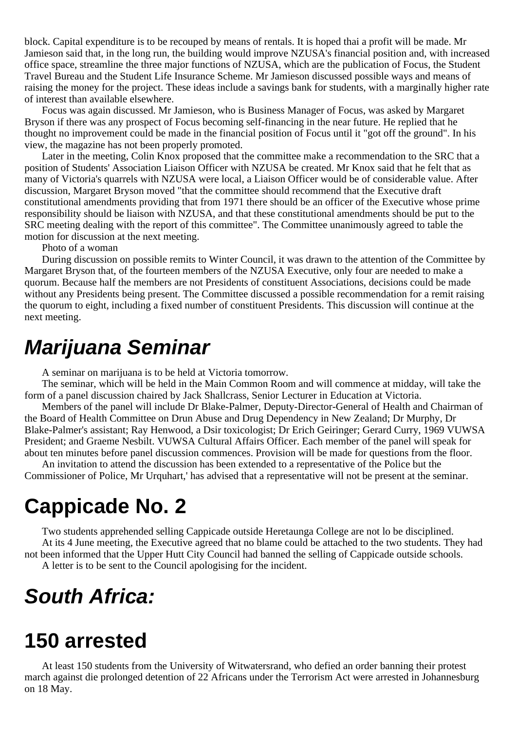block. Capital expenditure is to be recouped by means of rentals. It is hoped thai a profit will be made. Mr Jamieson said that, in the long run, the building would improve NZUSA's financial position and, with increased office space, streamline the three major functions of NZUSA, which are the publication of Focus, the Student Travel Bureau and the Student Life Insurance Scheme. Mr Jamieson discussed possible ways and means of raising the money for the project. These ideas include a savings bank for students, with a marginally higher rate of interest than available elsewhere.

Focus was again discussed. Mr Jamieson, who is Business Manager of Focus, was asked by Margaret Bryson if there was any prospect of Focus becoming self-financing in the near future. He replied that he thought no improvement could be made in the financial position of Focus until it "got off the ground". In his view, the magazine has not been properly promoted.

Later in the meeting, Colin Knox proposed that the committee make a recommendation to the SRC that a position of Students' Association Liaison Officer with NZUSA be created. Mr Knox said that he felt that as many of Victoria's quarrels with NZUSA were local, a Liaison Officer would be of considerable value. After discussion, Margaret Bryson moved "that the committee should recommend that the Executive draft constitutional amendments providing that from 1971 there should be an officer of the Executive whose prime responsibility should be liaison with NZUSA, and that these constitutional amendments should be put to the SRC meeting dealing with the report of this committee". The Committee unanimously agreed to table the motion for discussion at the next meeting.

Photo of a woman

During discussion on possible remits to Winter Council, it was drawn to the attention of the Committee by Margaret Bryson that, of the fourteen members of the NZUSA Executive, only four are needed to make a quorum. Because half the members are not Presidents of constituent Associations, decisions could be made without any Presidents being present. The Committee discussed a possible recommendation for a remit raising the quorum to eight, including a fixed number of constituent Presidents. This discussion will continue at the next meeting.

## *Marijuana Seminar*

A seminar on marijuana is to be held at Victoria tomorrow.

The seminar, which will be held in the Main Common Room and will commence at midday, will take the form of a panel discussion chaired by Jack Shallcrass, Senior Lecturer in Education at Victoria.

Members of the panel will include Dr Blake-Palmer, Deputy-Director-General of Health and Chairman of the Board of Health Committee on Drun Abuse and Drug Dependency in New Zealand; Dr Murphy, Dr Blake-Palmer's assistant; Ray Henwood, a Dsir toxicologist; Dr Erich Geiringer; Gerard Curry, 1969 VUWSA President; and Graeme Nesbilt. VUWSA Cultural Affairs Officer. Each member of the panel will speak for about ten minutes before panel discussion commences. Provision will be made for questions from the floor.

An invitation to attend the discussion has been extended to a representative of the Police but the Commissioner of Police, Mr Urquhart,' has advised that a representative will not be present at the seminar.

## Cappicade No. 2

Two students apprehended selling Cappicade outside Heretaunga College are not lo be disciplined.

At its 4 June meeting, the Executive agreed that no blame could be attached to the two students. They had not been informed that the Upper Hutt City Council had banned the selling of Cappicade outside schools.

A letter is to be sent to the Council apologising for the incident.

## *South Africa:*

## 150 arrested

At least 150 students from the University of Witwatersrand, who defied an order banning their protest march against die prolonged detention of 22 Africans under the Terrorism Act were arrested in Johannesburg on 18 May.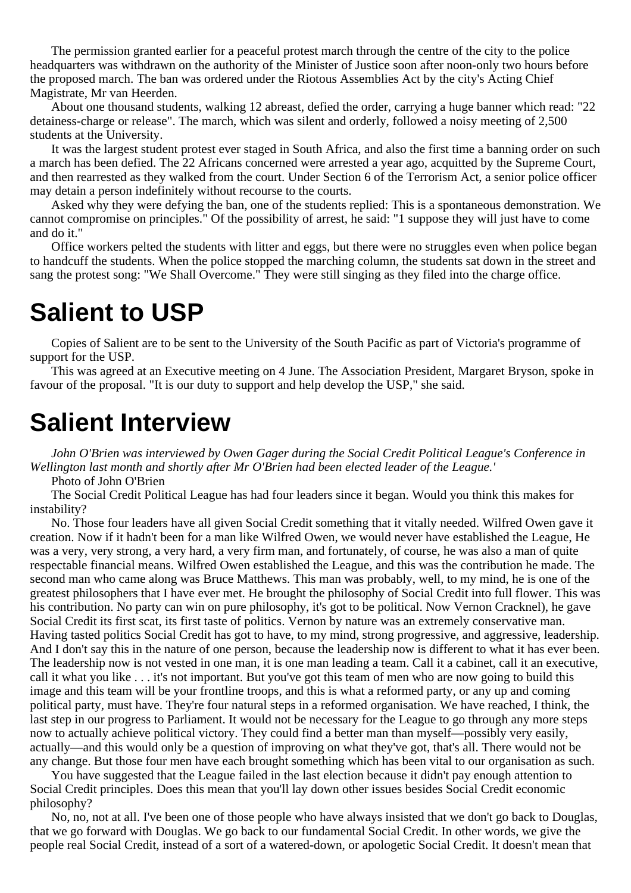The permission granted earlier for a peaceful protest march through the centre of the city to the police headquarters was withdrawn on the authority of the Minister of Justice soon after noon-only two hours before the proposed march. The ban was ordered under the Riotous Assemblies Act by the city's Acting Chief Magistrate, Mr van Heerden.

About one thousand students, walking 12 abreast, defied the order, carrying a huge banner which read: "22 detainess-charge or release". The march, which was silent and orderly, followed a noisy meeting of 2,500 students at the University.

It was the largest student protest ever staged in South Africa, and also the first time a banning order on such a march has been defied. The 22 Africans concerned were arrested a year ago, acquitted by the Supreme Court, and then rearrested as they walked from the court. Under Section 6 of the Terrorism Act, a senior police officer may detain a person indefinitely without recourse to the courts.

Asked why they were defying the ban, one of the students replied: This is a spontaneous demonstration. We cannot compromise on principles." Of the possibility of arrest, he said: "1 suppose they will just have to come and do it."

Office workers pelted the students with litter and eggs, but there were no struggles even when police began to handcuff the students. When the police stopped the marching column, the students sat down in the street and sang the protest song: "We Shall Overcome." They were still singing as they filed into the charge office.

# Salient to USP

Copies of Salient are to be sent to the University of the South Pacific as part of Victoria's programme of support for the USP.

This was agreed at an Executive meeting on 4 June. The Association President, Margaret Bryson, spoke in favour of the proposal. "It is our duty to support and help develop the USP," she said.

# Salient Interview

*John O'Brien was interviewed by Owen Gager during the Social Credit Political League's Conference in Wellington last month and shortly after Mr O'Brien had been elected leader of the League.'*

Photo of John O'Brien

The Social Credit Political League has had four leaders since it began. Would you think this makes for instability?

No. Those four leaders have all given Social Credit something that it vitally needed. Wilfred Owen gave it creation. Now if it hadn't been for a man like Wilfred Owen, we would never have established the League, He was a very, very strong, a very hard, a very firm man, and fortunately, of course, he was also a man of quite respectable financial means. Wilfred Owen established the League, and this was the contribution he made. The second man who came along was Bruce Matthews. This man was probably, well, to my mind, he is one of the greatest philosophers that I have ever met. He brought the philosophy of Social Credit into full flower. This was his contribution. No party can win on pure philosophy, it's got to be political. Now Vernon Cracknel), he gave Social Credit its first scat, its first taste of politics. Vernon by nature was an extremely conservative man. Having tasted politics Social Credit has got to have, to my mind, strong progressive, and aggressive, leadership. And I don't say this in the nature of one person, because the leadership now is different to what it has ever been. The leadership now is not vested in one man, it is one man leading a team. Call it a cabinet, call it an executive, call it what you like . . . it's not important. But you've got this team of men who are now going to build this image and this team will be your frontline troops, and this is what a reformed party, or any up and coming political party, must have. They're four natural steps in a reformed organisation. We have reached, I think, the last step in our progress to Parliament. It would not be necessary for the League to go through any more steps now to actually achieve political victory. They could find a better man than myself—possibly very easily, actually—and this would only be a question of improving on what they've got, that's all. There would not be any change. But those four men have each brought something which has been vital to our organisation as such.

You have suggested that the League failed in the last election because it didn't pay enough attention to Social Credit principles. Does this mean that you'll lay down other issues besides Social Credit economic philosophy?

No, no, not at all. I've been one of those people who have always insisted that we don't go back to Douglas, that we go forward with Douglas. We go back to our fundamental Social Credit. In other words, we give the people real Social Credit, instead of a sort of a watered-down, or apologetic Social Credit. It doesn't mean that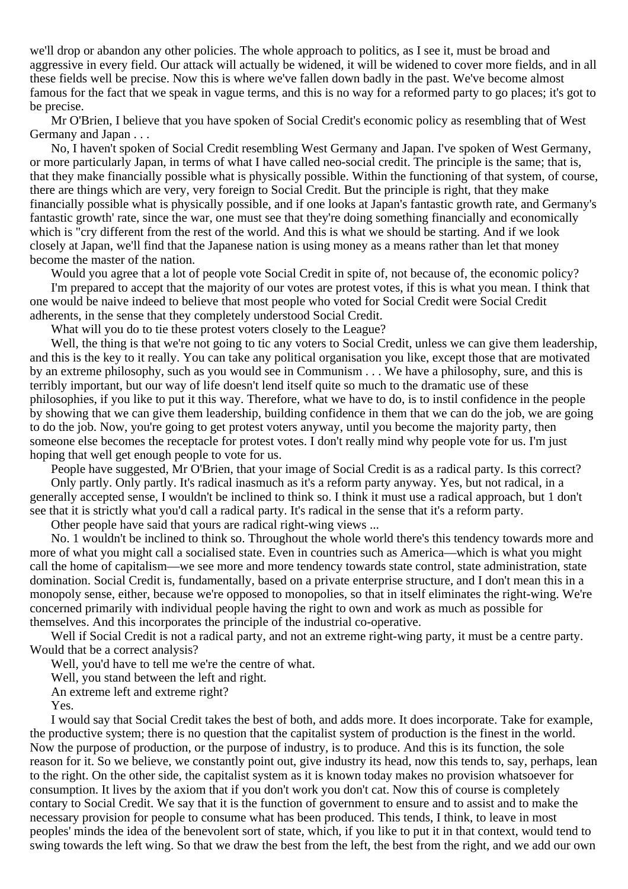we'll drop or abandon any other policies. The whole approach to politics, as I see it, must be broad and aggressive in every field. Our attack will actually be widened, it will be widened to cover more fields, and in all these fields well be precise. Now this is where we've fallen down badly in the past. We've become almost famous for the fact that we speak in vague terms, and this is no way for a reformed party to go places; it's got to be precise.

Mr O'Brien, I believe that you have spoken of Social Credit's economic policy as resembling that of West Germany and Japan . . .

No, I haven't spoken of Social Credit resembling West Germany and Japan. I've spoken of West Germany, or more particularly Japan, in terms of what I have called neo-social credit. The principle is the same; that is, that they make financially possible what is physically possible. Within the functioning of that system, of course, there are things which are very, very foreign to Social Credit. But the principle is right, that they make financially possible what is physically possible, and if one looks at Japan's fantastic growth rate, and Germany's fantastic growth' rate, since the war, one must see that they're doing something financially and economically which is "cry different from the rest of the world. And this is what we should be starting. And if we look closely at Japan, we'll find that the Japanese nation is using money as a means rather than let that money become the master of the nation.

Would you agree that a lot of people vote Social Credit in spite of, not because of, the economic policy?

I'm prepared to accept that the majority of our votes are protest votes, if this is what you mean. I think that one would be naive indeed to believe that most people who voted for Social Credit were Social Credit adherents, in the sense that they completely understood Social Credit.

What will you do to tie these protest voters closely to the League?

Well, the thing is that we're not going to tic any voters to Social Credit, unless we can give them leadership, and this is the key to it really. You can take any political organisation you like, except those that are motivated by an extreme philosophy, such as you would see in Communism . . . We have a philosophy, sure, and this is terribly important, but our way of life doesn't lend itself quite so much to the dramatic use of these philosophies, if you like to put it this way. Therefore, what we have to do, is to instil confidence in the people by showing that we can give them leadership, building confidence in them that we can do the job, we are going to do the job. Now, you're going to get protest voters anyway, until you become the majority party, then someone else becomes the receptacle for protest votes. I don't really mind why people vote for us. I'm just hoping that well get enough people to vote for us.

People have suggested, Mr O'Brien, that your image of Social Credit is as a radical party. Is this correct?

Only partly. Only partly. It's radical inasmuch as it's a reform party anyway. Yes, but not radical, in a generally accepted sense, I wouldn't be inclined to think so. I think it must use a radical approach, but 1 don't see that it is strictly what you'd call a radical party. It's radical in the sense that it's a reform party.

Other people have said that yours are radical right-wing views ...

No. 1 wouldn't be inclined to think so. Throughout the whole world there's this tendency towards more and more of what you might call a socialised state. Even in countries such as America—which is what you might call the home of capitalism—we see more and more tendency towards state control, state administration, state domination. Social Credit is, fundamentally, based on a private enterprise structure, and I don't mean this in a monopoly sense, either, because we're opposed to monopolies, so that in itself eliminates the right-wing. We're concerned primarily with individual people having the right to own and work as much as possible for themselves. And this incorporates the principle of the industrial co-operative.

Well if Social Credit is not a radical party, and not an extreme right-wing party, it must be a centre party. Would that be a correct analysis?

Well, you'd have to tell me we're the centre of what.

Well, you stand between the left and right.

An extreme left and extreme right?

Yes.

I would say that Social Credit takes the best of both, and adds more. It does incorporate. Take for example, the productive system; there is no question that the capitalist system of production is the finest in the world. Now the purpose of production, or the purpose of industry, is to produce. And this is its function, the sole reason for it. So we believe, we constantly point out, give industry its head, now this tends to, say, perhaps, lean to the right. On the other side, the capitalist system as it is known today makes no provision whatsoever for consumption. It lives by the axiom that if you don't work you don't cat. Now this of course is completely contary to Social Credit. We say that it is the function of government to ensure and to assist and to make the necessary provision for people to consume what has been produced. This tends, I think, to leave in most peoples' minds the idea of the benevolent sort of state, which, if you like to put it in that context, would tend to swing towards the left wing. So that we draw the best from the left, the best from the right, and we add our own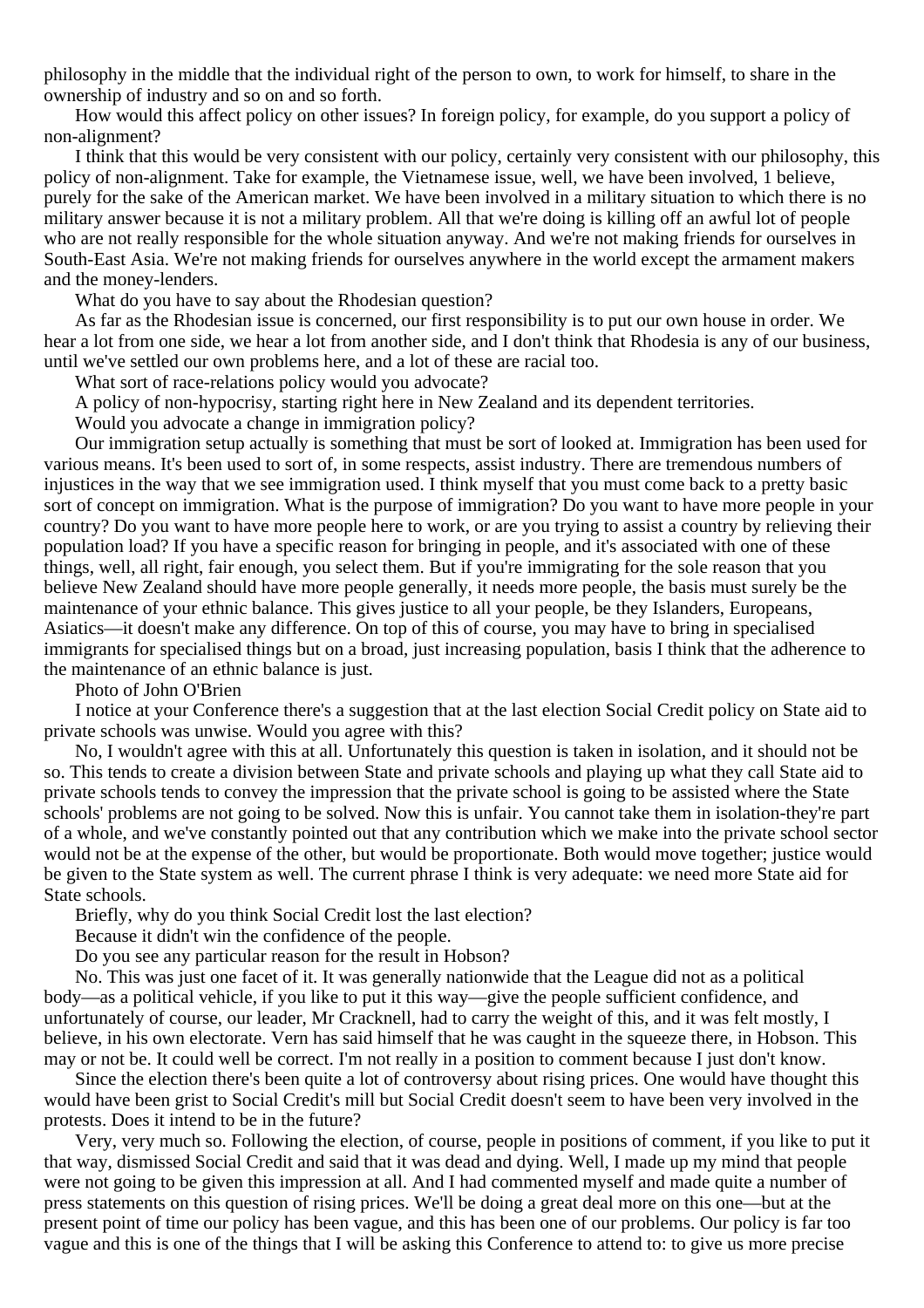philosophy in the middle that the individual right of the person to own, to work for himself, to share in the ownership of industry and so on and so forth.

How would this affect policy on other issues? In foreign policy, for example, do you support a policy of non-alignment?

I think that this would be very consistent with our policy, certainly very consistent with our philosophy, this policy of non-alignment. Take for example, the Vietnamese issue, well, we have been involved, 1 believe, purely for the sake of the American market. We have been involved in a military situation to which there is no military answer because it is not a military problem. All that we're doing is killing off an awful lot of people who are not really responsible for the whole situation anyway. And we're not making friends for ourselves in South-East Asia. We're not making friends for ourselves anywhere in the world except the armament makers and the money-lenders.

What do you have to say about the Rhodesian question?

As far as the Rhodesian issue is concerned, our first responsibility is to put our own house in order. We hear a lot from one side, we hear a lot from another side, and I don't think that Rhodesia is any of our business, until we've settled our own problems here, and a lot of these are racial too.

What sort of race-relations policy would you advocate?

A policy of non-hypocrisy, starting right here in New Zealand and its dependent territories.

Would you advocate a change in immigration policy?

Our immigration setup actually is something that must be sort of looked at. Immigration has been used for various means. It's been used to sort of, in some respects, assist industry. There are tremendous numbers of injustices in the way that we see immigration used. I think myself that you must come back to a pretty basic sort of concept on immigration. What is the purpose of immigration? Do you want to have more people in your country? Do you want to have more people here to work, or are you trying to assist a country by relieving their population load? If you have a specific reason for bringing in people, and it's associated with one of these things, well, all right, fair enough, you select them. But if you're immigrating for the sole reason that you believe New Zealand should have more people generally, it needs more people, the basis must surely be the maintenance of your ethnic balance. This gives justice to all your people, be they Islanders, Europeans, Asiatics—it doesn't make any difference. On top of this of course, you may have to bring in specialised immigrants for specialised things but on a broad, just increasing population, basis I think that the adherence to the maintenance of an ethnic balance is just.

Photo of John O'Brien

I notice at your Conference there's a suggestion that at the last election Social Credit policy on State aid to private schools was unwise. Would you agree with this?

No, I wouldn't agree with this at all. Unfortunately this question is taken in isolation, and it should not be so. This tends to create a division between State and private schools and playing up what they call State aid to private schools tends to convey the impression that the private school is going to be assisted where the State schools' problems are not going to be solved. Now this is unfair. You cannot take them in isolation-they're part of a whole, and we've constantly pointed out that any contribution which we make into the private school sector would not be at the expense of the other, but would be proportionate. Both would move together; justice would be given to the State system as well. The current phrase I think is very adequate: we need more State aid for State schools.

Briefly, why do you think Social Credit lost the last election?

Because it didn't win the confidence of the people.

Do you see any particular reason for the result in Hobson?

No. This was just one facet of it. It was generally nationwide that the League did not as a political body—as a political vehicle, if you like to put it this way—give the people sufficient confidence, and unfortunately of course, our leader, Mr Cracknell, had to carry the weight of this, and it was felt mostly, I believe, in his own electorate. Vern has said himself that he was caught in the squeeze there, in Hobson. This may or may not be. It could well be correct. I'm not really in a position to comment because I just don't know.

Since the election there's been quite a lot of controversy about rising prices. One would have thought this would have been grist to Social Credit's mill but Social Credit doesn't seem to have been very involved in the protests. Does it intend to be in the future?

Very, very much so. Following the election, of course, people in positions of comment, if you like to put it that way, dismissed Social Credit and said that it was dead and dying. Well, I made up my mind that people were not going to be given this impression at all. And I had commented myself and made quite a number of press statements on this question of rising prices. We'll be doing a great deal more on this one—but at the present point of time our policy has been vague, and this has been one of our problems. Our policy is far too vague and this is one of the things that I will be asking this Conference to attend to: to give us more precise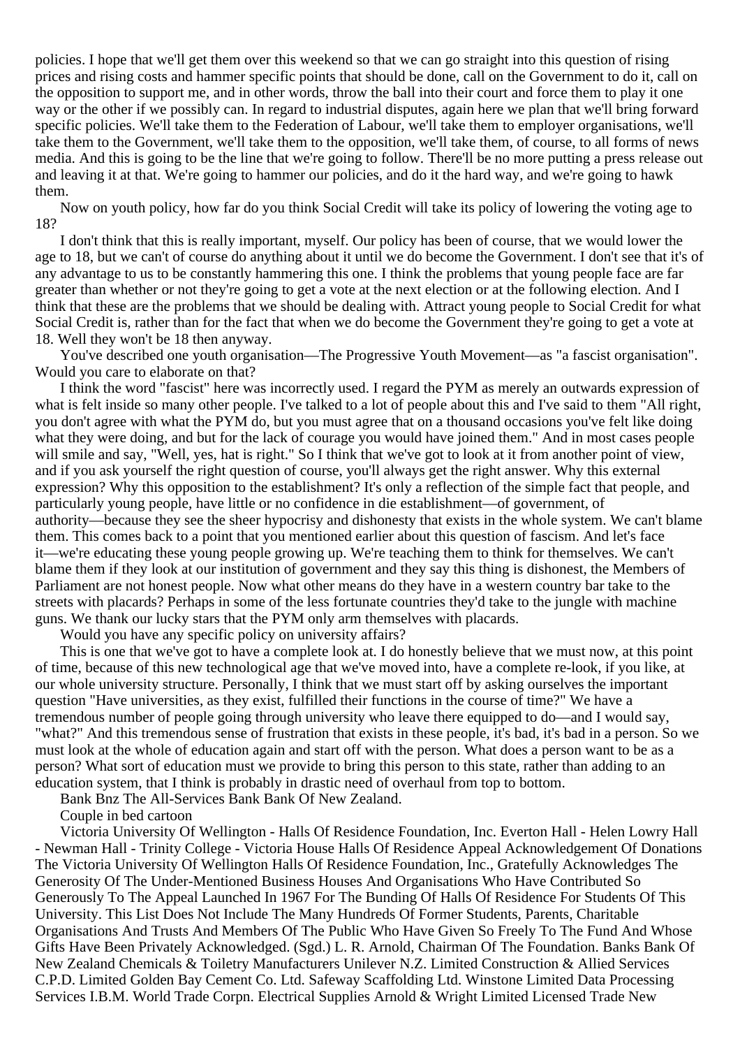policies. I hope that we'll get them over this weekend so that we can go straight into this question of rising prices and rising costs and hammer specific points that should be done, call on the Government to do it, call on the opposition to support me, and in other words, throw the ball into their court and force them to play it one way or the other if we possibly can. In regard to industrial disputes, again here we plan that we'll bring forward specific policies. We'll take them to the Federation of Labour, we'll take them to employer organisations, we'll take them to the Government, we'll take them to the opposition, we'll take them, of course, to all forms of news media. And this is going to be the line that we're going to follow. There'll be no more putting a press release out and leaving it at that. We're going to hammer our policies, and do it the hard way, and we're going to hawk them.

Now on youth policy, how far do you think Social Credit will take its policy of lowering the voting age to 18?

I don't think that this is really important, myself. Our policy has been of course, that we would lower the age to 18, but we can't of course do anything about it until we do become the Government. I don't see that it's of any advantage to us to be constantly hammering this one. I think the problems that young people face are far greater than whether or not they're going to get a vote at the next election or at the following election. And I think that these are the problems that we should be dealing with. Attract young people to Social Credit for what Social Credit is, rather than for the fact that when we do become the Government they're going to get a vote at 18. Well they won't be 18 then anyway.

You've described one youth organisation—The Progressive Youth Movement—as "a fascist organisation". Would you care to elaborate on that?

I think the word "fascist" here was incorrectly used. I regard the PYM as merely an outwards expression of what is felt inside so many other people. I've talked to a lot of people about this and I've said to them "All right, you don't agree with what the PYM do, but you must agree that on a thousand occasions you've felt like doing what they were doing, and but for the lack of courage you would have joined them." And in most cases people will smile and say, "Well, yes, hat is right." So I think that we've got to look at it from another point of view, and if you ask yourself the right question of course, you'll always get the right answer. Why this external expression? Why this opposition to the establishment? It's only a reflection of the simple fact that people, and particularly young people, have little or no confidence in die establishment—of government, of authority—because they see the sheer hypocrisy and dishonesty that exists in the whole system. We can't blame them. This comes back to a point that you mentioned earlier about this question of fascism. And let's face it—we're educating these young people growing up. We're teaching them to think for themselves. We can't blame them if they look at our institution of government and they say this thing is dishonest, the Members of Parliament are not honest people. Now what other means do they have in a western country bar take to the streets with placards? Perhaps in some of the less fortunate countries they'd take to the jungle with machine guns. We thank our lucky stars that the PYM only arm themselves with placards.

Would you have any specific policy on university affairs?

This is one that we've got to have a complete look at. I do honestly believe that we must now, at this point of time, because of this new technological age that we've moved into, have a complete re-look, if you like, at our whole university structure. Personally, I think that we must start off by asking ourselves the important question "Have universities, as they exist, fulfilled their functions in the course of time?" We have a tremendous number of people going through university who leave there equipped to do—and I would say, "what?" And this tremendous sense of frustration that exists in these people, it's bad, it's bad in a person. So we must look at the whole of education again and start off with the person. What does a person want to be as a person? What sort of education must we provide to bring this person to this state, rather than adding to an education system, that I think is probably in drastic need of overhaul from top to bottom.

Bank Bnz The All-Services Bank Bank Of New Zealand.

Couple in bed cartoon

Victoria University Of Wellington - Halls Of Residence Foundation, Inc. Everton Hall - Helen Lowry Hall - Newman Hall - Trinity College - Victoria House Halls Of Residence Appeal Acknowledgement Of Donations The Victoria University Of Wellington Halls Of Residence Foundation, Inc., Gratefully Acknowledges The Generosity Of The Under-Mentioned Business Houses And Organisations Who Have Contributed So Generously To The Appeal Launched In 1967 For The Bunding Of Halls Of Residence For Students Of This University. This List Does Not Include The Many Hundreds Of Former Students, Parents, Charitable Organisations And Trusts And Members Of The Public Who Have Given So Freely To The Fund And Whose Gifts Have Been Privately Acknowledged. (Sgd.) L. R. Arnold, Chairman Of The Foundation. Banks Bank Of New Zealand Chemicals & Toiletry Manufacturers Unilever N.Z. Limited Construction & Allied Services C.P.D. Limited Golden Bay Cement Co. Ltd. Safeway Scaffolding Ltd. Winstone Limited Data Processing Services I.B.M. World Trade Corpn. Electrical Supplies Arnold & Wright Limited Licensed Trade New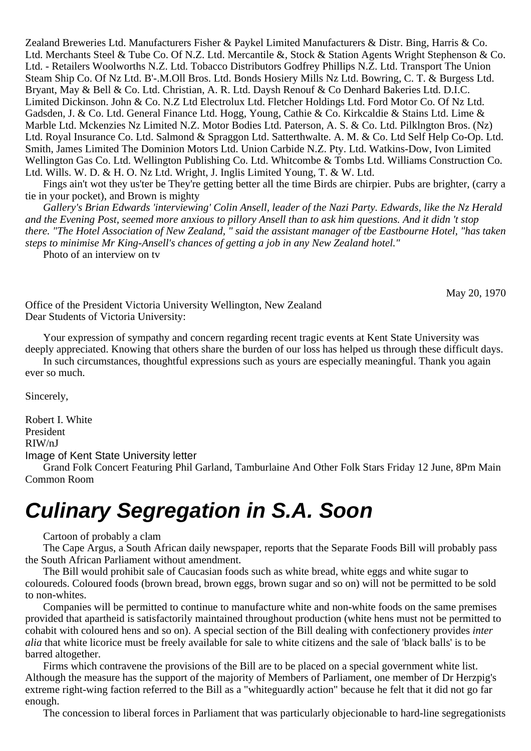Zealand Breweries Ltd. Manufacturers Fisher & Paykel Limited Manufacturers & Distr. Bing, Harris & Co. Ltd. Merchants Steel & Tube Co. Of N.Z. Ltd. Mercantile &, Stock & Station Agents Wright Stephenson & Co. Ltd. - Retailers Woolworths N.Z. Ltd. Tobacco Distributors Godfrey Phillips N.Z. Ltd. Transport The Union Steam Ship Co. Of Nz Ltd. B'-.M.Oll Bros. Ltd. Bonds Hosiery Mills Nz Ltd. Bowring, C. T. & Burgess Ltd. Bryant, May & Bell & Co. Ltd. Christian, A. R. Ltd. Daysh Renouf & Co Denhard Bakeries Ltd. D.I.C. Limited Dickinson. John & Co. N.Z Ltd Electrolux Ltd. Fletcher Holdings Ltd. Ford Motor Co. Of Nz Ltd. Gadsden, J. & Co. Ltd. General Finance Ltd. Hogg, Young, Cathie & Co. Kirkcaldie & Stains Ltd. Lime & Marble Ltd. Mckenzies Nz Limited N.Z. Motor Bodies Ltd. Paterson, A. S. & Co. Ltd. Pilklngton Bros. (Nz) Ltd. Royal Insurance Co. Ltd. Salmond & Spraggon Ltd. Satterthwalte. A. M. & Co. Ltd Self Help Co-Op. Ltd. Smith, James Limited The Dominion Motors Ltd. Union Carbide N.Z. Pty. Ltd. Watkins-Dow, Ivon Limited Wellington Gas Co. Ltd. Wellington Publishing Co. Ltd. Whitcombe & Tombs Ltd. Williams Construction Co. Ltd. Wills. W. D. & H. O. Nz Ltd. Wright, J. Inglis Limited Young, T. & W. Ltd.

Fings ain't wot they us'ter be They're getting better all the time Birds are chirpier. Pubs are brighter, (carry a tie in your pocket), and Brown is mighty

*Gallery's Brian Edwards 'interviewing' Colin Ansell, leader of the Nazi Party. Edwards, like the Nz Herald and the Evening Post, seemed more anxious to pillory Ansell than to ask him questions. And it didn 't stop there. "The Hotel Association of New Zealand, " said the assistant manager of tbe Eastbourne Hotel, "has taken steps to minimise Mr King-Ansell's chances of getting a job in any New Zealand hotel."*

Photo of an interview on tv

May 20, 1970

Office of the President Victoria University Wellington, New Zealand
Dear Students of Victoria University:

Your expression of sympathy and concern regarding recent tragic events at Kent State University was deeply appreciated. Knowing that others share the burden of our loss has helped us through these difficult days.

In such circumstances, thoughtful expressions such as yours are especially meaningful. Thank you again ever so much.

Sincerely,

Robert I. White
President
RIW/nJ

Image of Kent State University letter

Grand Folk Concert Featuring Phil Garland, Tamburlaine And Other Folk Stars Friday 12 June, 8Pm Main Common Room

# Culinary Segregation in S.A. Soon

Cartoon of probably a clam

The Cape Argus, a South African daily newspaper, reports that the Separate Foods Bill will probably pass the South African Parliament without amendment.

The Bill would prohibit sale of Caucasian foods such as white bread, white eggs and white sugar to coloureds. Coloured foods (brown bread, brown eggs, brown sugar and so on) will not be permitted to be sold to non-whites.

Companies will be permitted to continue to manufacture white and non-white foods on the same premises provided that apartheid is satisfactorily maintained throughout production (white hens must not be permitted to cohabit with coloured hens and so on). A special section of the Bill dealing with confectionery provides *inter alia* that white licorice must be freely available for sale to white citizens and the sale of 'black balls' is to be barred altogether.

Firms which contravene the provisions of the Bill are to be placed on a special government white list. Although the measure has the support of the majority of Members of Parliament, one member of Dr Herzpig's extreme right-wing faction referred to the Bill as a "whiteguardly action" because he felt that it did not go far enough.

The concession to liberal forces in Parliament that was particularly objecionable to hard-line segregationists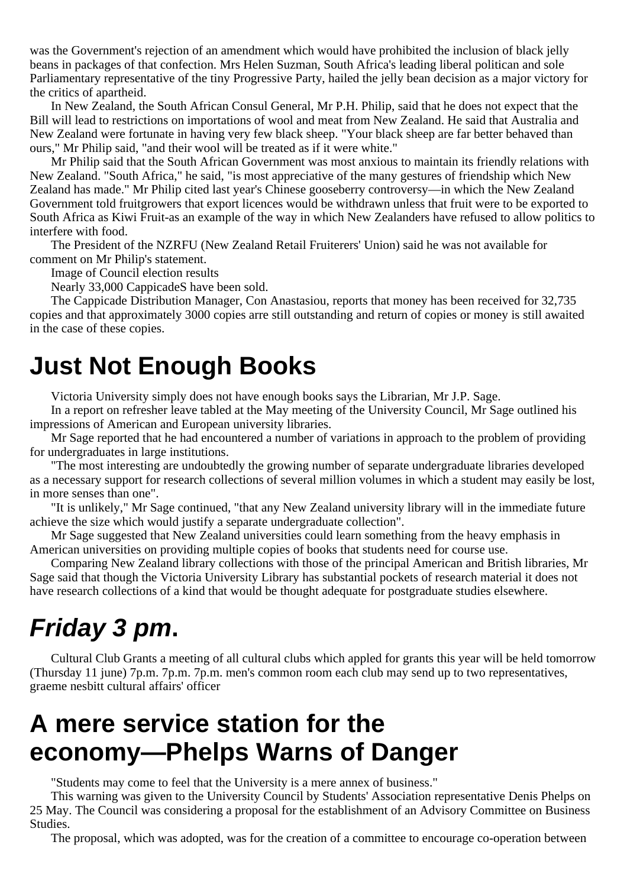was the Government's rejection of an amendment which would have prohibited the inclusion of black jelly beans in packages of that confection. Mrs Helen Suzman, South Africa's leading liberal politican and sole Parliamentary representative of the tiny Progressive Party, hailed the jelly bean decision as a major victory for the critics of apartheid.

In New Zealand, the South African Consul General, Mr P.H. Philip, said that he does not expect that the Bill will lead to restrictions on importations of wool and meat from New Zealand. He said that Australia and New Zealand were fortunate in having very few black sheep. "Your black sheep are far better behaved than ours," Mr Philip said, "and their wool will be treated as if it were white."

Mr Philip said that the South African Government was most anxious to maintain its friendly relations with New Zealand. "South Africa," he said, "is most appreciative of the many gestures of friendship which New Zealand has made." Mr Philip cited last year's Chinese gooseberry controversy—in which the New Zealand Government told fruitgrowers that export licences would be withdrawn unless that fruit were to be exported to South Africa as Kiwi Fruit-as an example of the way in which New Zealanders have refused to allow politics to interfere with food.

The President of the NZRFU (New Zealand Retail Fruiterers' Union) said he was not available for comment on Mr Philip's statement.

Image of Council election results

Nearly 33,000 CappicadeS have been sold.

The Cappicade Distribution Manager, Con Anastasiou, reports that money has been received for 32,735 copies and that approximately 3000 copies arre still outstanding and return of copies or money is still awaited in the case of these copies.

# Just Not Enough Books

Victoria University simply does not have enough books says the Librarian, Mr J.P. Sage.

In a report on refresher leave tabled at the May meeting of the University Council, Mr Sage outlined his impressions of American and European university libraries.

Mr Sage reported that he had encountered a number of variations in approach to the problem of providing for undergraduates in large institutions.

"The most interesting are undoubtedly the growing number of separate undergraduate libraries developed as a necessary support for research collections of several million volumes in which a student may easily be lost, in more senses than one".

"It is unlikely," Mr Sage continued, "that any New Zealand university library will in the immediate future achieve the size which would justify a separate undergraduate collection".

Mr Sage suggested that New Zealand universities could learn something from the heavy emphasis in American universities on providing multiple copies of books that students need for course use.

Comparing New Zealand library collections with those of the principal American and British libraries, Mr Sage said that though the Victoria University Library has substantial pockets of research material it does not have research collections of a kind that would be thought adequate for postgraduate studies elsewhere.

# *Friday 3 pm*.

Cultural Club Grants a meeting of all cultural clubs which appled for grants this year will be held tomorrow (Thursday 11 june) 7p.m. 7p.m. 7p.m. men's common room each club may send up to two representatives, graeme nesbitt cultural affairs' officer

# A mere service station for the economy—Phelps Warns of Danger

"Students may come to feel that the University is a mere annex of business."

This warning was given to the University Council by Students' Association representative Denis Phelps on 25 May. The Council was considering a proposal for the establishment of an Advisory Committee on Business Studies.

The proposal, which was adopted, was for the creation of a committee to encourage co-operation between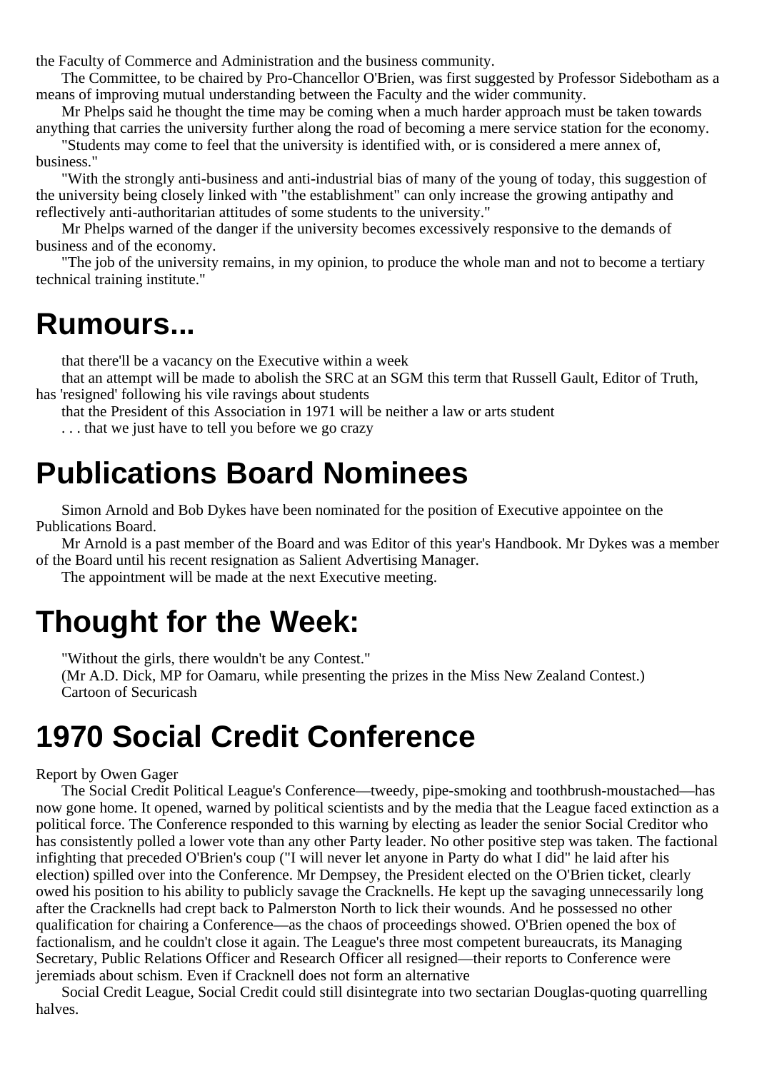the Faculty of Commerce and Administration and the business community.

The Committee, to be chaired by Pro-Chancellor O'Brien, was first suggested by Professor Sidebotham as a means of improving mutual understanding between the Faculty and the wider community.

Mr Phelps said he thought the time may be coming when a much harder approach must be taken towards anything that carries the university further along the road of becoming a mere service station for the economy.

"Students may come to feel that the university is identified with, or is considered a mere annex of, business."

"With the strongly anti-business and anti-industrial bias of many of the young of today, this suggestion of the university being closely linked with "the establishment" can only increase the growing antipathy and reflectively anti-authoritarian attitudes of some students to the university."

Mr Phelps warned of the danger if the university becomes excessively responsive to the demands of business and of the economy.

"The job of the university remains, in my opinion, to produce the whole man and not to become a tertiary technical training institute."

# Rumours...

that there'll be a vacancy on the Executive within a week

that an attempt will be made to abolish the SRC at an SGM this term that Russell Gault, Editor of Truth, has 'resigned' following his vile ravings about students

that the President of this Association in 1971 will be neither a law or arts student

. . . that we just have to tell you before we go crazy

# Publications Board Nominees

Simon Arnold and Bob Dykes have been nominated for the position of Executive appointee on the Publications Board.

Mr Arnold is a past member of the Board and was Editor of this year's Handbook. Mr Dykes was a member of the Board until his recent resignation as Salient Advertising Manager.

The appointment will be made at the next Executive meeting.

# Thought for the Week:

"Without the girls, there wouldn't be any Contest."

(Mr A.D. Dick, MP for Oamaru, while presenting the prizes in the Miss New Zealand Contest.)

Cartoon of Securicash

# 1970 Social Credit Conference

Report by Owen Gager

The Social Credit Political League's Conference—tweedy, pipe-smoking and toothbrush-moustached—has now gone home. It opened, warned by political scientists and by the media that the League faced extinction as a political force. The Conference responded to this warning by electing as leader the senior Social Creditor who has consistently polled a lower vote than any other Party leader. No other positive step was taken. The factional infighting that preceded O'Brien's coup ("I will never let anyone in Party do what I did" he laid after his election) spilled over into the Conference. Mr Dempsey, the President elected on the O'Brien ticket, clearly owed his position to his ability to publicly savage the Cracknells. He kept up the savaging unnecessarily long after the Cracknells had crept back to Palmerston North to lick their wounds. And he possessed no other qualification for chairing a Conference—as the chaos of proceedings showed. O'Brien opened the box of factionalism, and he couldn't close it again. The League's three most competent bureaucrats, its Managing Secretary, Public Relations Officer and Research Officer all resigned—their reports to Conference were jeremiads about schism. Even if Cracknell does not form an alternative

Social Credit League, Social Credit could still disintegrate into two sectarian Douglas-quoting quarrelling halves.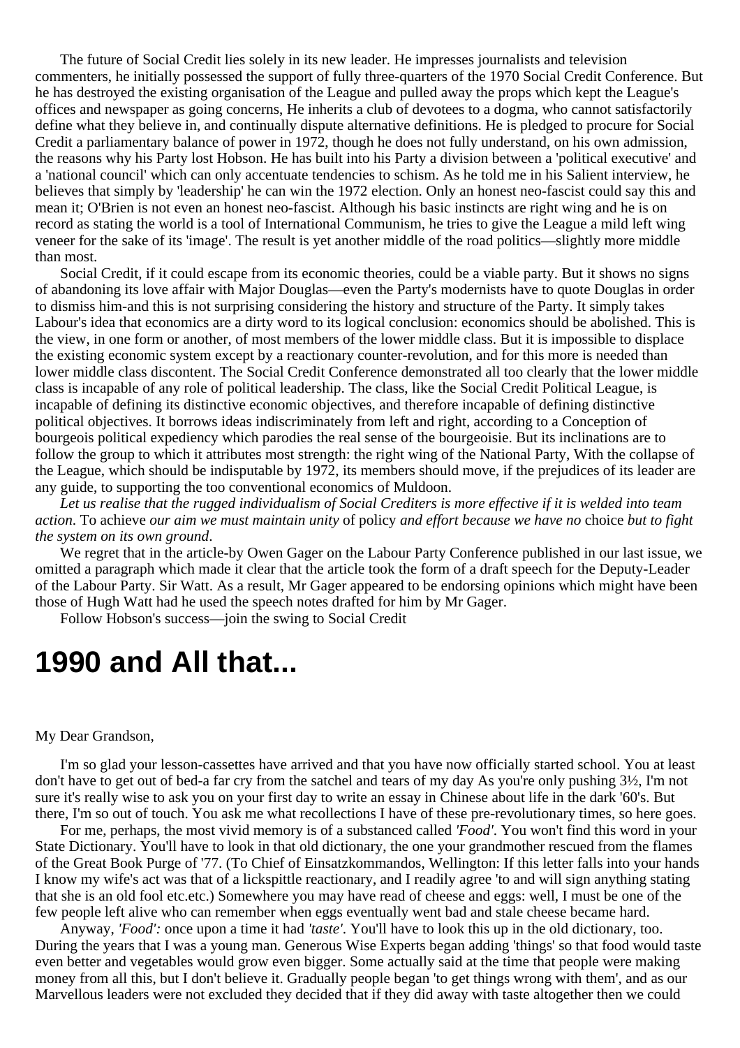The future of Social Credit lies solely in its new leader. He impresses journalists and television commenters, he initially possessed the support of fully three-quarters of the 1970 Social Credit Conference. But he has destroyed the existing organisation of the League and pulled away the props which kept the League's offices and newspaper as going concerns, He inherits a club of devotees to a dogma, who cannot satisfactorily define what they believe in, and continually dispute alternative definitions. He is pledged to procure for Social Credit a parliamentary balance of power in 1972, though he does not fully understand, on his own admission, the reasons why his Party lost Hobson. He has built into his Party a division between a 'political executive' and a 'national council' which can only accentuate tendencies to schism. As he told me in his Salient interview, he believes that simply by 'leadership' he can win the 1972 election. Only an honest neo-fascist could say this and mean it; O'Brien is not even an honest neo-fascist. Although his basic instincts are right wing and he is on record as stating the world is a tool of International Communism, he tries to give the League a mild left wing veneer for the sake of its 'image'. The result is yet another middle of the road politics—slightly more middle than most.

Social Credit, if it could escape from its economic theories, could be a viable party. But it shows no signs of abandoning its love affair with Major Douglas—even the Party's modernists have to quote Douglas in order to dismiss him-and this is not surprising considering the history and structure of the Party. It simply takes Labour's idea that economics are a dirty word to its logical conclusion: economics should be abolished. This is the view, in one form or another, of most members of the lower middle class. But it is impossible to displace the existing economic system except by a reactionary counter-revolution, and for this more is needed than lower middle class discontent. The Social Credit Conference demonstrated all too clearly that the lower middle class is incapable of any role of political leadership. The class, like the Social Credit Political League, is incapable of defining its distinctive economic objectives, and therefore incapable of defining distinctive political objectives. It borrows ideas indiscriminately from left and right, according to a Conception of bourgeois political expediency which parodies the real sense of the bourgeoisie. But its inclinations are to follow the group to which it attributes most strength: the right wing of the National Party, With the collapse of the League, which should be indisputable by 1972, its members should move, if the prejudices of its leader are any guide, to supporting the too conventional economics of Muldoon.

*Let us realise that the rugged individualism of Social Crediters is more effective if it is welded into team action*. To achieve *our aim we must maintain unity* of policy *and effort because we have no* choice *but to fight the system on its own ground*.

We regret that in the article-by Owen Gager on the Labour Party Conference published in our last issue, we omitted a paragraph which made it clear that the article took the form of a draft speech for the Deputy-Leader of the Labour Party. Sir Watt. As a result, Mr Gager appeared to be endorsing opinions which might have been those of Hugh Watt had he used the speech notes drafted for him by Mr Gager.

Follow Hobson's success—join the swing to Social Credit

# 1990 and All that...

My Dear Grandson,

I'm so glad your lesson-cassettes have arrived and that you have now officially started school. You at least don't have to get out of bed-a far cry from the satchel and tears of my day As you're only pushing 3½, I'm not sure it's really wise to ask you on your first day to write an essay in Chinese about life in the dark '60's. But there, I'm so out of touch. You ask me what recollections I have of these pre-revolutionary times, so here goes.

For me, perhaps, the most vivid memory is of a substanced called *'Food'*. You won't find this word in your State Dictionary. You'll have to look in that old dictionary, the one your grandmother rescued from the flames of the Great Book Purge of '77. (To Chief of Einsatzkommandos, Wellington: If this letter falls into your hands I know my wife's act was that of a lickspittle reactionary, and I readily agree 'to and will sign anything stating that she is an old fool etc.etc.) Somewhere you may have read of cheese and eggs: well, I must be one of the few people left alive who can remember when eggs eventually went bad and stale cheese became hard.

Anyway, *'Food':* once upon a time it had *'taste'*. You'll have to look this up in the old dictionary, too. During the years that I was a young man. Generous Wise Experts began adding 'things' so that food would taste even better and vegetables would grow even bigger. Some actually said at the time that people were making money from all this, but I don't believe it. Gradually people began 'to get things wrong with them', and as our Marvellous leaders were not excluded they decided that if they did away with taste altogether then we could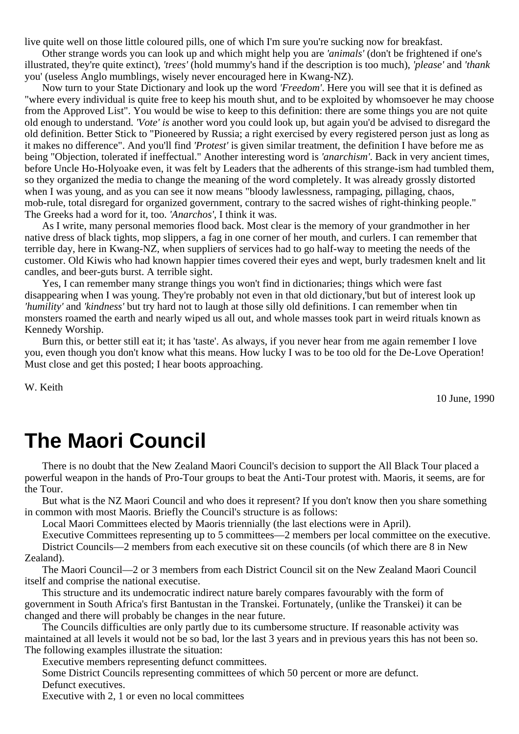live quite well on those little coloured pills, one of which I'm sure you're sucking now for breakfast.

Other strange words you can look up and which might help you are *'animals'* (don't be frightened if one's illustrated, they're quite extinct), *'trees'* (hold mummy's hand if the description is too much), *'please'* and *'thank* you' (useless Anglo mumblings, wisely never encouraged here in Kwang-NZ).

Now turn to your State Dictionary and look up the word *'Freedom'*. Here you will see that it is defined as "where every individual is quite free to keep his mouth shut, and to be exploited by whomsoever he may choose from the Approved List". You would be wise to keep to this definition: there are some things you are not quite old enough to understand. *'Vote' is* another word you could look up, but again you'd be advised to disregard the old definition. Better Stick to "Pioneered by Russia; a right exercised by every registered person just as long as it makes no difference". And you'll find *'Protest'* is given similar treatment, the definition I have before me as being "Objection, tolerated if ineffectual." Another interesting word is *'anarchism'*. Back in very ancient times, before Uncle Ho-Holyoake even, it was felt by Leaders that the adherents of this strange-ism had tumbled them, so they organized the media to change the meaning of the word completely. It was already grossly distorted when I was young, and as you can see it now means "bloody lawlessness, rampaging, pillaging, chaos, mob-rule, total disregard for organized government, contrary to the sacred wishes of right-thinking people." The Greeks had a word for it, too. *'Anarchos'*, I think it was.

As I write, many personal memories flood back. Most clear is the memory of your grandmother in her native dress of black tights, mop slippers, a fag in one corner of her mouth, and curlers. I can remember that terrible day, here in Kwang-NZ, when suppliers of services had to go half-way to meeting the needs of the customer. Old Kiwis who had known happier times covered their eyes and wept, burly tradesmen knelt and lit candles, and beer-guts burst. A terrible sight.

Yes, I can remember many strange things you won't find in dictionaries; things which were fast disappearing when I was young. They're probably not even in that old dictionary,'but but of interest look up *'humility'* and *'kindness'* but try hard not to laugh at those silly old definitions. I can remember when tin monsters roamed the earth and nearly wiped us all out, and whole masses took part in weird rituals known as Kennedy Worship.

Burn this, or better still eat it; it has 'taste'. As always, if you never hear from me again remember I love you, even though you don't know what this means. How lucky I was to be too old for the De-Love Operation! Must close and get this posted; I hear boots approaching.

W. Keith

10 June, 1990

# The Maori Council

There is no doubt that the New Zealand Maori Council's decision to support the All Black Tour placed a powerful weapon in the hands of Pro-Tour groups to beat the Anti-Tour protest with. Maoris, it seems, are for the Tour.

But what is the NZ Maori Council and who does it represent? If you don't know then you share something in common with most Maoris. Briefly the Council's structure is as follows:

Local Maori Committees elected by Maoris triennially (the last elections were in April).

Executive Committees representing up to 5 committees—2 members per local committee on the executive.

District Councils—2 members from each executive sit on these councils (of which there are 8 in New Zealand).

The Maori Council—2 or 3 members from each District Council sit on the New Zealand Maori Council itself and comprise the national executise.

This structure and its undemocratic indirect nature barely compares favourably with the form of government in South Africa's first Bantustan in the Transkei. Fortunately, (unlike the Transkei) it can be changed and there will probably be changes in the near future.

The Councils difficulties are only partly due to its cumbersome structure. If reasonable activity was maintained at all levels it would not be so bad, lor the last 3 years and in previous years this has not been so. The following examples illustrate the situation:

Executive members representing defunct committees.

Some District Councils representing committees of which 50 percent or more are defunct.

Defunct executives.

Executive with 2, 1 or even no local committees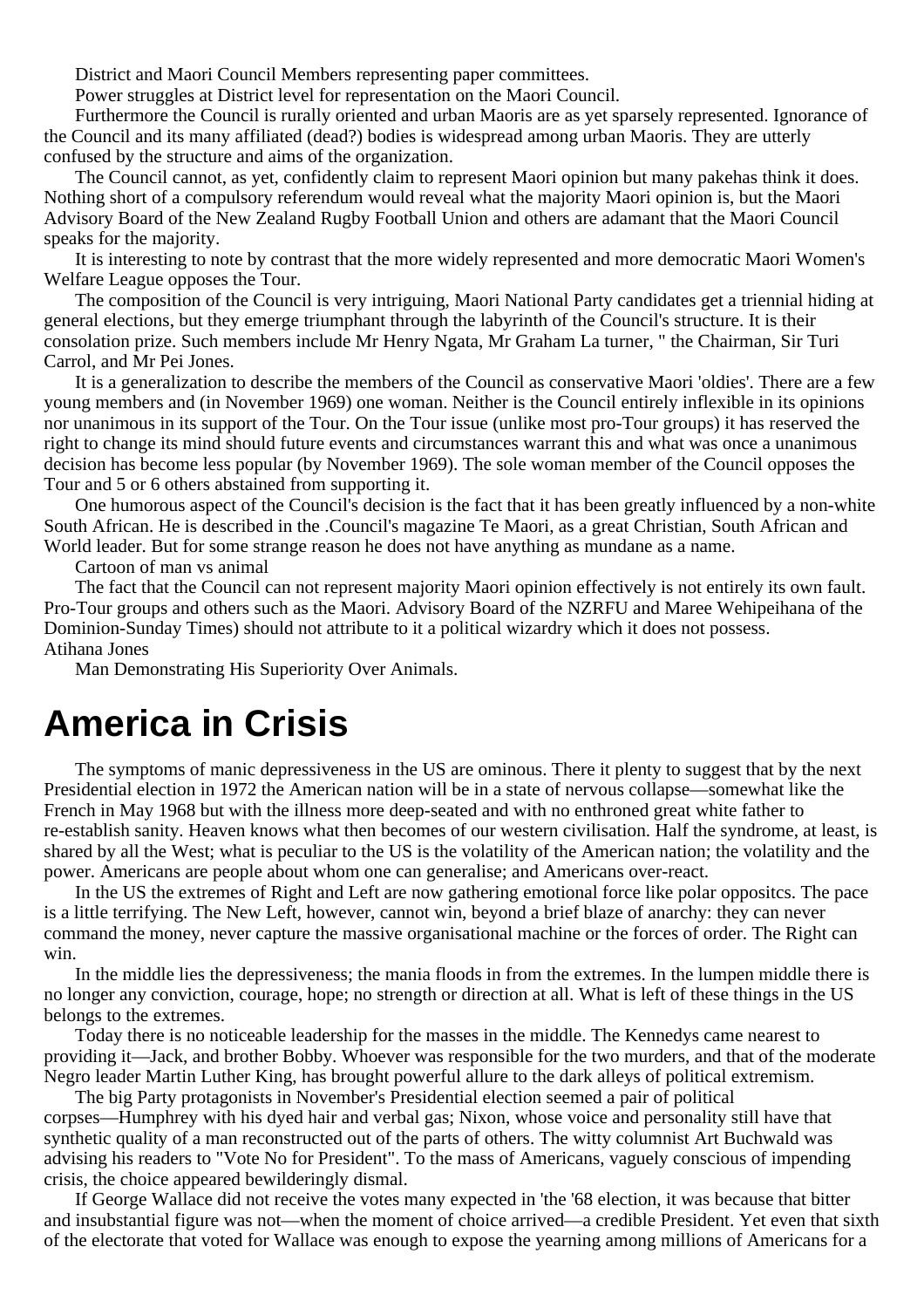District and Maori Council Members representing paper committees.

Power struggles at District level for representation on the Maori Council.

Furthermore the Council is rurally oriented and urban Maoris are as yet sparsely represented. Ignorance of the Council and its many affiliated (dead?) bodies is widespread among urban Maoris. They are utterly confused by the structure and aims of the organization.

The Council cannot, as yet, confidently claim to represent Maori opinion but many pakehas think it does. Nothing short of a compulsory referendum would reveal what the majority Maori opinion is, but the Maori Advisory Board of the New Zealand Rugby Football Union and others are adamant that the Maori Council speaks for the majority.

It is interesting to note by contrast that the more widely represented and more democratic Maori Women's Welfare League opposes the Tour.

The composition of the Council is very intriguing, Maori National Party candidates get a triennial hiding at general elections, but they emerge triumphant through the labyrinth of the Council's structure. It is their consolation prize. Such members include Mr Henry Ngata, Mr Graham La turner, " the Chairman, Sir Turi Carrol, and Mr Pei Jones.

It is a generalization to describe the members of the Council as conservative Maori 'oldies'. There are a few young members and (in November 1969) one woman. Neither is the Council entirely inflexible in its opinions nor unanimous in its support of the Tour. On the Tour issue (unlike most pro-Tour groups) it has reserved the right to change its mind should future events and circumstances warrant this and what was once a unanimous decision has become less popular (by November 1969). The sole woman member of the Council opposes the Tour and 5 or 6 others abstained from supporting it.

One humorous aspect of the Council's decision is the fact that it has been greatly influenced by a non-white South African. He is described in the .Council's magazine Te Maori, as a great Christian, South African and World leader. But for some strange reason he does not have anything as mundane as a name.

Cartoon of man vs animal

The fact that the Council can not represent majority Maori opinion effectively is not entirely its own fault. Pro-Tour groups and others such as the Maori. Advisory Board of the NZRFU and Maree Wehipeihana of the Dominion-Sunday Times) should not attribute to it a political wizardry which it does not possess.

Atihana Jones

Man Demonstrating His Superiority Over Animals.

# America in Crisis

The symptoms of manic depressiveness in the US are ominous. There it plenty to suggest that by the next Presidential election in 1972 the American nation will be in a state of nervous collapse—somewhat like the French in May 1968 but with the illness more deep-seated and with no enthroned great white father to re-establish sanity. Heaven knows what then becomes of our western civilisation. Half the syndrome, at least, is shared by all the West; what is peculiar to the US is the volatility of the American nation; the volatility and the power. Americans are people about whom one can generalise; and Americans over-react.

In the US the extremes of Right and Left are now gathering emotional force like polar oppositcs. The pace is a little terrifying. The New Left, however, cannot win, beyond a brief blaze of anarchy: they can never command the money, never capture the massive organisational machine or the forces of order. The Right can win.

In the middle lies the depressiveness; the mania floods in from the extremes. In the lumpen middle there is no longer any conviction, courage, hope; no strength or direction at all. What is left of these things in the US belongs to the extremes.

Today there is no noticeable leadership for the masses in the middle. The Kennedys came nearest to providing it—Jack, and brother Bobby. Whoever was responsible for the two murders, and that of the moderate Negro leader Martin Luther King, has brought powerful allure to the dark alleys of political extremism.

The big Party protagonists in November's Presidential election seemed a pair of political corpses—Humphrey with his dyed hair and verbal gas; Nixon, whose voice and personality still have that synthetic quality of a man reconstructed out of the parts of others. The witty columnist Art Buchwald was advising his readers to "Vote No for President". To the mass of Americans, vaguely conscious of impending crisis, the choice appeared bewilderingly dismal.

If George Wallace did not receive the votes many expected in 'the '68 election, it was because that bitter and insubstantial figure was not—when the moment of choice arrived—a credible President. Yet even that sixth of the electorate that voted for Wallace was enough to expose the yearning among millions of Americans for a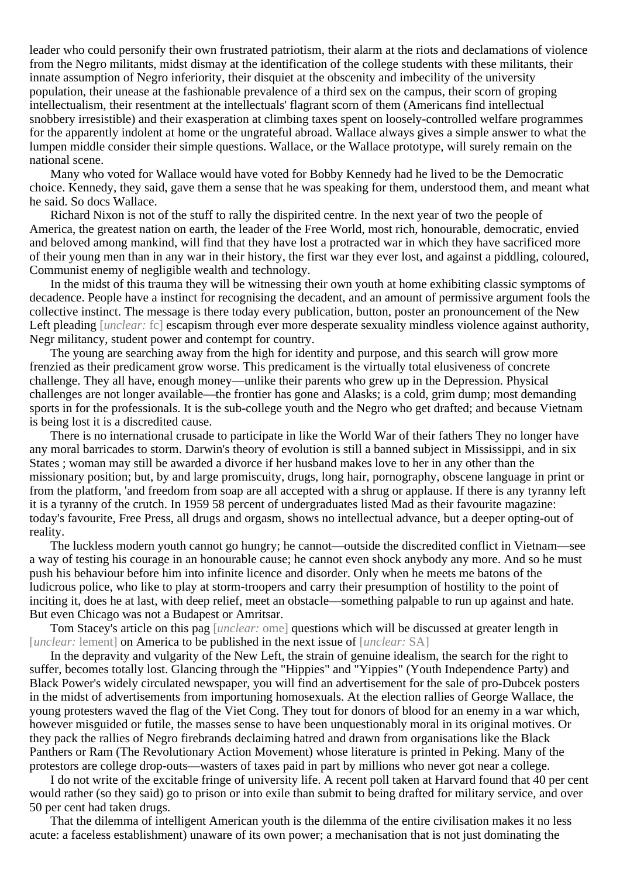leader who could personify their own frustrated patriotism, their alarm at the riots and declamations of violence from the Negro militants, midst dismay at the identification of the college students with these militants, their innate assumption of Negro inferiority, their disquiet at the obscenity and imbecility of the university population, their unease at the fashionable prevalence of a third sex on the campus, their scorn of groping intellectualism, their resentment at the intellectuals' flagrant scorn of them (Americans find intellectual snobbery irresistible) and their exasperation at climbing taxes spent on loosely-controlled welfare programmes for the apparently indolent at home or the ungrateful abroad. Wallace always gives a simple answer to what the lumpen middle consider their simple questions. Wallace, or the Wallace prototype, will surely remain on the national scene.

Many who voted for Wallace would have voted for Bobby Kennedy had he lived to be the Democratic choice. Kennedy, they said, gave them a sense that he was speaking for them, understood them, and meant what he said. So docs Wallace.

Richard Nixon is not of the stuff to rally the dispirited centre. In the next year of two the people of America, the greatest nation on earth, the leader of the Free World, most rich, honourable, democratic, envied and beloved among mankind, will find that they have lost a protracted war in which they have sacrificed more of their young men than in any war in their history, the first war they ever lost, and against a piddling, coloured, Communist enemy of negligible wealth and technology.

In the midst of this trauma they will be witnessing their own youth at home exhibiting classic symptoms of decadence. People have a instinct for recognising the decadent, and an amount of permissive argument fools the collective instinct. The message is there today every publication, button, poster an pronouncement of the New Left pleading [*unclear:* fc] escapism through ever more desperate sexuality mindless violence against authority, Negr militancy, student power and contempt for country.

The young are searching away from the high for identity and purpose, and this search will grow more frenzied as their predicament grow worse. This predicament is the virtually total elusiveness of concrete challenge. They all have, enough money—unlike their parents who grew up in the Depression. Physical challenges are not longer available—the frontier has gone and Alasks; is a cold, grim dump; most demanding sports in for the professionals. It is the sub-college youth and the Negro who get drafted; and because Vietnam is being lost it is a discredited cause.

There is no international crusade to participate in like the World War of their fathers They no longer have any moral barricades to storm. Darwin's theory of evolution is still a banned subject in Mississippi, and in six States ; woman may still be awarded a divorce if her husband makes love to her in any other than the missionary position; but, by and large promiscuity, drugs, long hair, pornography, obscene language in print or from the platform, 'and freedom from soap are all accepted with a shrug or applause. If there is any tyranny left it is a tyranny of the crutch. In 1959 58 percent of undergraduates listed Mad as their favourite magazine: today's favourite, Free Press, all drugs and orgasm, shows no intellectual advance, but a deeper opting-out of reality.

The luckless modern youth cannot go hungry; he cannot—outside the discredited conflict in Vietnam—see a way of testing his courage in an honourable cause; he cannot even shock anybody any more. And so he must push his behaviour before him into infinite licence and disorder. Only when he meets me batons of the ludicrous police, who like to play at storm-troopers and carry their presumption of hostility to the point of inciting it, does he at last, with deep relief, meet an obstacle—something palpable to run up against and hate. But even Chicago was not a Budapest or Amritsar.

Tom Stacey's article on this pag [*unclear:* ome] questions which will be discussed at greater length in [*unclear:* lement] on America to be published in the next issue of [*unclear:* SA]

In the depravity and vulgarity of the New Left, the strain of genuine idealism, the search for the right to suffer, becomes totally lost. Glancing through the "Hippies" and "Yippies" (Youth Independence Party) and Black Power's widely circulated newspaper, you will find an advertisement for the sale of pro-Dubcek posters in the midst of advertisements from importuning homosexuals. At the election rallies of George Wallace, the young protesters waved the flag of the Viet Cong. They tout for donors of blood for an enemy in a war which, however misguided or futile, the masses sense to have been unquestionably moral in its original motives. Or they pack the rallies of Negro firebrands declaiming hatred and drawn from organisations like the Black Panthers or Ram (The Revolutionary Action Movement) whose literature is printed in Peking. Many of the protestors are college drop-outs—wasters of taxes paid in part by millions who never got near a college.

I do not write of the excitable fringe of university life. A recent poll taken at Harvard found that 40 per cent would rather (so they said) go to prison or into exile than submit to being drafted for military service, and over 50 per cent had taken drugs.

That the dilemma of intelligent American youth is the dilemma of the entire civilisation makes it no less acute: a faceless establishment) unaware of its own power; a mechanisation that is not just dominating the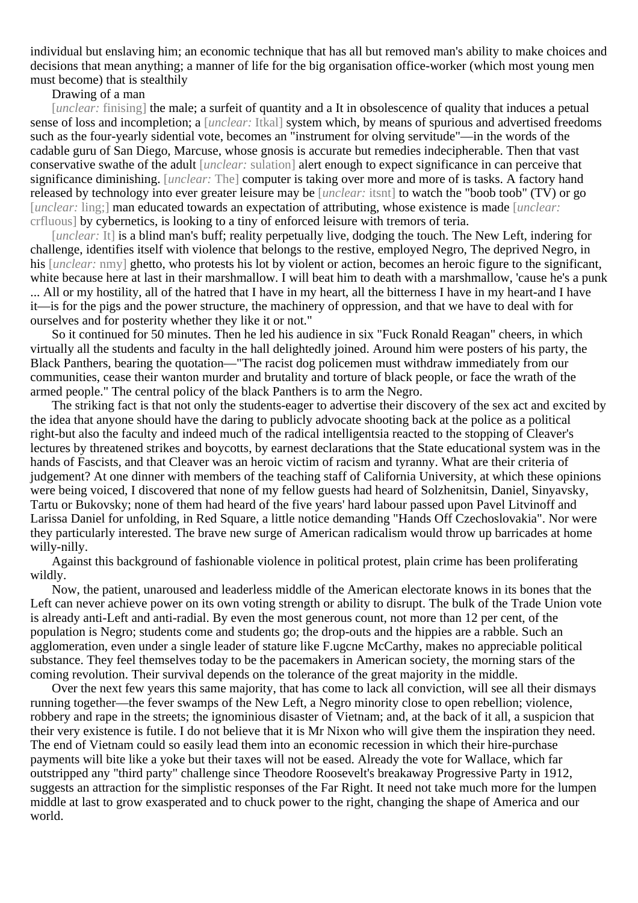individual but enslaving him; an economic technique that has all but removed man's ability to make choices and decisions that mean anything; a manner of life for the big organisation office-worker (which most young men must become) that is stealthily

Drawing of a man

[*unclear:* finising] the male; a surfeit of quantity and a It in obsolescence of quality that induces a petual sense of loss and incompletion; a [*unclear:* Itkal] system which, by means of spurious and advertised freedoms such as the four-yearly sidential vote, becomes an "instrument for olving servitude"—in the words of the cadable guru of San Diego, Marcuse, whose gnosis is accurate but remedies indecipherable. Then that vast conservative swathe of the adult [*unclear:* sulation] alert enough to expect significance in can perceive that significance diminishing. [*unclear:* The] computer is taking over more and more of is tasks. A factory hand released by technology into ever greater leisure may be [*unclear:* itsnt] to watch the "boob toob" (TV) or go [*unclear:* ling;] man educated towards an expectation of attributing, whose existence is made [*unclear:* crfluous] by cybernetics, is looking to a tiny of enforced leisure with tremors of teria.

[*unclear:* It] is a blind man's buff; reality perpetually live, dodging the touch. The New Left, indering for challenge, identifies itself with violence that belongs to the restive, employed Negro, The deprived Negro, in his [*unclear:* nmy] ghetto, who protests his lot by violent or action, becomes an heroic figure to the significant, white because here at last in their marshmallow. I will beat him to death with a marshmallow, 'cause he's a punk ... All or my hostility, all of the hatred that I have in my heart, all the bitterness I have in my heart-and I have it—is for the pigs and the power structure, the machinery of oppression, and that we have to deal with for ourselves and for posterity whether they like it or not."

So it continued for 50 minutes. Then he led his audience in six "Fuck Ronald Reagan" cheers, in which virtually all the students and faculty in the hall delightedly joined. Around him were posters of his party, the Black Panthers, bearing the quotation—"The racist dog policemen must withdraw immediately from our communities, cease their wanton murder and brutality and torture of black people, or face the wrath of the armed people." The central policy of the black Panthers is to arm the Negro.

The striking fact is that not only the students-eager to advertise their discovery of the sex act and excited by the idea that anyone should have the daring to publicly advocate shooting back at the police as a political right-but also the faculty and indeed much of the radical intelligentsia reacted to the stopping of Cleaver's lectures by threatened strikes and boycotts, by earnest declarations that the State educational system was in the hands of Fascists, and that Cleaver was an heroic victim of racism and tyranny. What are their criteria of judgement? At one dinner with members of the teaching staff of California University, at which these opinions were being voiced, I discovered that none of my fellow guests had heard of Solzhenitsin, Daniel, Sinyavsky, Tartu or Bukovsky; none of them had heard of the five years' hard labour passed upon Pavel Litvinoff and Larissa Daniel for unfolding, in Red Square, a little notice demanding "Hands Off Czechoslovakia". Nor were they particularly interested. The brave new surge of American radicalism would throw up barricades at home willy-nilly.

Against this background of fashionable violence in political protest, plain crime has been proliferating wildly.

Now, the patient, unaroused and leaderless middle of the American electorate knows in its bones that the Left can never achieve power on its own voting strength or ability to disrupt. The bulk of the Trade Union vote is already anti-Left and anti-radial. By even the most generous count, not more than 12 per cent, of the population is Negro; students come and students go; the drop-outs and the hippies are a rabble. Such an agglomeration, even under a single leader of stature like F.ugcne McCarthy, makes no appreciable political substance. They feel themselves today to be the pacemakers in American society, the morning stars of the coming revolution. Their survival depends on the tolerance of the great majority in the middle.

Over the next few years this same majority, that has come to lack all conviction, will see all their dismays running together—the fever swamps of the New Left, a Negro minority close to open rebellion; violence, robbery and rape in the streets; the ignominious disaster of Vietnam; and, at the back of it all, a suspicion that their very existence is futile. I do not believe that it is Mr Nixon who will give them the inspiration they need. The end of Vietnam could so easily lead them into an economic recession in which their hire-purchase payments will bite like a yoke but their taxes will not be eased. Already the vote for Wallace, which far outstripped any "third party" challenge since Theodore Roosevelt's breakaway Progressive Party in 1912, suggests an attraction for the simplistic responses of the Far Right. It need not take much more for the lumpen middle at last to grow exasperated and to chuck power to the right, changing the shape of America and our world.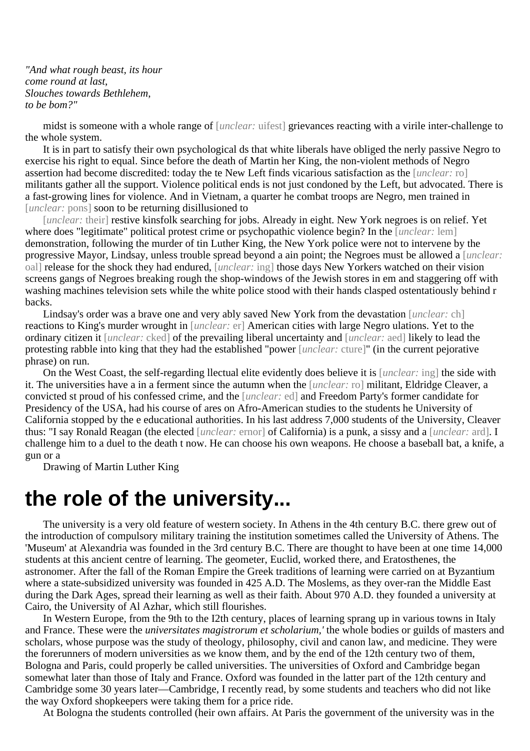*"And what rough beast, its hour*
*come round at last,*
*Slouches towards Bethlehem,*
*to be bom?"*

midst is someone with a whole range of [*unclear:* uifest] grievances reacting with a virile inter-challenge to the whole system.

It is in part to satisfy their own psychological ds that white liberals have obliged the nerly passive Negro to exercise his right to equal. Since before the death of Martin her King, the non-violent methods of Negro assertion had become discredited: today the te New Left finds vicarious satisfaction as the [*unclear:* ro] militants gather all the support. Violence political ends is not just condoned by the Left, but advocated. There is a fast-growing lines for violence. And in Vietnam, a quarter he combat troops are Negro, men trained in [*unclear:* pons] soon to be returning disillusioned to

[*unclear:* their] restive kinsfolk searching for jobs. Already in eight. New York negroes is on relief. Yet where does "legitimate" political protest crime or psychopathic violence begin? In the [*unclear:* lem] demonstration, following the murder of tin Luther King, the New York police were not to intervene by the progressive Mayor, Lindsay, unless trouble spread beyond a ain point; the Negroes must be allowed a [*unclear:* oal] release for the shock they had endured, [*unclear:* ing] those days New Yorkers watched on their vision screens gangs of Negroes breaking rough the shop-windows of the Jewish stores in em and staggering off with washing machines television sets while the white police stood with their hands clasped ostentatiously behind r backs.

Lindsay's order was a brave one and very ably saved New York from the devastation [*unclear:* ch] reactions to King's murder wrought in [*unclear:* er] American cities with large Negro ulations. Yet to the ordinary citizen it [*unclear:* cked] of the prevailing liberal uncertainty and [*unclear:* aed] likely to lead the protesting rabble into king that they had the established "power [*unclear:* cture]" (in the current pejorative phrase) on run.

On the West Coast, the self-regarding llectual elite evidently does believe it is [*unclear:* ing] the side with it. The universities have a in a ferment since the autumn when the [*unclear:* ro] militant, Eldridge Cleaver, a convicted st proud of his confessed crime, and the [*unclear:* ed] and Freedom Party's former candidate for Presidency of the USA, had his course of ares on Afro-American studies to the students he University of California stopped by the e educational authorities. In his last address 7,000 students of the University, Cleaver thus: "I say Ronald Reagan (the elected [*unclear:* ernor] of California) is a punk, a sissy and a [*unclear:* ard]. I challenge him to a duel to the death t now. He can choose his own weapons. He choose a baseball bat, a knife, a gun or a

Drawing of Martin Luther King

# the role of the university...

The university is a very old feature of western society. In Athens in the 4th century B.C. there grew out of the introduction of compulsory military training the institution sometimes called the University of Athens. The 'Museum' at Alexandria was founded in the 3rd century B.C. There are thought to have been at one time 14,000 students at this ancient centre of learning. The geometer, Euclid, worked there, and Eratosthenes, the astronomer. After the fall of the Roman Empire the Greek traditions of learning were carried on at Byzantium where a state-subsidized university was founded in 425 A.D. The Moslems, as they over-ran the Middle East during the Dark Ages, spread their learning as well as their faith. About 970 A.D. they founded a university at Cairo, the University of Al Azhar, which still flourishes.

In Western Europe, from the 9th to the I2th century, places of learning sprang up in various towns in Italy and France. These were the *universitates magistrorum et scholarium,'* the whole bodies or guilds of masters and scholars, whose purpose was the study of theology, philosophy, civil and canon law, and medicine. They were the forerunners of modern universities as we know them, and by the end of the 12th century two of them, Bologna and Paris, could properly be called universities. The universities of Oxford and Cambridge began somewhat later than those of Italy and France. Oxford was founded in the latter part of the 12th century and Cambridge some 30 years later—Cambridge, I recently read, by some students and teachers who did not like the way Oxford shopkeepers were taking them for a price ride.

At Bologna the students controlled (heir own affairs. At Paris the government of the university was in the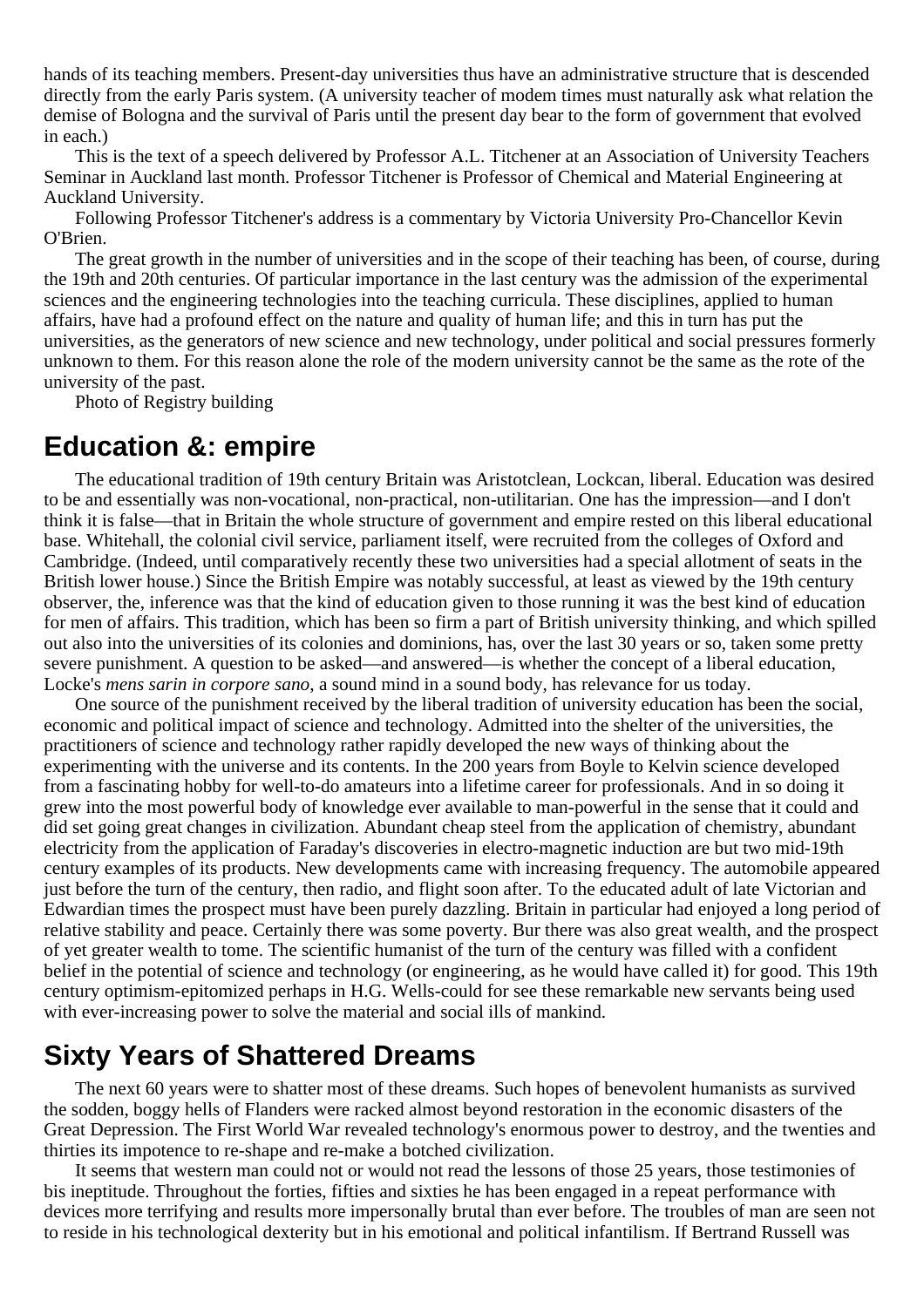hands of its teaching members. Present-day universities thus have an administrative structure that is descended directly from the early Paris system. (A university teacher of modem times must naturally ask what relation the demise of Bologna and the survival of Paris until the present day bear to the form of government that evolved in each.)

This is the text of a speech delivered by Professor A.L. Titchener at an Association of University Teachers Seminar in Auckland last month. Professor Titchener is Professor of Chemical and Material Engineering at Auckland University.

Following Professor Titchener's address is a commentary by Victoria University Pro-Chancellor Kevin O'Brien.

The great growth in the number of universities and in the scope of their teaching has been, of course, during the 19th and 20th centuries. Of particular importance in the last century was the admission of the experimental sciences and the engineering technologies into the teaching curricula. These disciplines, applied to human affairs, have had a profound effect on the nature and quality of human life; and this in turn has put the universities, as the generators of new science and new technology, under political and social pressures formerly unknown to them. For this reason alone the role of the modern university cannot be the same as the rote of the university of the past.

Photo of Registry building

## Education &: empire

The educational tradition of 19th century Britain was Aristotclean, Lockcan, liberal. Education was desired to be and essentially was non-vocational, non-practical, non-utilitarian. One has the impression—and I don't think it is false—that in Britain the whole structure of government and empire rested on this liberal educational base. Whitehall, the colonial civil service, parliament itself, were recruited from the colleges of Oxford and Cambridge. (Indeed, until comparatively recently these two universities had a special allotment of seats in the British lower house.) Since the British Empire was notably successful, at least as viewed by the 19th century observer, the, inference was that the kind of education given to those running it was the best kind of education for men of affairs. This tradition, which has been so firm a part of British university thinking, and which spilled out also into the universities of its colonies and dominions, has, over the last 30 years or so, taken some pretty severe punishment. A question to be asked—and answered—is whether the concept of a liberal education, Locke's *mens sarin in corpore sano*, a sound mind in a sound body, has relevance for us today.

One source of the punishment received by the liberal tradition of university education has been the social, economic and political impact of science and technology. Admitted into the shelter of the universities, the practitioners of science and technology rather rapidly developed the new ways of thinking about the experimenting with the universe and its contents. In the 200 years from Boyle to Kelvin science developed from a fascinating hobby for well-to-do amateurs into a lifetime career for professionals. And in so doing it grew into the most powerful body of knowledge ever available to man-powerful in the sense that it could and did set going great changes in civilization. Abundant cheap steel from the application of chemistry, abundant electricity from the application of Faraday's discoveries in electro-magnetic induction are but two mid-19th century examples of its products. New developments came with increasing frequency. The automobile appeared just before the turn of the century, then radio, and flight soon after. To the educated adult of late Victorian and Edwardian times the prospect must have been purely dazzling. Britain in particular had enjoyed a long period of relative stability and peace. Certainly there was some poverty. Bur there was also great wealth, and the prospect of yet greater wealth to tome. The scientific humanist of the turn of the century was filled with a confident belief in the potential of science and technology (or engineering, as he would have called it) for good. This 19th century optimism-epitomized perhaps in H.G. Wells-could for see these remarkable new servants being used with ever-increasing power to solve the material and social ills of mankind.

## Sixty Years of Shattered Dreams

The next 60 years were to shatter most of these dreams. Such hopes of benevolent humanists as survived the sodden, boggy hells of Flanders were racked almost beyond restoration in the economic disasters of the Great Depression. The First World War revealed technology's enormous power to destroy, and the twenties and thirties its impotence to re-shape and re-make a botched civilization.

It seems that western man could not or would not read the lessons of those 25 years, those testimonies of bis ineptitude. Throughout the forties, fifties and sixties he has been engaged in a repeat performance with devices more terrifying and results more impersonally brutal than ever before. The troubles of man are seen not to reside in his technological dexterity but in his emotional and political infantilism. If Bertrand Russell was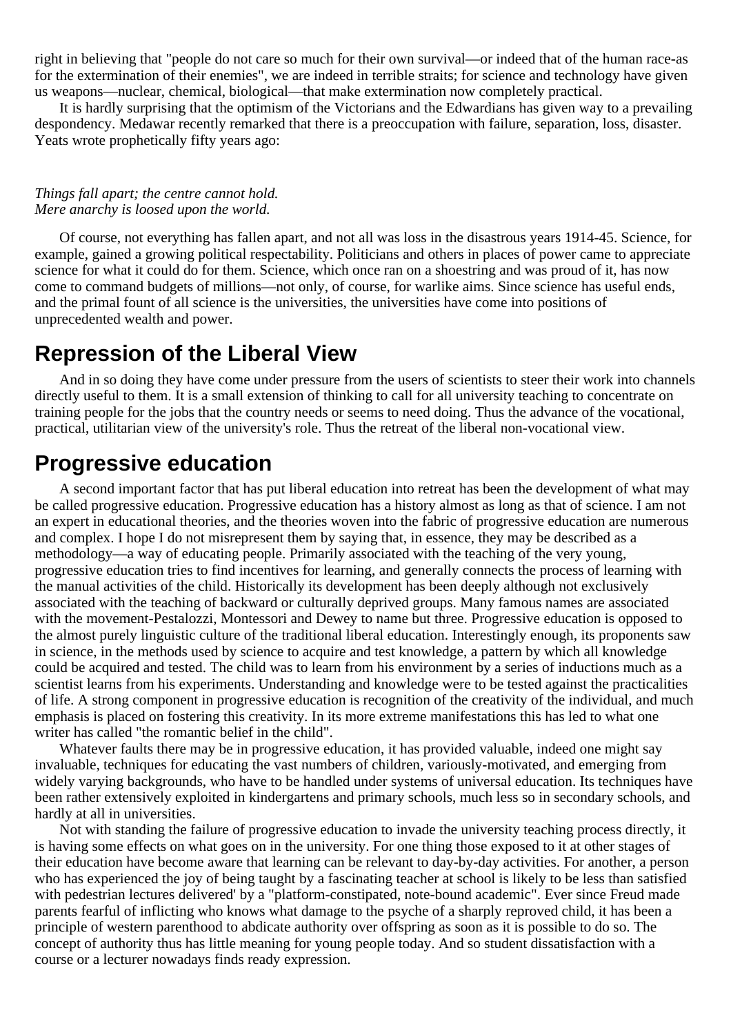right in believing that "people do not care so much for their own survival—or indeed that of the human race-as for the extermination of their enemies", we are indeed in terrible straits; for science and technology have given us weapons—nuclear, chemical, biological—that make extermination now completely practical.

It is hardly surprising that the optimism of the Victorians and the Edwardians has given way to a prevailing despondency. Medawar recently remarked that there is a preoccupation with failure, separation, loss, disaster. Yeats wrote prophetically fifty years ago:

*Things fall apart; the centre cannot hold.*
*Mere anarchy is loosed upon the world.*

Of course, not everything has fallen apart, and not all was loss in the disastrous years 1914-45. Science, for example, gained a growing political respectability. Politicians and others in places of power came to appreciate science for what it could do for them. Science, which once ran on a shoestring and was proud of it, has now come to command budgets of millions—not only, of course, for warlike aims. Since science has useful ends, and the primal fount of all science is the universities, the universities have come into positions of unprecedented wealth and power.

## Repression of the Liberal View

And in so doing they have come under pressure from the users of scientists to steer their work into channels directly useful to them. It is a small extension of thinking to call for all university teaching to concentrate on training people for the jobs that the country needs or seems to need doing. Thus the advance of the vocational, practical, utilitarian view of the university's role. Thus the retreat of the liberal non-vocational view.

## Progressive education

A second important factor that has put liberal education into retreat has been the development of what may be called progressive education. Progressive education has a history almost as long as that of science. I am not an expert in educational theories, and the theories woven into the fabric of progressive education are numerous and complex. I hope I do not misrepresent them by saying that, in essence, they may be described as a methodology—a way of educating people. Primarily associated with the teaching of the very young, progressive education tries to find incentives for learning, and generally connects the process of learning with the manual activities of the child. Historically its development has been deeply although not exclusively associated with the teaching of backward or culturally deprived groups. Many famous names are associated with the movement-Pestalozzi, Montessori and Dewey to name but three. Progressive education is opposed to the almost purely linguistic culture of the traditional liberal education. Interestingly enough, its proponents saw in science, in the methods used by science to acquire and test knowledge, a pattern by which all knowledge could be acquired and tested. The child was to learn from his environment by a series of inductions much as a scientist learns from his experiments. Understanding and knowledge were to be tested against the practicalities of life. A strong component in progressive education is recognition of the creativity of the individual, and much emphasis is placed on fostering this creativity. In its more extreme manifestations this has led to what one writer has called "the romantic belief in the child".

Whatever faults there may be in progressive education, it has provided valuable, indeed one might say invaluable, techniques for educating the vast numbers of children, variously-motivated, and emerging from widely varying backgrounds, who have to be handled under systems of universal education. Its techniques have been rather extensively exploited in kindergartens and primary schools, much less so in secondary schools, and hardly at all in universities.

Not with standing the failure of progressive education to invade the university teaching process directly, it is having some effects on what goes on in the university. For one thing those exposed to it at other stages of their education have become aware that learning can be relevant to day-by-day activities. For another, a person who has experienced the joy of being taught by a fascinating teacher at school is likely to be less than satisfied with pedestrian lectures delivered' by a "platform-constipated, note-bound academic". Ever since Freud made parents fearful of inflicting who knows what damage to the psyche of a sharply reproved child, it has been a principle of western parenthood to abdicate authority over offspring as soon as it is possible to do so. The concept of authority thus has little meaning for young people today. And so student dissatisfaction with a course or a lecturer nowadays finds ready expression.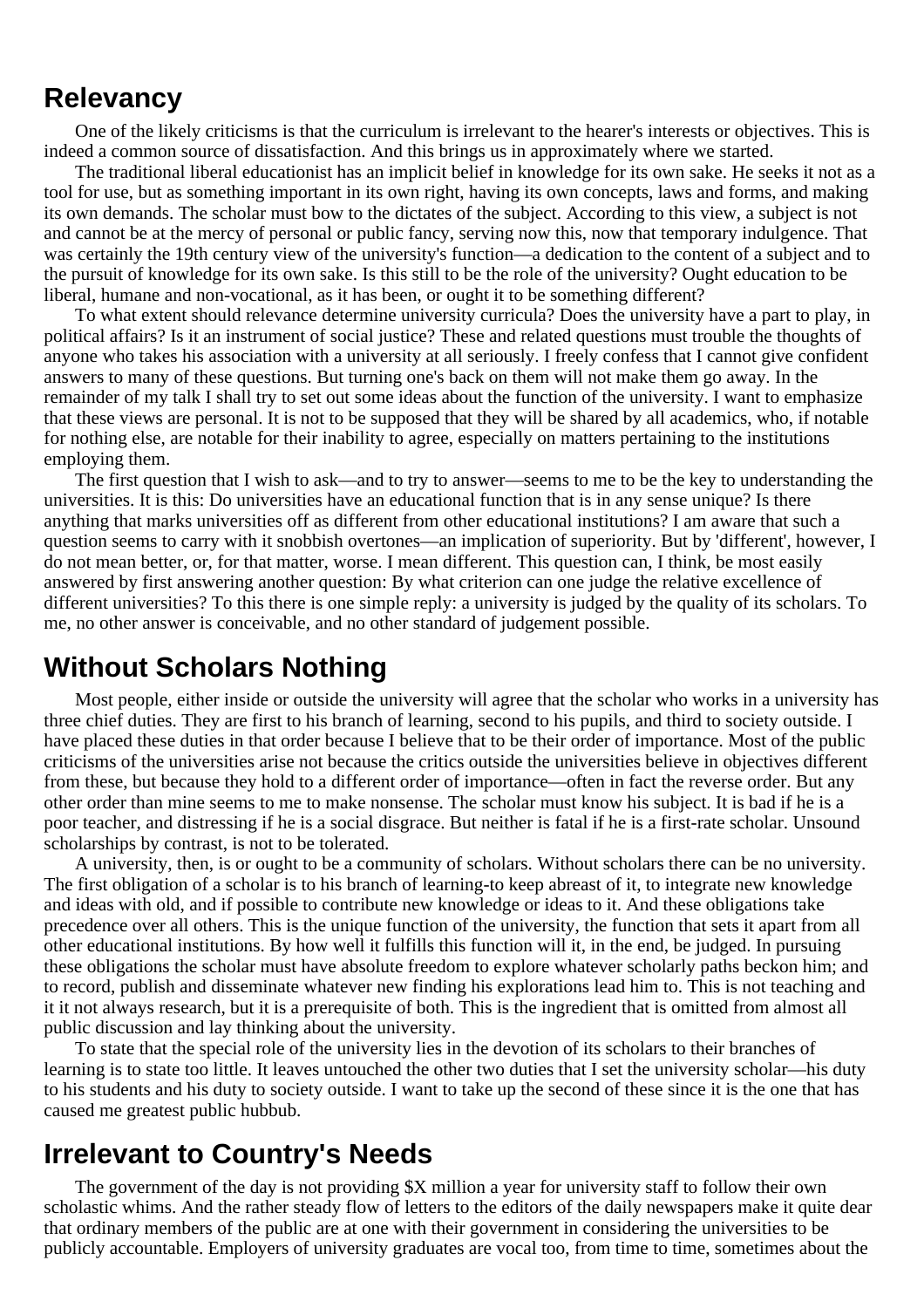## Relevancy

One of the likely criticisms is that the curriculum is irrelevant to the hearer's interests or objectives. This is indeed a common source of dissatisfaction. And this brings us in approximately where we started.

The traditional liberal educationist has an implicit belief in knowledge for its own sake. He seeks it not as a tool for use, but as something important in its own right, having its own concepts, laws and forms, and making its own demands. The scholar must bow to the dictates of the subject. According to this view, a subject is not and cannot be at the mercy of personal or public fancy, serving now this, now that temporary indulgence. That was certainly the 19th century view of the university's function—a dedication to the content of a subject and to the pursuit of knowledge for its own sake. Is this still to be the role of the university? Ought education to be liberal, humane and non-vocational, as it has been, or ought it to be something different?

To what extent should relevance determine university curricula? Does the university have a part to play, in political affairs? Is it an instrument of social justice? These and related questions must trouble the thoughts of anyone who takes his association with a university at all seriously. I freely confess that I cannot give confident answers to many of these questions. But turning one's back on them will not make them go away. In the remainder of my talk I shall try to set out some ideas about the function of the university. I want to emphasize that these views are personal. It is not to be supposed that they will be shared by all academics, who, if notable for nothing else, are notable for their inability to agree, especially on matters pertaining to the institutions employing them.

The first question that I wish to ask—and to try to answer—seems to me to be the key to understanding the universities. It is this: Do universities have an educational function that is in any sense unique? Is there anything that marks universities off as different from other educational institutions? I am aware that such a question seems to carry with it snobbish overtones—an implication of superiority. But by 'different', however, I do not mean better, or, for that matter, worse. I mean different. This question can, I think, be most easily answered by first answering another question: By what criterion can one judge the relative excellence of different universities? To this there is one simple reply: a university is judged by the quality of its scholars. To me, no other answer is conceivable, and no other standard of judgement possible.

## Without Scholars Nothing

Most people, either inside or outside the university will agree that the scholar who works in a university has three chief duties. They are first to his branch of learning, second to his pupils, and third to society outside. I have placed these duties in that order because I believe that to be their order of importance. Most of the public criticisms of the universities arise not because the critics outside the universities believe in objectives different from these, but because they hold to a different order of importance—often in fact the reverse order. But any other order than mine seems to me to make nonsense. The scholar must know his subject. It is bad if he is a poor teacher, and distressing if he is a social disgrace. But neither is fatal if he is a first-rate scholar. Unsound scholarships by contrast, is not to be tolerated.

A university, then, is or ought to be a community of scholars. Without scholars there can be no university. The first obligation of a scholar is to his branch of learning-to keep abreast of it, to integrate new knowledge and ideas with old, and if possible to contribute new knowledge or ideas to it. And these obligations take precedence over all others. This is the unique function of the university, the function that sets it apart from all other educational institutions. By how well it fulfills this function will it, in the end, be judged. In pursuing these obligations the scholar must have absolute freedom to explore whatever scholarly paths beckon him; and to record, publish and disseminate whatever new finding his explorations lead him to. This is not teaching and it it not always research, but it is a prerequisite of both. This is the ingredient that is omitted from almost all public discussion and lay thinking about the university.

To state that the special role of the university lies in the devotion of its scholars to their branches of learning is to state too little. It leaves untouched the other two duties that I set the university scholar—his duty to his students and his duty to society outside. I want to take up the second of these since it is the one that has caused me greatest public hubbub.

## Irrelevant to Country's Needs

The government of the day is not providing $X million a year for university staff to follow their own scholastic whims. And the rather steady flow of letters to the editors of the daily newspapers make it quite dear that ordinary members of the public are at one with their government in considering the universities to be publicly accountable. Employers of university graduates are vocal too, from time to time, sometimes about the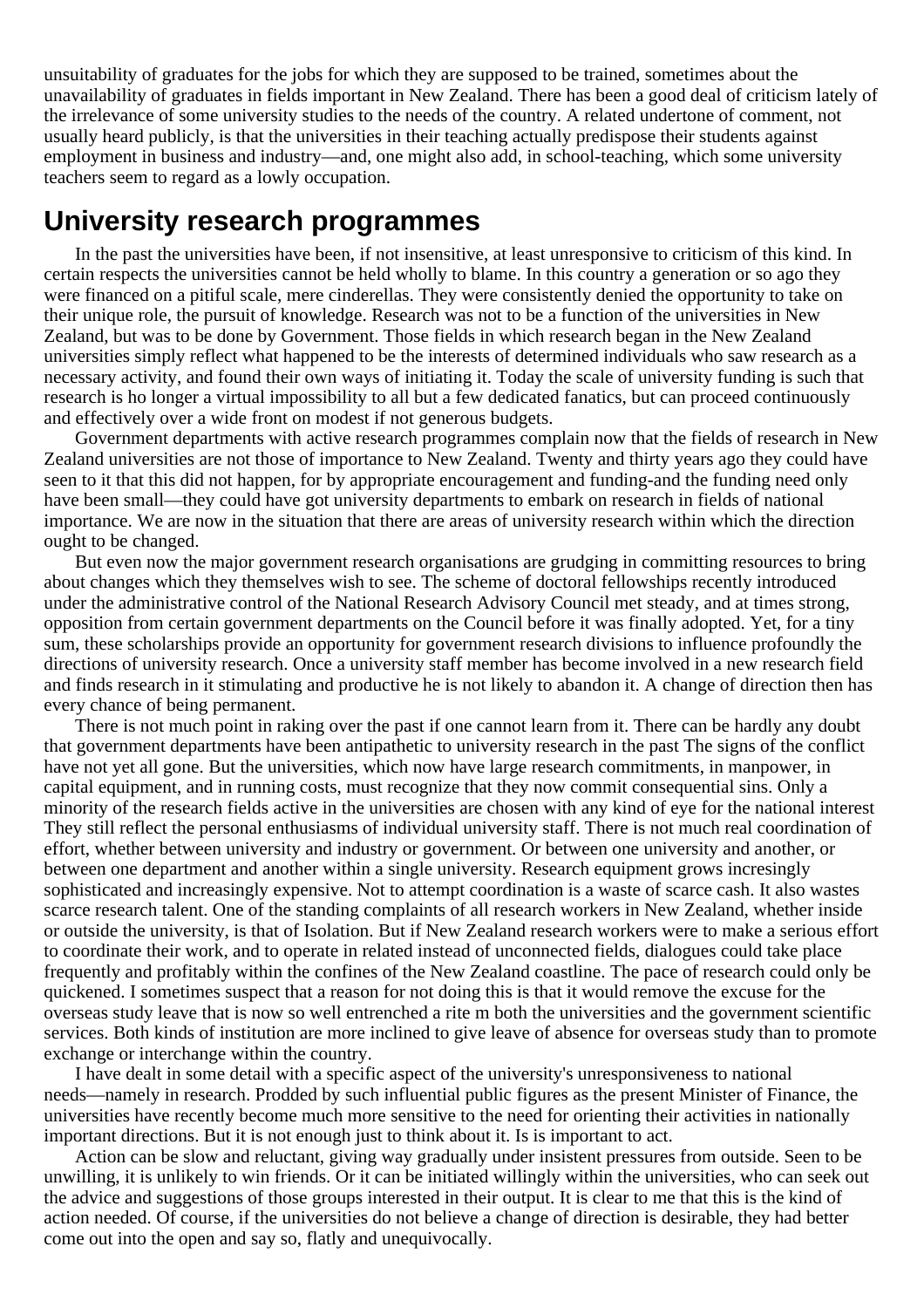unsuitability of graduates for the jobs for which they are supposed to be trained, sometimes about the unavailability of graduates in fields important in New Zealand. There has been a good deal of criticism lately of the irrelevance of some university studies to the needs of the country. A related undertone of comment, not usually heard publicly, is that the universities in their teaching actually predispose their students against employment in business and industry—and, one might also add, in school-teaching, which some university teachers seem to regard as a lowly occupation.

## University research programmes

In the past the universities have been, if not insensitive, at least unresponsive to criticism of this kind. In certain respects the universities cannot be held wholly to blame. In this country a generation or so ago they were financed on a pitiful scale, mere cinderellas. They were consistently denied the opportunity to take on their unique role, the pursuit of knowledge. Research was not to be a function of the universities in New Zealand, but was to be done by Government. Those fields in which research began in the New Zealand universities simply reflect what happened to be the interests of determined individuals who saw research as a necessary activity, and found their own ways of initiating it. Today the scale of university funding is such that research is ho longer a virtual impossibility to all but a few dedicated fanatics, but can proceed continuously and effectively over a wide front on modest if not generous budgets.

Government departments with active research programmes complain now that the fields of research in New Zealand universities are not those of importance to New Zealand. Twenty and thirty years ago they could have seen to it that this did not happen, for by appropriate encouragement and funding-and the funding need only have been small—they could have got university departments to embark on research in fields of national importance. We are now in the situation that there are areas of university research within which the direction ought to be changed.

But even now the major government research organisations are grudging in committing resources to bring about changes which they themselves wish to see. The scheme of doctoral fellowships recently introduced under the administrative control of the National Research Advisory Council met steady, and at times strong, opposition from certain government departments on the Council before it was finally adopted. Yet, for a tiny sum, these scholarships provide an opportunity for government research divisions to influence profoundly the directions of university research. Once a university staff member has become involved in a new research field and finds research in it stimulating and productive he is not likely to abandon it. A change of direction then has every chance of being permanent.

There is not much point in raking over the past if one cannot learn from it. There can be hardly any doubt that government departments have been antipathetic to university research in the past The signs of the conflict have not yet all gone. But the universities, which now have large research commitments, in manpower, in capital equipment, and in running costs, must recognize that they now commit consequential sins. Only a minority of the research fields active in the universities are chosen with any kind of eye for the national interest They still reflect the personal enthusiasms of individual university staff. There is not much real coordination of effort, whether between university and industry or government. Or between one university and another, or between one department and another within a single university. Research equipment grows incresingly sophisticated and increasingly expensive. Not to attempt coordination is a waste of scarce cash. It also wastes scarce research talent. One of the standing complaints of all research workers in New Zealand, whether inside or outside the university, is that of Isolation. But if New Zealand research workers were to make a serious effort to coordinate their work, and to operate in related instead of unconnected fields, dialogues could take place frequently and profitably within the confines of the New Zealand coastline. The pace of research could only be quickened. I sometimes suspect that a reason for not doing this is that it would remove the excuse for the overseas study leave that is now so well entrenched a rite m both the universities and the government scientific services. Both kinds of institution are more inclined to give leave of absence for overseas study than to promote exchange or interchange within the country.

I have dealt in some detail with a specific aspect of the university's unresponsiveness to national needs—namely in research. Prodded by such influential public figures as the present Minister of Finance, the universities have recently become much more sensitive to the need for orienting their activities in nationally important directions. But it is not enough just to think about it. Is is important to act.

Action can be slow and reluctant, giving way gradually under insistent pressures from outside. Seen to be unwilling, it is unlikely to win friends. Or it can be initiated willingly within the universities, who can seek out the advice and suggestions of those groups interested in their output. It is clear to me that this is the kind of action needed. Of course, if the universities do not believe a change of direction is desirable, they had better come out into the open and say so, flatly and unequivocally.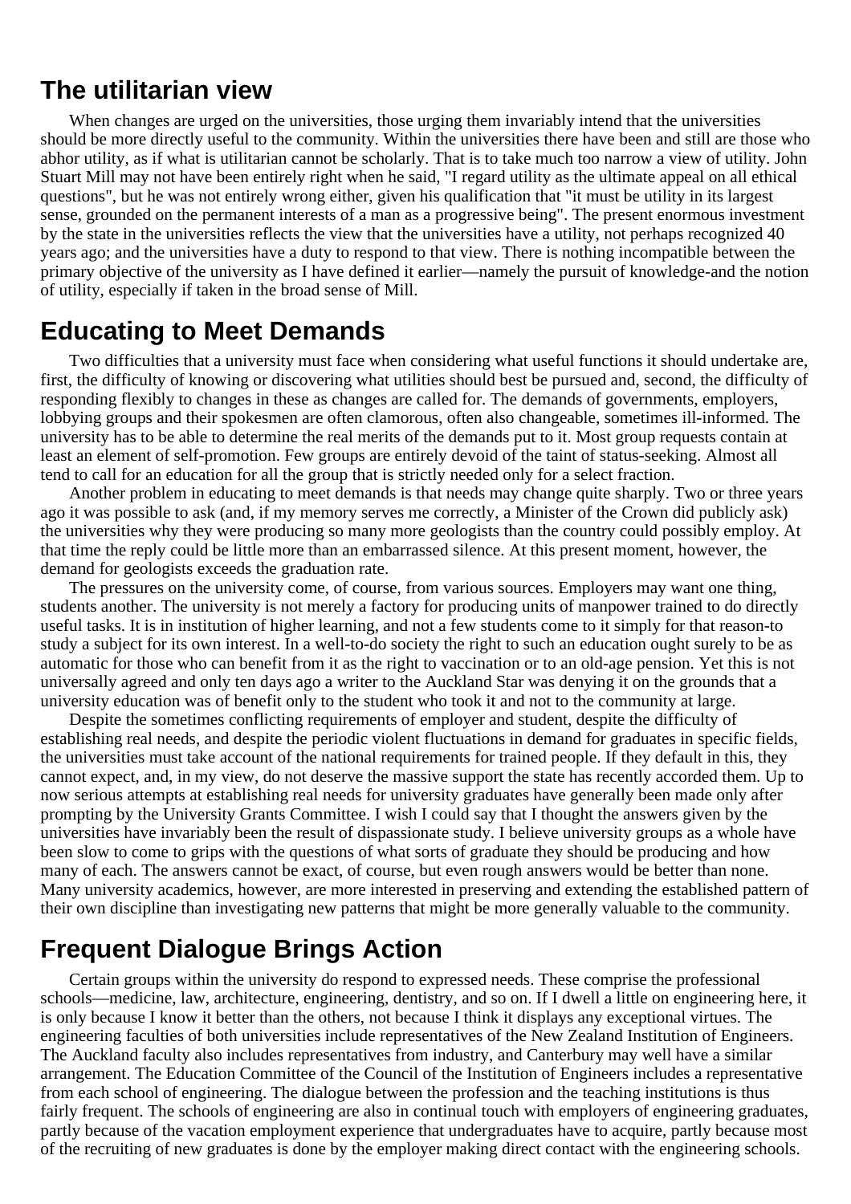## The utilitarian view

When changes are urged on the universities, those urging them invariably intend that the universities should be more directly useful to the community. Within the universities there have been and still are those who abhor utility, as if what is utilitarian cannot be scholarly. That is to take much too narrow a view of utility. John Stuart Mill may not have been entirely right when he said, "I regard utility as the ultimate appeal on all ethical questions", but he was not entirely wrong either, given his qualification that "it must be utility in its largest sense, grounded on the permanent interests of a man as a progressive being". The present enormous investment by the state in the universities reflects the view that the universities have a utility, not perhaps recognized 40 years ago; and the universities have a duty to respond to that view. There is nothing incompatible between the primary objective of the university as I have defined it earlier—namely the pursuit of knowledge-and the notion of utility, especially if taken in the broad sense of Mill.

## Educating to Meet Demands

Two difficulties that a university must face when considering what useful functions it should undertake are, first, the difficulty of knowing or discovering what utilities should best be pursued and, second, the difficulty of responding flexibly to changes in these as changes are called for. The demands of governments, employers, lobbying groups and their spokesmen are often clamorous, often also changeable, sometimes ill-informed. The university has to be able to determine the real merits of the demands put to it. Most group requests contain at least an element of self-promotion. Few groups are entirely devoid of the taint of status-seeking. Almost all tend to call for an education for all the group that is strictly needed only for a select fraction.

Another problem in educating to meet demands is that needs may change quite sharply. Two or three years ago it was possible to ask (and, if my memory serves me correctly, a Minister of the Crown did publicly ask) the universities why they were producing so many more geologists than the country could possibly employ. At that time the reply could be little more than an embarrassed silence. At this present moment, however, the demand for geologists exceeds the graduation rate.

The pressures on the university come, of course, from various sources. Employers may want one thing, students another. The university is not merely a factory for producing units of manpower trained to do directly useful tasks. It is in institution of higher learning, and not a few students come to it simply for that reason-to study a subject for its own interest. In a well-to-do society the right to such an education ought surely to be as automatic for those who can benefit from it as the right to vaccination or to an old-age pension. Yet this is not universally agreed and only ten days ago a writer to the Auckland Star was denying it on the grounds that a university education was of benefit only to the student who took it and not to the community at large.

Despite the sometimes conflicting requirements of employer and student, despite the difficulty of establishing real needs, and despite the periodic violent fluctuations in demand for graduates in specific fields, the universities must take account of the national requirements for trained people. If they default in this, they cannot expect, and, in my view, do not deserve the massive support the state has recently accorded them. Up to now serious attempts at establishing real needs for university graduates have generally been made only after prompting by the University Grants Committee. I wish I could say that I thought the answers given by the universities have invariably been the result of dispassionate study. I believe university groups as a whole have been slow to come to grips with the questions of what sorts of graduate they should be producing and how many of each. The answers cannot be exact, of course, but even rough answers would be better than none. Many university academics, however, are more interested in preserving and extending the established pattern of their own discipline than investigating new patterns that might be more generally valuable to the community.

## Frequent Dialogue Brings Action

Certain groups within the university do respond to expressed needs. These comprise the professional schools—medicine, law, architecture, engineering, dentistry, and so on. If I dwell a little on engineering here, it is only because I know it better than the others, not because I think it displays any exceptional virtues. The engineering faculties of both universities include representatives of the New Zealand Institution of Engineers. The Auckland faculty also includes representatives from industry, and Canterbury may well have a similar arrangement. The Education Committee of the Council of the Institution of Engineers includes a representative from each school of engineering. The dialogue between the profession and the teaching institutions is thus fairly frequent. The schools of engineering are also in continual touch with employers of engineering graduates, partly because of the vacation employment experience that undergraduates have to acquire, partly because most of the recruiting of new graduates is done by the employer making direct contact with the engineering schools.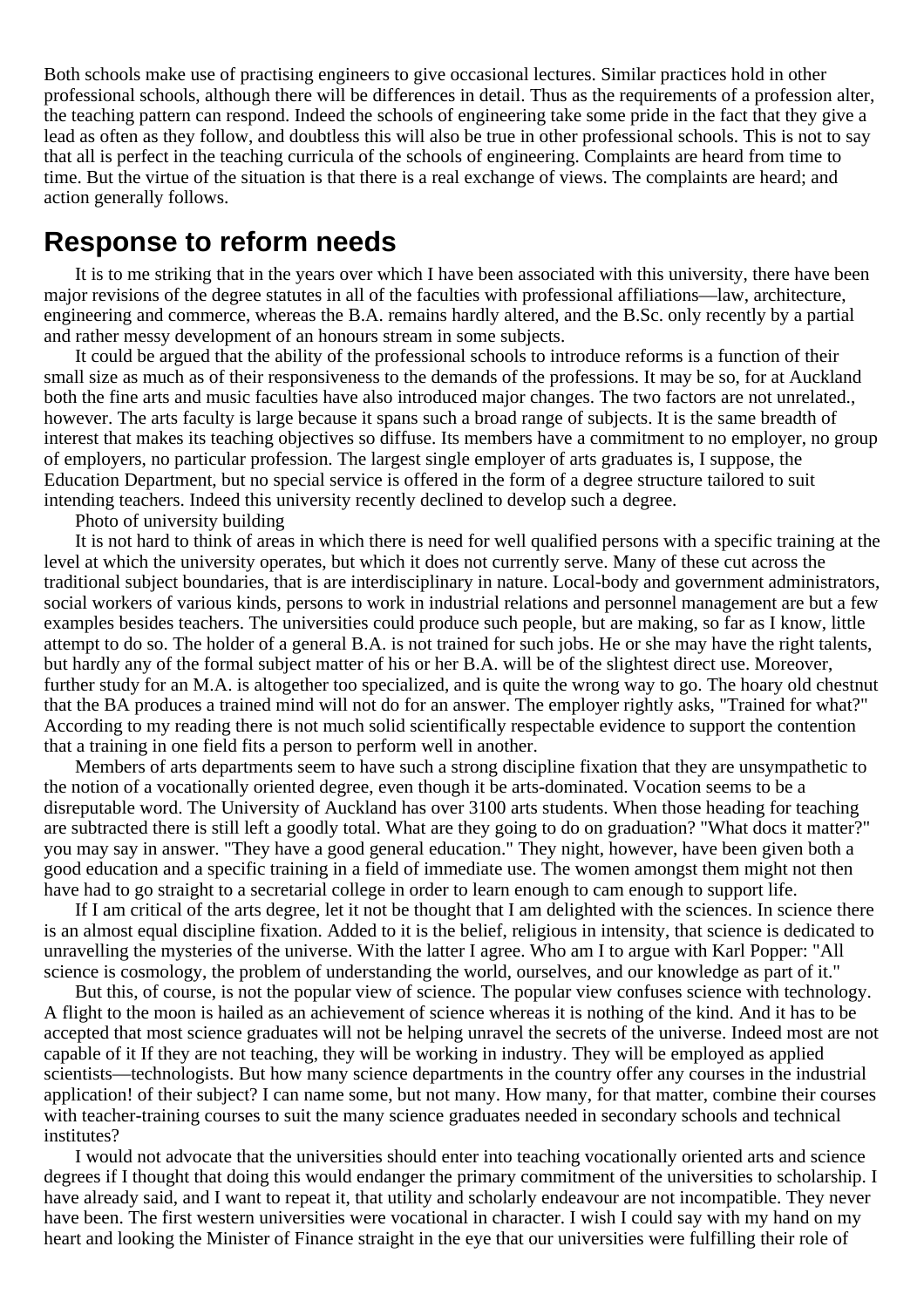Both schools make use of practising engineers to give occasional lectures. Similar practices hold in other professional schools, although there will be differences in detail. Thus as the requirements of a profession alter, the teaching pattern can respond. Indeed the schools of engineering take some pride in the fact that they give a lead as often as they follow, and doubtless this will also be true in other professional schools. This is not to say that all is perfect in the teaching curricula of the schools of engineering. Complaints are heard from time to time. But the virtue of the situation is that there is a real exchange of views. The complaints are heard; and action generally follows.

## Response to reform needs

It is to me striking that in the years over which I have been associated with this university, there have been major revisions of the degree statutes in all of the faculties with professional affiliations—law, architecture, engineering and commerce, whereas the B.A. remains hardly altered, and the B.Sc. only recently by a partial and rather messy development of an honours stream in some subjects.

It could be argued that the ability of the professional schools to introduce reforms is a function of their small size as much as of their responsiveness to the demands of the professions. It may be so, for at Auckland both the fine arts and music faculties have also introduced major changes. The two factors are not unrelated., however. The arts faculty is large because it spans such a broad range of subjects. It is the same breadth of interest that makes its teaching objectives so diffuse. Its members have a commitment to no employer, no group of employers, no particular profession. The largest single employer of arts graduates is, I suppose, the Education Department, but no special service is offered in the form of a degree structure tailored to suit intending teachers. Indeed this university recently declined to develop such a degree.

Photo of university building

It is not hard to think of areas in which there is need for well qualified persons with a specific training at the level at which the university operates, but which it does not currently serve. Many of these cut across the traditional subject boundaries, that is are interdisciplinary in nature. Local-body and government administrators, social workers of various kinds, persons to work in industrial relations and personnel management are but a few examples besides teachers. The universities could produce such people, but are making, so far as I know, little attempt to do so. The holder of a general B.A. is not trained for such jobs. He or she may have the right talents, but hardly any of the formal subject matter of his or her B.A. will be of the slightest direct use. Moreover, further study for an M.A. is altogether too specialized, and is quite the wrong way to go. The hoary old chestnut that the BA produces a trained mind will not do for an answer. The employer rightly asks, "Trained for what?" According to my reading there is not much solid scientifically respectable evidence to support the contention that a training in one field fits a person to perform well in another.

Members of arts departments seem to have such a strong discipline fixation that they are unsympathetic to the notion of a vocationally oriented degree, even though it be arts-dominated. Vocation seems to be a disreputable word. The University of Auckland has over 3100 arts students. When those heading for teaching are subtracted there is still left a goodly total. What are they going to do on graduation? "What docs it matter?" you may say in answer. "They have a good general education." They night, however, have been given both a good education and a specific training in a field of immediate use. The women amongst them might not then have had to go straight to a secretarial college in order to learn enough to cam enough to support life.

If I am critical of the arts degree, let it not be thought that I am delighted with the sciences. In science there is an almost equal discipline fixation. Added to it is the belief, religious in intensity, that science is dedicated to unravelling the mysteries of the universe. With the latter I agree. Who am I to argue with Karl Popper: "All science is cosmology, the problem of understanding the world, ourselves, and our knowledge as part of it."

But this, of course, is not the popular view of science. The popular view confuses science with technology. A flight to the moon is hailed as an achievement of science whereas it is nothing of the kind. And it has to be accepted that most science graduates will not be helping unravel the secrets of the universe. Indeed most are not capable of it If they are not teaching, they will be working in industry. They will be employed as applied scientists—technologists. But how many science departments in the country offer any courses in the industrial application! of their subject? I can name some, but not many. How many, for that matter, combine their courses with teacher-training courses to suit the many science graduates needed in secondary schools and technical institutes?

I would not advocate that the universities should enter into teaching vocationally oriented arts and science degrees if I thought that doing this would endanger the primary commitment of the universities to scholarship. I have already said, and I want to repeat it, that utility and scholarly endeavour are not incompatible. They never have been. The first western universities were vocational in character. I wish I could say with my hand on my heart and looking the Minister of Finance straight in the eye that our universities were fulfilling their role of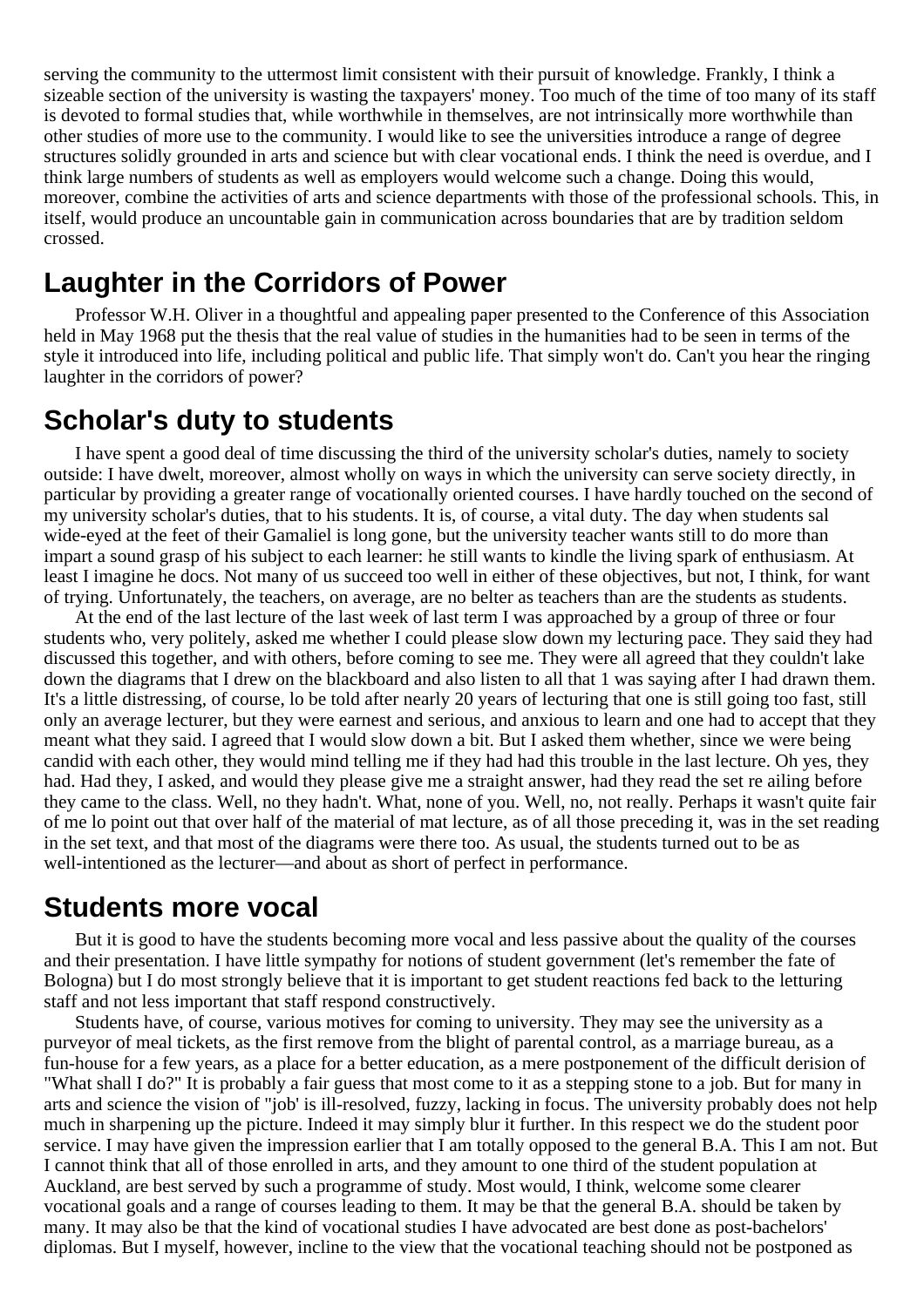serving the community to the uttermost limit consistent with their pursuit of knowledge. Frankly, I think a sizeable section of the university is wasting the taxpayers' money. Too much of the time of too many of its staff is devoted to formal studies that, while worthwhile in themselves, are not intrinsically more worthwhile than other studies of more use to the community. I would like to see the universities introduce a range of degree structures solidly grounded in arts and science but with clear vocational ends. I think the need is overdue, and I think large numbers of students as well as employers would welcome such a change. Doing this would, moreover, combine the activities of arts and science departments with those of the professional schools. This, in itself, would produce an uncountable gain in communication across boundaries that are by tradition seldom crossed.

## Laughter in the Corridors of Power

Professor W.H. Oliver in a thoughtful and appealing paper presented to the Conference of this Association held in May 1968 put the thesis that the real value of studies in the humanities had to be seen in terms of the style it introduced into life, including political and public life. That simply won't do. Can't you hear the ringing laughter in the corridors of power?

## Scholar's duty to students

I have spent a good deal of time discussing the third of the university scholar's duties, namely to society outside: I have dwelt, moreover, almost wholly on ways in which the university can serve society directly, in particular by providing a greater range of vocationally oriented courses. I have hardly touched on the second of my university scholar's duties, that to his students. It is, of course, a vital duty. The day when students sal wide-eyed at the feet of their Gamaliel is long gone, but the university teacher wants still to do more than impart a sound grasp of his subject to each learner: he still wants to kindle the living spark of enthusiasm. At least I imagine he docs. Not many of us succeed too well in either of these objectives, but not, I think, for want of trying. Unfortunately, the teachers, on average, are no belter as teachers than are the students as students.

At the end of the last lecture of the last week of last term I was approached by a group of three or four students who, very politely, asked me whether I could please slow down my lecturing pace. They said they had discussed this together, and with others, before coming to see me. They were all agreed that they couldn't lake down the diagrams that I drew on the blackboard and also listen to all that 1 was saying after I had drawn them. It's a little distressing, of course, lo be told after nearly 20 years of lecturing that one is still going too fast, still only an average lecturer, but they were earnest and serious, and anxious to learn and one had to accept that they meant what they said. I agreed that I would slow down a bit. But I asked them whether, since we were being candid with each other, they would mind telling me if they had had this trouble in the last lecture. Oh yes, they had. Had they, I asked, and would they please give me a straight answer, had they read the set re ailing before they came to the class. Well, no they hadn't. What, none of you. Well, no, not really. Perhaps it wasn't quite fair of me lo point out that over half of the material of mat lecture, as of all those preceding it, was in the set reading in the set text, and that most of the diagrams were there too. As usual, the students turned out to be as well-intentioned as the lecturer—and about as short of perfect in performance.

## Students more vocal

But it is good to have the students becoming more vocal and less passive about the quality of the courses and their presentation. I have little sympathy for notions of student government (let's remember the fate of Bologna) but I do most strongly believe that it is important to get student reactions fed back to the letturing staff and not less important that staff respond constructively.

Students have, of course, various motives for coming to university. They may see the university as a purveyor of meal tickets, as the first remove from the blight of parental control, as a marriage bureau, as a fun-house for a few years, as a place for a better education, as a mere postponement of the difficult derision of "What shall I do?" It is probably a fair guess that most come to it as a stepping stone to a job. But for many in arts and science the vision of "job' is ill-resolved, fuzzy, lacking in focus. The university probably does not help much in sharpening up the picture. Indeed it may simply blur it further. In this respect we do the student poor service. I may have given the impression earlier that I am totally opposed to the general B.A. This I am not. But I cannot think that all of those enrolled in arts, and they amount to one third of the student population at Auckland, are best served by such a programme of study. Most would, I think, welcome some clearer vocational goals and a range of courses leading to them. It may be that the general B.A. should be taken by many. It may also be that the kind of vocational studies I have advocated are best done as post-bachelors' diplomas. But I myself, however, incline to the view that the vocational teaching should not be postponed as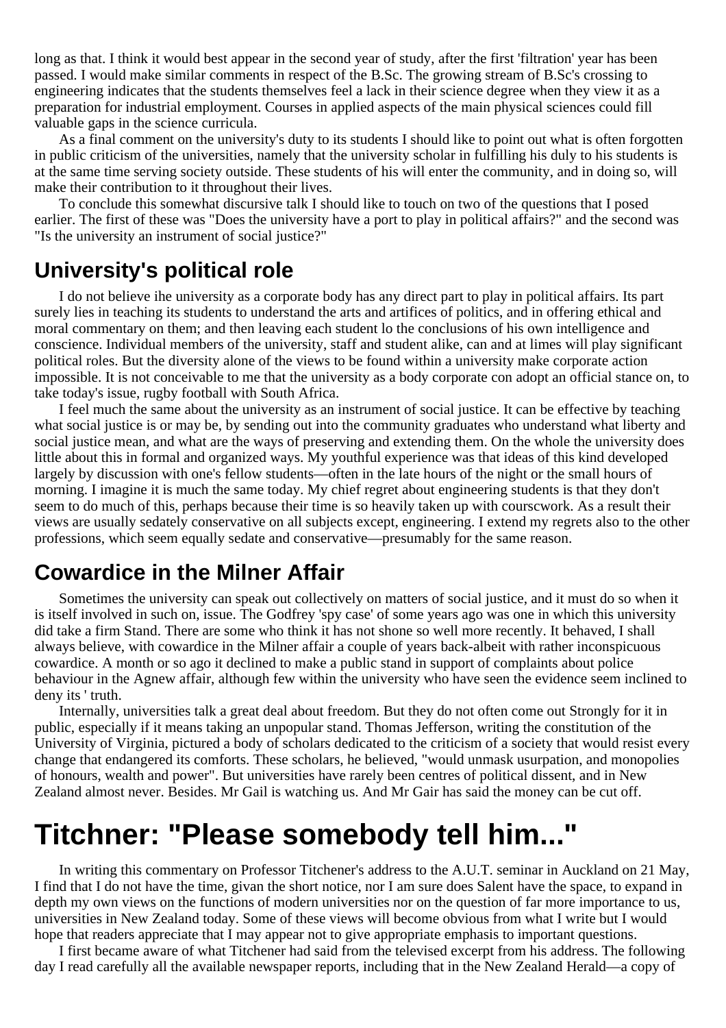long as that. I think it would best appear in the second year of study, after the first 'filtration' year has been passed. I would make similar comments in respect of the B.Sc. The growing stream of B.Sc's crossing to engineering indicates that the students themselves feel a lack in their science degree when they view it as a preparation for industrial employment. Courses in applied aspects of the main physical sciences could fill valuable gaps in the science curricula.

As a final comment on the university's duty to its students I should like to point out what is often forgotten in public criticism of the universities, namely that the university scholar in fulfilling his duly to his students is at the same time serving society outside. These students of his will enter the community, and in doing so, will make their contribution to it throughout their lives.

To conclude this somewhat discursive talk I should like to touch on two of the questions that I posed earlier. The first of these was "Does the university have a port to play in political affairs?" and the second was "Is the university an instrument of social justice?"

## University's political role

I do not believe ihe university as a corporate body has any direct part to play in political affairs. Its part surely lies in teaching its students to understand the arts and artifices of politics, and in offering ethical and moral commentary on them; and then leaving each student lo the conclusions of his own intelligence and conscience. Individual members of the university, staff and student alike, can and at limes will play significant political roles. But the diversity alone of the views to be found within a university make corporate action impossible. It is not conceivable to me that the university as a body corporate con adopt an official stance on, to take today's issue, rugby football with South Africa.

I feel much the same about the university as an instrument of social justice. It can be effective by teaching what social justice is or may be, by sending out into the community graduates who understand what liberty and social justice mean, and what are the ways of preserving and extending them. On the whole the university does little about this in formal and organized ways. My youthful experience was that ideas of this kind developed largely by discussion with one's fellow students—often in the late hours of the night or the small hours of morning. I imagine it is much the same today. My chief regret about engineering students is that they don't seem to do much of this, perhaps because their time is so heavily taken up with courscwork. As a result their views are usually sedately conservative on all subjects except, engineering. I extend my regrets also to the other professions, which seem equally sedate and conservative—presumably for the same reason.

## Cowardice in the Milner Affair

Sometimes the university can speak out collectively on matters of social justice, and it must do so when it is itself involved in such on, issue. The Godfrey 'spy case' of some years ago was one in which this university did take a firm Stand. There are some who think it has not shone so well more recently. It behaved, I shall always believe, with cowardice in the Milner affair a couple of years back-albeit with rather inconspicuous cowardice. A month or so ago it declined to make a public stand in support of complaints about police behaviour in the Agnew affair, although few within the university who have seen the evidence seem inclined to deny its ' truth.

Internally, universities talk a great deal about freedom. But they do not often come out Strongly for it in public, especially if it means taking an unpopular stand. Thomas Jefferson, writing the constitution of the University of Virginia, pictured a body of scholars dedicated to the criticism of a society that would resist every change that endangered its comforts. These scholars, he believed, "would unmask usurpation, and monopolies of honours, wealth and power". But universities have rarely been centres of political dissent, and in New Zealand almost never. Besides. Mr Gail is watching us. And Mr Gair has said the money can be cut off.

# Titchner: "Please somebody tell him..."

In writing this commentary on Professor Titchener's address to the A.U.T. seminar in Auckland on 21 May, I find that I do not have the time, givan the short notice, nor I am sure does Salent have the space, to expand in depth my own views on the functions of modern universities nor on the question of far more importance to us, universities in New Zealand today. Some of these views will become obvious from what I write but I would hope that readers appreciate that I may appear not to give appropriate emphasis to important questions.

I first became aware of what Titchener had said from the televised excerpt from his address. The following day I read carefully all the available newspaper reports, including that in the New Zealand Herald—a copy of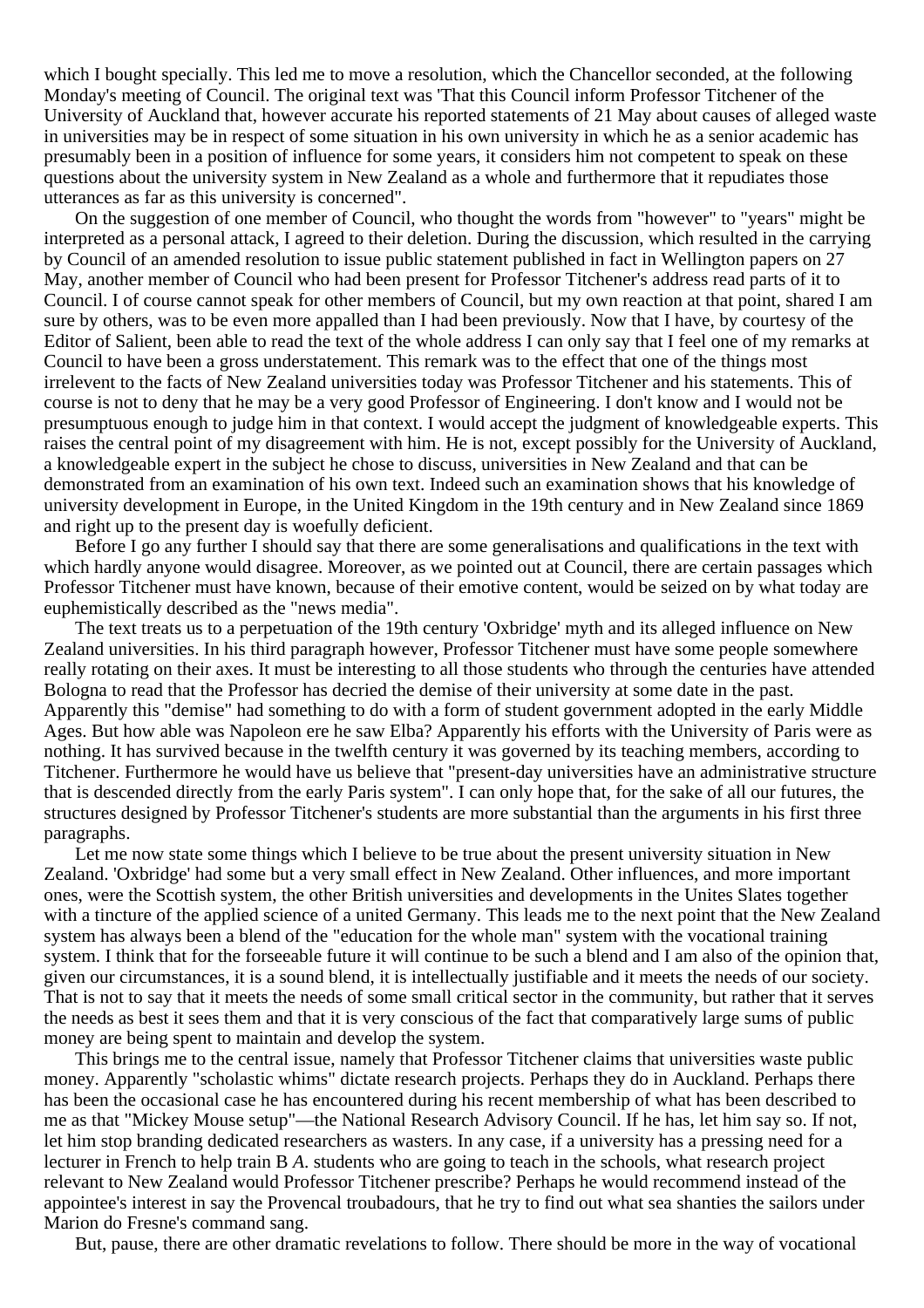which I bought specially. This led me to move a resolution, which the Chancellor seconded, at the following Monday's meeting of Council. The original text was 'That this Council inform Professor Titchener of the University of Auckland that, however accurate his reported statements of 21 May about causes of alleged waste in universities may be in respect of some situation in his own university in which he as a senior academic has presumably been in a position of influence for some years, it considers him not competent to speak on these questions about the university system in New Zealand as a whole and furthermore that it repudiates those utterances as far as this university is concerned".

On the suggestion of one member of Council, who thought the words from "however" to "years" might be interpreted as a personal attack, I agreed to their deletion. During the discussion, which resulted in the carrying by Council of an amended resolution to issue public statement published in fact in Wellington papers on 27 May, another member of Council who had been present for Professor Titchener's address read parts of it to Council. I of course cannot speak for other members of Council, but my own reaction at that point, shared I am sure by others, was to be even more appalled than I had been previously. Now that I have, by courtesy of the Editor of Salient, been able to read the text of the whole address I can only say that I feel one of my remarks at Council to have been a gross understatement. This remark was to the effect that one of the things most irrelevent to the facts of New Zealand universities today was Professor Titchener and his statements. This of course is not to deny that he may be a very good Professor of Engineering. I don't know and I would not be presumptuous enough to judge him in that context. I would accept the judgment of knowledgeable experts. This raises the central point of my disagreement with him. He is not, except possibly for the University of Auckland, a knowledgeable expert in the subject he chose to discuss, universities in New Zealand and that can be demonstrated from an examination of his own text. Indeed such an examination shows that his knowledge of university development in Europe, in the United Kingdom in the 19th century and in New Zealand since 1869 and right up to the present day is woefully deficient.

Before I go any further I should say that there are some generalisations and qualifications in the text with which hardly anyone would disagree. Moreover, as we pointed out at Council, there are certain passages which Professor Titchener must have known, because of their emotive content, would be seized on by what today are euphemistically described as the "news media".

The text treats us to a perpetuation of the 19th century 'Oxbridge' myth and its alleged influence on New Zealand universities. In his third paragraph however, Professor Titchener must have some people somewhere really rotating on their axes. It must be interesting to all those students who through the centuries have attended Bologna to read that the Professor has decried the demise of their university at some date in the past. Apparently this "demise" had something to do with a form of student government adopted in the early Middle Ages. But how able was Napoleon ere he saw Elba? Apparently his efforts with the University of Paris were as nothing. It has survived because in the twelfth century it was governed by its teaching members, according to Titchener. Furthermore he would have us believe that "present-day universities have an administrative structure that is descended directly from the early Paris system". I can only hope that, for the sake of all our futures, the structures designed by Professor Titchener's students are more substantial than the arguments in his first three paragraphs.

Let me now state some things which I believe to be true about the present university situation in New Zealand. 'Oxbridge' had some but a very small effect in New Zealand. Other influences, and more important ones, were the Scottish system, the other British universities and developments in the Unites Slates together with a tincture of the applied science of a united Germany. This leads me to the next point that the New Zealand system has always been a blend of the "education for the whole man" system with the vocational training system. I think that for the forseeable future it will continue to be such a blend and I am also of the opinion that, given our circumstances, it is a sound blend, it is intellectually justifiable and it meets the needs of our society. That is not to say that it meets the needs of some small critical sector in the community, but rather that it serves the needs as best it sees them and that it is very conscious of the fact that comparatively large sums of public money are being spent to maintain and develop the system.

This brings me to the central issue, namely that Professor Titchener claims that universities waste public money. Apparently "scholastic whims" dictate research projects. Perhaps they do in Auckland. Perhaps there has been the occasional case he has encountered during his recent membership of what has been described to me as that "Mickey Mouse setup"—the National Research Advisory Council. If he has, let him say so. If not, let him stop branding dedicated researchers as wasters. In any case, if a university has a pressing need for a lecturer in French to help train B *A.* students who are going to teach in the schools, what research project relevant to New Zealand would Professor Titchener prescribe? Perhaps he would recommend instead of the appointee's interest in say the Provencal troubadours, that he try to find out what sea shanties the sailors under Marion do Fresne's command sang.

But, pause, there are other dramatic revelations to follow. There should be more in the way of vocational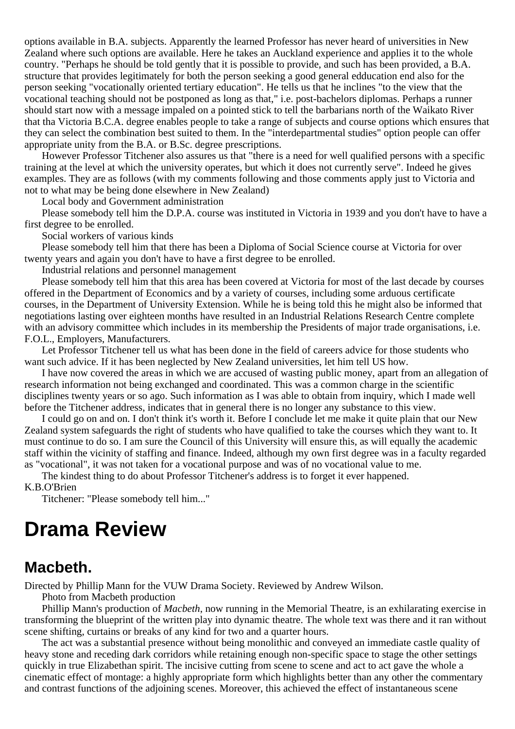options available in B.A. subjects. Apparently the learned Professor has never heard of universities in New Zealand where such options are available. Here he takes an Auckland experience and applies it to the whole country. "Perhaps he should be told gently that it is possible to provide, and such has been provided, a B.A. structure that provides legitimately for both the person seeking a good general edducation end also for the person seeking "vocationally oriented tertiary education". He tells us that he inclines "to the view that the vocational teaching should not be postponed as long as that," i.e. post-bachelors diplomas. Perhaps a runner should start now with a message impaled on a pointed stick to tell the barbarians north of the Waikato River that tha Victoria B.C.A. degree enables people to take a range of subjects and course options which ensures that they can select the combination best suited to them. In the "interdepartmental studies" option people can offer appropriate unity from the B.A. or B.Sc. degree prescriptions.

However Professor Titchener also assures us that "there is a need for well qualified persons with a specific training at the level at which the university operates, but which it does not currently serve". Indeed he gives examples. They are as follows (with my comments following and those comments apply just to Victoria and not to what may be being done elsewhere in New Zealand)

Local body and Government administration

Please somebody tell him the D.P.A. course was instituted in Victoria in 1939 and you don't have to have a first degree to be enrolled.

Social workers of various kinds

Please somebody tell him that there has been a Diploma of Social Science course at Victoria for over twenty years and again you don't have to have a first degree to be enrolled.

Industrial relations and personnel management

Please somebody tell him that this area has been covered at Victoria for most of the last decade by courses offered in the Department of Economics and by a variety of courses, including some arduous certificate courses, in the Department of University Extension. While he is being told this he might also be informed that negotiations lasting over eighteen months have resulted in an Industrial Relations Research Centre complete with an advisory committee which includes in its membership the Presidents of major trade organisations, i.e. F.O.L., Employers, Manufacturers.

Let Professor Titchener tell us what has been done in the field of careers advice for those students who want such advice. If it has been neglected by New Zealand universities, let him tell US how.

I have now covered the areas in which we are accused of wasting public money, apart from an allegation of research information not being exchanged and coordinated. This was a common charge in the scientific disciplines twenty years or so ago. Such information as I was able to obtain from inquiry, which I made well before the Titchener address, indicates that in general there is no longer any substance to this view.

I could go on and on. I don't think it's worth it. Before I conclude let me make it quite plain that our New Zealand system safeguards the right of students who have qualified to take the courses which they want to. It must continue to do so. I am sure the Council of this University will ensure this, as will equally the academic staff within the vicinity of staffing and finance. Indeed, although my own first degree was in a faculty regarded as "vocational", it was not taken for a vocational purpose and was of no vocational value to me.

The kindest thing to do about Professor Titchener's address is to forget it ever happened.

K.B.O'Brien

Titchener: "Please somebody tell him..."

# Drama Review

## Macbeth.

Directed by Phillip Mann for the VUW Drama Society. Reviewed by Andrew Wilson.

Photo from Macbeth production

Phillip Mann's production of *Macbeth*, now running in the Memorial Theatre, is an exhilarating exercise in transforming the blueprint of the written play into dynamic theatre. The whole text was there and it ran without scene shifting, curtains or breaks of any kind for two and a quarter hours.

The act was a substantial presence without being monolithic and conveyed an immediate castle quality of heavy stone and receding dark corridors while retaining enough non-specific space to stage the other settings quickly in true Elizabethan spirit. The incisive cutting from scene to scene and act to act gave the whole a cinematic effect of montage: a highly appropriate form which highlights better than any other the commentary and contrast functions of the adjoining scenes. Moreover, this achieved the effect of instantaneous scene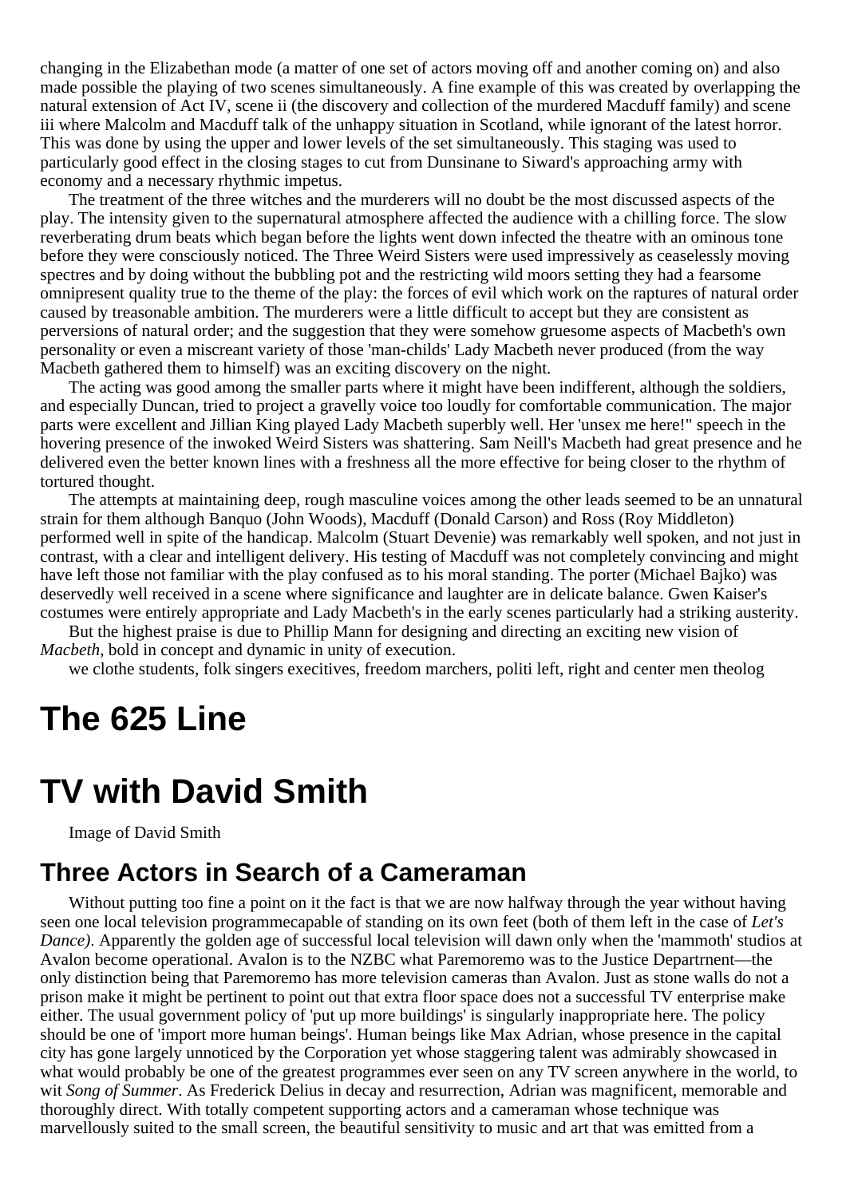changing in the Elizabethan mode (a matter of one set of actors moving off and another coming on) and also made possible the playing of two scenes simultaneously. A fine example of this was created by overlapping the natural extension of Act IV, scene ii (the discovery and collection of the murdered Macduff family) and scene iii where Malcolm and Macduff talk of the unhappy situation in Scotland, while ignorant of the latest horror. This was done by using the upper and lower levels of the set simultaneously. This staging was used to particularly good effect in the closing stages to cut from Dunsinane to Siward's approaching army with economy and a necessary rhythmic impetus.

The treatment of the three witches and the murderers will no doubt be the most discussed aspects of the play. The intensity given to the supernatural atmosphere affected the audience with a chilling force. The slow reverberating drum beats which began before the lights went down infected the theatre with an ominous tone before they were consciously noticed. The Three Weird Sisters were used impressively as ceaselessly moving spectres and by doing without the bubbling pot and the restricting wild moors setting they had a fearsome omnipresent quality true to the theme of the play: the forces of evil which work on the raptures of natural order caused by treasonable ambition. The murderers were a little difficult to accept but they are consistent as perversions of natural order; and the suggestion that they were somehow gruesome aspects of Macbeth's own personality or even a miscreant variety of those 'man-childs' Lady Macbeth never produced (from the way Macbeth gathered them to himself) was an exciting discovery on the night.

The acting was good among the smaller parts where it might have been indifferent, although the soldiers, and especially Duncan, tried to project a gravelly voice too loudly for comfortable communication. The major parts were excellent and Jillian King played Lady Macbeth superbly well. Her 'unsex me here!" speech in the hovering presence of the inwoked Weird Sisters was shattering. Sam Neill's Macbeth had great presence and he delivered even the better known lines with a freshness all the more effective for being closer to the rhythm of tortured thought.

The attempts at maintaining deep, rough masculine voices among the other leads seemed to be an unnatural strain for them although Banquo (John Woods), Macduff (Donald Carson) and Ross (Roy Middleton) performed well in spite of the handicap. Malcolm (Stuart Devenie) was remarkably well spoken, and not just in contrast, with a clear and intelligent delivery. His testing of Macduff was not completely convincing and might have left those not familiar with the play confused as to his moral standing. The porter (Michael Bajko) was deservedly well received in a scene where significance and laughter are in delicate balance. Gwen Kaiser's costumes were entirely appropriate and Lady Macbeth's in the early scenes particularly had a striking austerity.

But the highest praise is due to Phillip Mann for designing and directing an exciting new vision of *Macbeth*, bold in concept and dynamic in unity of execution.

we clothe students, folk singers execitives, freedom marchers, politi left, right and center men theolog

# The 625 Line

# TV with David Smith

Image of David Smith

## Three Actors in Search of a Cameraman

Without putting too fine a point on it the fact is that we are now halfway through the year without having seen one local television programmecapable of standing on its own feet (both of them left in the case of *Let's Dance)*. Apparently the golden age of successful local television will dawn only when the 'mammoth' studios at Avalon become operational. Avalon is to the NZBC what Paremoremo was to the Justice Departrnent—the only distinction being that Paremoremo has more television cameras than Avalon. Just as stone walls do not a prison make it might be pertinent to point out that extra floor space does not a successful TV enterprise make either. The usual government policy of 'put up more buildings' is singularly inappropriate here. The policy should be one of 'import more human beings'. Human beings like Max Adrian, whose presence in the capital city has gone largely unnoticed by the Corporation yet whose staggering talent was admirably showcased in what would probably be one of the greatest programmes ever seen on any TV screen anywhere in the world, to wit *Song of Summer*. As Frederick Delius in decay and resurrection, Adrian was magnificent, memorable and thoroughly direct. With totally competent supporting actors and a cameraman whose technique was marvellously suited to the small screen, the beautiful sensitivity to music and art that was emitted from a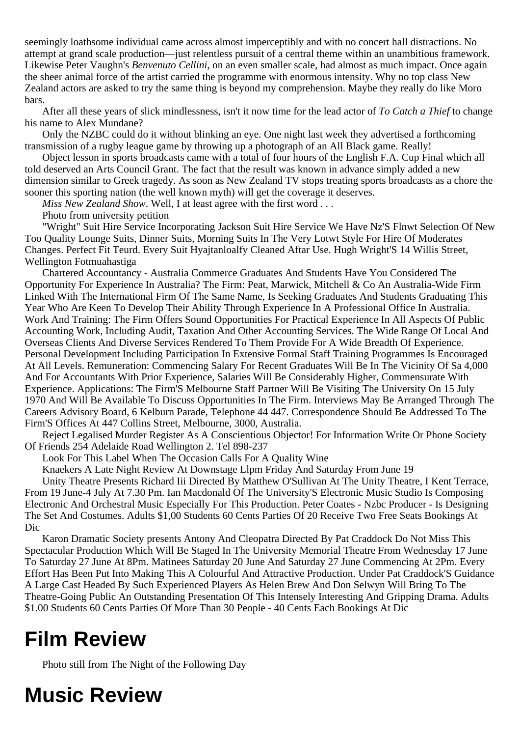seemingly loathsome individual came across almost imperceptibly and with no concert hall distractions. No attempt at grand scale production—just relentless pursuit of a central theme within an unambitious framework. Likewise Peter Vaughn's *Benvenuto Cellini*, on an even smaller scale, had almost as much impact. Once again the sheer animal force of the artist carried the programme with enormous intensity. Why no top class New Zealand actors are asked to try the same thing is beyond my comprehension. Maybe they really do like Moro bars.

After all these years of slick mindlessness, isn't it now time for the lead actor of *To Catch a Thief* to change his name to Alex Mundane?

Only the NZBC could do it without blinking an eye. One night last week they advertised a forthcoming transmission of a rugby league game by throwing up a photograph of an All Black game. Really!

Object lesson in sports broadcasts came with a total of four hours of the English F.A. Cup Final which all told deserved an Arts Council Grant. The fact that the result was known in advance simply added a new dimension similar to Greek tragedy. As soon as New Zealand TV stops treating sports broadcasts as a chore the sooner this sporting nation (the well known myth) will get the coverage it deserves.

*Miss New Zealand Show*. Well, I at least agree with the first word . . .

Photo from university petition

"Wright" Suit Hire Service Incorporating Jackson Suit Hire Service We Have Nz'S Flnwt Selection Of New Too Quality Lounge Suits, Dinner Suits, Morning Suits In The Very Lotwt Style For Hire Of Moderates Changes. Perfect Fit Teurd. Every Suit Hyajtanloalfy Cleaned Aftar Use. Hugh Wright'S 14 Willis Street, Wellington Fotmuahastiga

Chartered Accountancy - Australia Commerce Graduates And Students Have You Considered The Opportunity For Experience In Australia? The Firm: Peat, Marwick, Mitchell & Co An Australia-Wide Firm Linked With The International Firm Of The Same Name, Is Seeking Graduates And Students Graduating This Year Who Are Keen To Develop Their Ability Through Experience In A Professional Office In Australia. Work And Training: The Firm Offers Sound Opportunities For Practical Experience In All Aspects Of Public Accounting Work, Including Audit, Taxation And Other Accounting Services. The Wide Range Of Local And Overseas Clients And Diverse Services Rendered To Them Provide For A Wide Breadth Of Experience. Personal Development Including Participation In Extensive Formal Staff Training Programmes Is Encouraged At All Levels. Remuneration: Commencing Salary For Recent Graduates Will Be In The Vicinity Of Sa 4,000 And For Accountants With Prior Experience, Salaries Will Be Considerably Higher, Commensurate With Experience. Applications: The Firm'S Melbourne Staff Partner Will Be Visiting The University On 15 July 1970 And Will Be Available To Discuss Opportunities In The Firm. Interviews May Be Arranged Through The Careers Advisory Board, 6 Kelburn Parade, Telephone 44 447. Correspondence Should Be Addressed To The Firm'S Offices At 447 Collins Street, Melbourne, 3000, Australia.

Reject Legalised Murder Register As A Conscientious Objector! For Information Write Or Phone Society Of Friends 254 Adelaide Road Wellington 2. Tel 898-237

Look For This Label When The Occasion Calls For A Quality Wine

Knaekers A Late Night Review At Downstage Llpm Friday And Saturday From June 19

Unity Theatre Presents Richard Iii Directed By Matthew O'Sullivan At The Unity Theatre, I Kent Terrace, From 19 June-4 July At 7.30 Pm. Ian Macdonald Of The University'S Electronic Music Studio Is Composing Electronic And Orchestral Music Especially For This Production. Peter Coates - Nzbc Producer - Is Designing The Set And Costumes. Adults $1,00 Students 60 Cents Parties Of 20 Receive Two Free Seats Bookings At Dic

Karon Dramatic Society presents Antony And Cleopatra Directed By Pat Craddock Do Not Miss This Spectacular Production Which Will Be Staged In The University Memorial Theatre From Wednesday 17 June To Saturday 27 June At 8Pm. Matinees Saturday 20 June And Saturday 27 June Commencing At 2Pm. Every Effort Has Been Put Into Making This A Colourful And Attractive Production. Under Pat Craddock'S Guidance A Large Cast Headed By Such Experienced Players As Helen Brew And Don Selwyn Will Bring To The Theatre-Going Public An Outstanding Presentation Of This Intensely Interesting And Gripping Drama. Adults $1.00 Students 60 Cents Parties Of More Than 30 People - 40 Cents Each Bookings At Dic

# Film Review

Photo still from The Night of the Following Day

# Music Review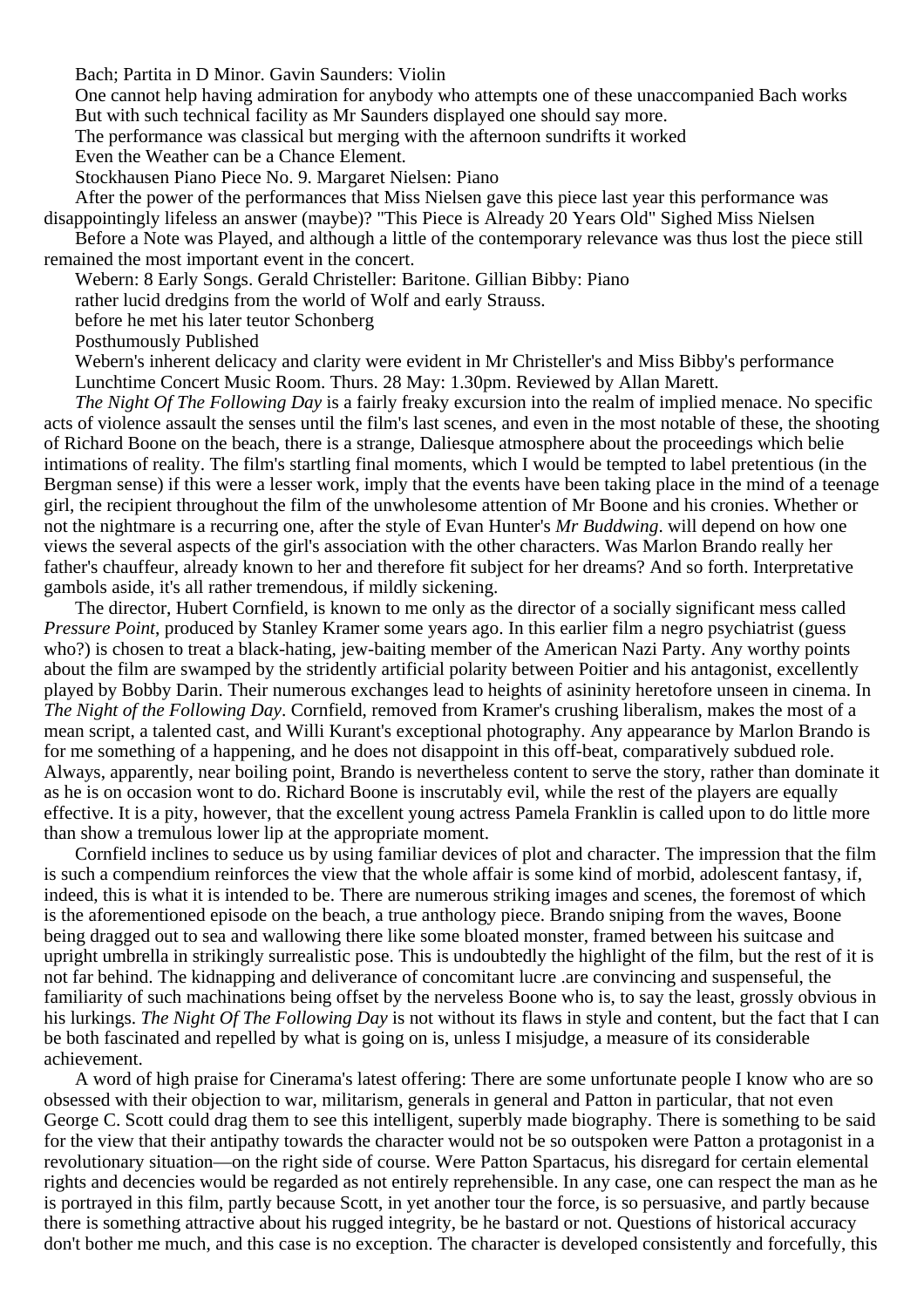Bach; Partita in D Minor. Gavin Saunders: Violin

One cannot help having admiration for anybody who attempts one of these unaccompanied Bach works

But with such technical facility as Mr Saunders displayed one should say more.

The performance was classical but merging with the afternoon sundrifts it worked

Even the Weather can be a Chance Element.

Stockhausen Piano Piece No. 9. Margaret Nielsen: Piano

After the power of the performances that Miss Nielsen gave this piece last year this performance was disappointingly lifeless an answer (maybe)? "This Piece is Already 20 Years Old" Sighed Miss Nielsen

Before a Note was Played, and although a little of the contemporary relevance was thus lost the piece still remained the most important event in the concert.

Webern: 8 Early Songs. Gerald Christeller: Baritone. Gillian Bibby: Piano

rather lucid dredgins from the world of Wolf and early Strauss.

before he met his later teutor Schonberg

Posthumously Published

Webern's inherent delicacy and clarity were evident in Mr Christeller's and Miss Bibby's performance

Lunchtime Concert Music Room. Thurs. 28 May: 1.30pm. Reviewed by Allan Marett.

*The Night Of The Following Day* is a fairly freaky excursion into the realm of implied menace. No specific acts of violence assault the senses until the film's last scenes, and even in the most notable of these, the shooting of Richard Boone on the beach, there is a strange, Daliesque atmosphere about the proceedings which belie intimations of reality. The film's startling final moments, which I would be tempted to label pretentious (in the Bergman sense) if this were a lesser work, imply that the events have been taking place in the mind of a teenage girl, the recipient throughout the film of the unwholesome attention of Mr Boone and his cronies. Whether or not the nightmare is a recurring one, after the style of Evan Hunter's *Mr Buddwing*. will depend on how one views the several aspects of the girl's association with the other characters. Was Marlon Brando really her father's chauffeur, already known to her and therefore fit subject for her dreams? And so forth. Interpretative gambols aside, it's all rather tremendous, if mildly sickening.

The director, Hubert Cornfield, is known to me only as the director of a socially significant mess called *Pressure Point*, produced by Stanley Kramer some years ago. In this earlier film a negro psychiatrist (guess who?) is chosen to treat a black-hating, jew-baiting member of the American Nazi Party. Any worthy points about the film are swamped by the stridently artificial polarity between Poitier and his antagonist, excellently played by Bobby Darin. Their numerous exchanges lead to heights of asininity heretofore unseen in cinema. In *The Night of the Following Day*. Cornfield, removed from Kramer's crushing liberalism, makes the most of a mean script, a talented cast, and Willi Kurant's exceptional photography. Any appearance by Marlon Brando is for me something of a happening, and he does not disappoint in this off-beat, comparatively subdued role. Always, apparently, near boiling point, Brando is nevertheless content to serve the story, rather than dominate it as he is on occasion wont to do. Richard Boone is inscrutably evil, while the rest of the players are equally effective. It is a pity, however, that the excellent young actress Pamela Franklin is called upon to do little more than show a tremulous lower lip at the appropriate moment.

Cornfield inclines to seduce us by using familiar devices of plot and character. The impression that the film is such a compendium reinforces the view that the whole affair is some kind of morbid, adolescent fantasy, if, indeed, this is what it is intended to be. There are numerous striking images and scenes, the foremost of which is the aforementioned episode on the beach, a true anthology piece. Brando sniping from the waves, Boone being dragged out to sea and wallowing there like some bloated monster, framed between his suitcase and upright umbrella in strikingly surrealistic pose. This is undoubtedly the highlight of the film, but the rest of it is not far behind. The kidnapping and deliverance of concomitant lucre .are convincing and suspenseful, the familiarity of such machinations being offset by the nerveless Boone who is, to say the least, grossly obvious in his lurkings. *The Night Of The Following Day* is not without its flaws in style and content, but the fact that I can be both fascinated and repelled by what is going on is, unless I misjudge, a measure of its considerable achievement.

A word of high praise for Cinerama's latest offering: There are some unfortunate people I know who are so obsessed with their objection to war, militarism, generals in general and Patton in particular, that not even George C. Scott could drag them to see this intelligent, superbly made biography. There is something to be said for the view that their antipathy towards the character would not be so outspoken were Patton a protagonist in a revolutionary situation—on the right side of course. Were Patton Spartacus, his disregard for certain elemental rights and decencies would be regarded as not entirely reprehensible. In any case, one can respect the man as he is portrayed in this film, partly because Scott, in yet another tour the force, is so persuasive, and partly because there is something attractive about his rugged integrity, be he bastard or not. Questions of historical accuracy don't bother me much, and this case is no exception. The character is developed consistently and forcefully, this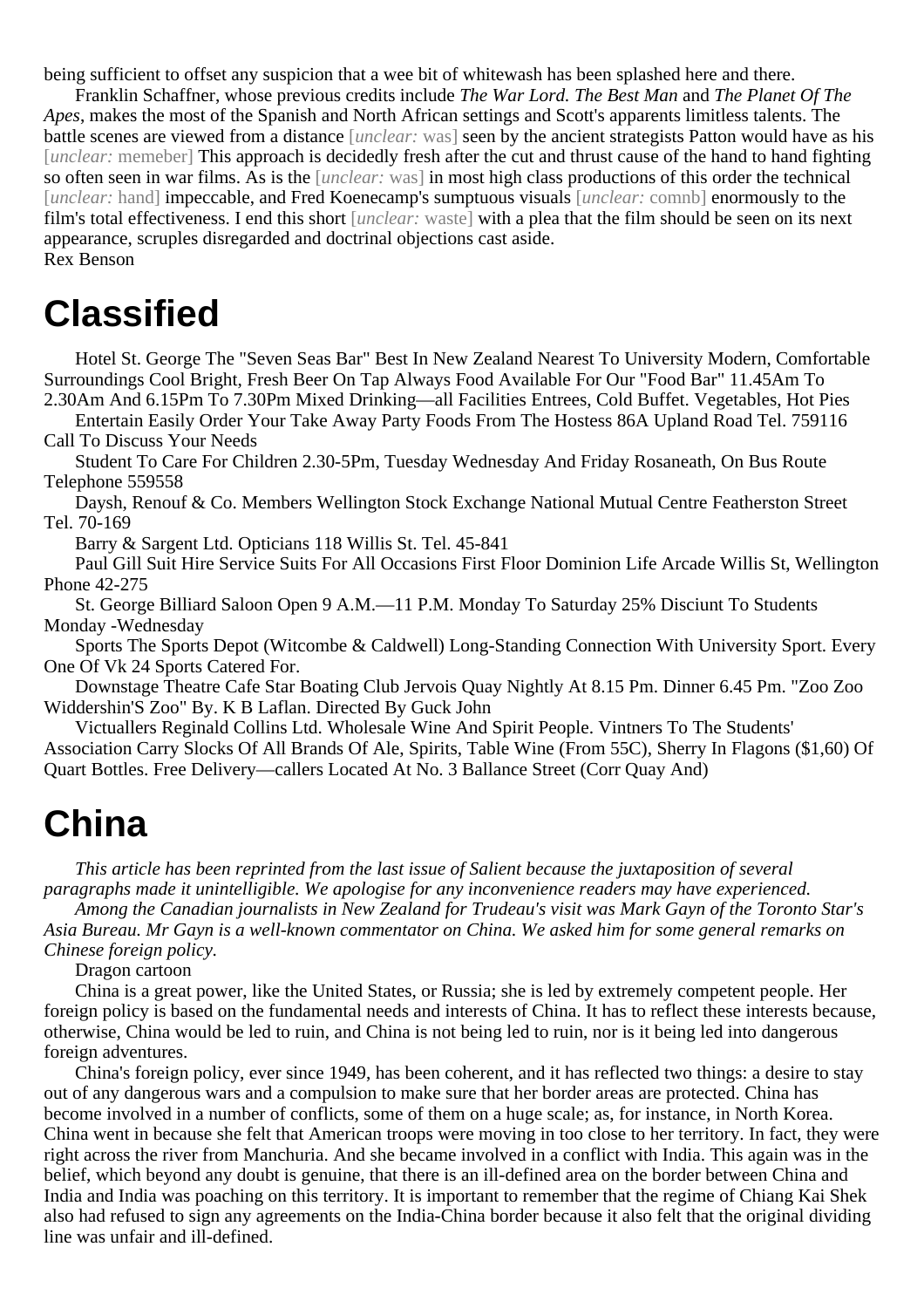being sufficient to offset any suspicion that a wee bit of whitewash has been splashed here and there.

Franklin Schaffner, whose previous credits include *The War Lord. The Best Man* and *The Planet Of The Apes*, makes the most of the Spanish and North African settings and Scott's apparents limitless talents. The battle scenes are viewed from a distance [*unclear:* was] seen by the ancient strategists Patton would have as his [*unclear:* memeber] This approach is decidedly fresh after the cut and thrust cause of the hand to hand fighting so often seen in war films. As is the [*unclear:* was] in most high class productions of this order the technical [*unclear:* hand] impeccable, and Fred Koenecamp's sumptuous visuals [*unclear:* comnb] enormously to the film's total effectiveness. I end this short [*unclear:* waste] with a plea that the film should be seen on its next appearance, scruples disregarded and doctrinal objections cast aside.

Rex Benson

# Classified

Hotel St. George The "Seven Seas Bar" Best In New Zealand Nearest To University Modern, Comfortable Surroundings Cool Bright, Fresh Beer On Tap Always Food Available For Our "Food Bar" 11.45Am To 2.30Am And 6.15Pm To 7.30Pm Mixed Drinking—all Facilities Entrees, Cold Buffet. Vegetables, Hot Pies

Entertain Easily Order Your Take Away Party Foods From The Hostess 86A Upland Road Tel. 759116 Call To Discuss Your Needs

Student To Care For Children 2.30-5Pm, Tuesday Wednesday And Friday Rosaneath, On Bus Route Telephone 559558

Daysh, Renouf & Co. Members Wellington Stock Exchange National Mutual Centre Featherston Street Tel. 70-169

Barry & Sargent Ltd. Opticians 118 Willis St. Tel. 45-841

Paul Gill Suit Hire Service Suits For All Occasions First Floor Dominion Life Arcade Willis St, Wellington Phone 42-275

St. George Billiard Saloon Open 9 A.M.—11 P.M. Monday To Saturday 25% Disciunt To Students Monday -Wednesday

Sports The Sports Depot (Witcombe & Caldwell) Long-Standing Connection With University Sport. Every One Of Vk 24 Sports Catered For.

Downstage Theatre Cafe Star Boating Club Jervois Quay Nightly At 8.15 Pm. Dinner 6.45 Pm. "Zoo Zoo Widdershin'S Zoo" By. K B Laflan. Directed By Guck John

Victuallers Reginald Collins Ltd. Wholesale Wine And Spirit People. Vintners To The Students' Association Carry Slocks Of All Brands Of Ale, Spirits, Table Wine (From 55C), Sherry In Flagons ($1,60) Of Quart Bottles. Free Delivery—callers Located At No. 3 Ballance Street (Corr Quay And)

# China

*This article has been reprinted from the last issue of Salient because the juxtaposition of several paragraphs made it unintelligible. We apologise for any inconvenience readers may have experienced.*

*Among the Canadian journalists in New Zealand for Trudeau's visit was Mark Gayn of the Toronto Star's Asia Bureau. Mr Gayn is a well-known commentator on China. We asked him for some general remarks on Chinese foreign policy.*

Dragon cartoon

China is a great power, like the United States, or Russia; she is led by extremely competent people. Her foreign policy is based on the fundamental needs and interests of China. It has to reflect these interests because, otherwise, China would be led to ruin, and China is not being led to ruin, nor is it being led into dangerous foreign adventures.

China's foreign policy, ever since 1949, has been coherent, and it has reflected two things: a desire to stay out of any dangerous wars and a compulsion to make sure that her border areas are protected. China has become involved in a number of conflicts, some of them on a huge scale; as, for instance, in North Korea. China went in because she felt that American troops were moving in too close to her territory. In fact, they were right across the river from Manchuria. And she became involved in a conflict with India. This again was in the belief, which beyond any doubt is genuine, that there is an ill-defined area on the border between China and India and India was poaching on this territory. It is important to remember that the regime of Chiang Kai Shek also had refused to sign any agreements on the India-China border because it also felt that the original dividing line was unfair and ill-defined.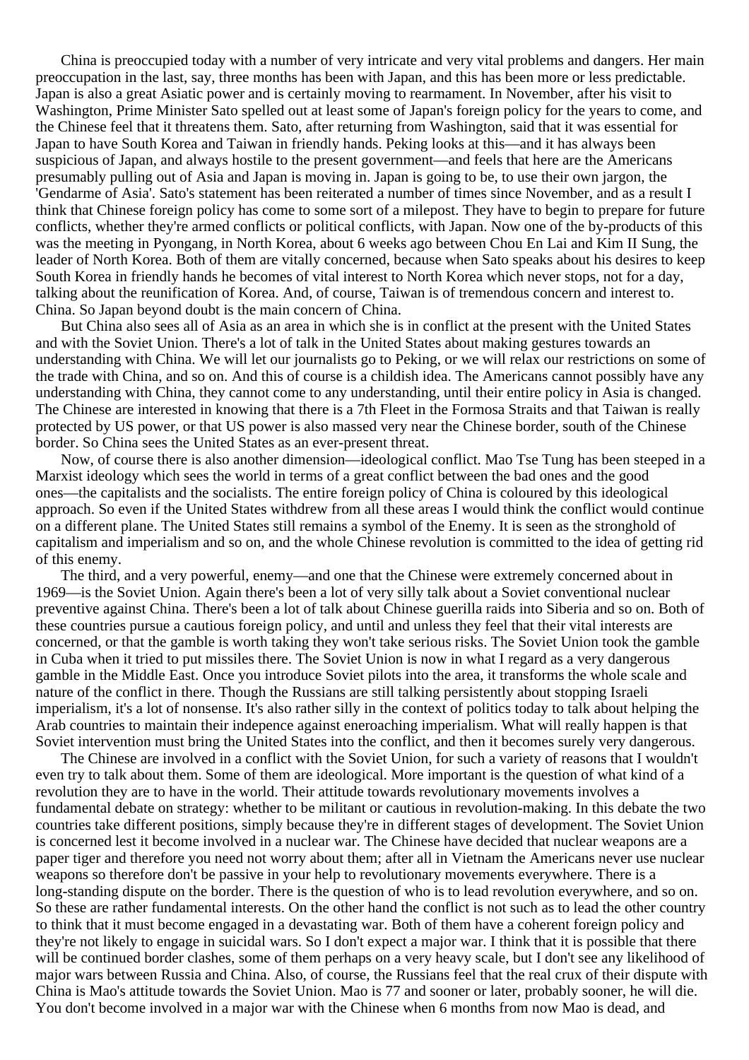China is preoccupied today with a number of very intricate and very vital problems and dangers. Her main preoccupation in the last, say, three months has been with Japan, and this has been more or less predictable. Japan is also a great Asiatic power and is certainly moving to rearmament. In November, after his visit to Washington, Prime Minister Sato spelled out at least some of Japan's foreign policy for the years to come, and the Chinese feel that it threatens them. Sato, after returning from Washington, said that it was essential for Japan to have South Korea and Taiwan in friendly hands. Peking looks at this—and it has always been suspicious of Japan, and always hostile to the present government—and feels that here are the Americans presumably pulling out of Asia and Japan is moving in. Japan is going to be, to use their own jargon, the 'Gendarme of Asia'. Sato's statement has been reiterated a number of times since November, and as a result I think that Chinese foreign policy has come to some sort of a milepost. They have to begin to prepare for future conflicts, whether they're armed conflicts or political conflicts, with Japan. Now one of the by-products of this was the meeting in Pyongang, in North Korea, about 6 weeks ago between Chou En Lai and Kim II Sung, the leader of North Korea. Both of them are vitally concerned, because when Sato speaks about his desires to keep South Korea in friendly hands he becomes of vital interest to North Korea which never stops, not for a day, talking about the reunification of Korea. And, of course, Taiwan is of tremendous concern and interest to. China. So Japan beyond doubt is the main concern of China.

But China also sees all of Asia as an area in which she is in conflict at the present with the United States and with the Soviet Union. There's a lot of talk in the United States about making gestures towards an understanding with China. We will let our journalists go to Peking, or we will relax our restrictions on some of the trade with China, and so on. And this of course is a childish idea. The Americans cannot possibly have any understanding with China, they cannot come to any understanding, until their entire policy in Asia is changed. The Chinese are interested in knowing that there is a 7th Fleet in the Formosa Straits and that Taiwan is really protected by US power, or that US power is also massed very near the Chinese border, south of the Chinese border. So China sees the United States as an ever-present threat.

Now, of course there is also another dimension—ideological conflict. Mao Tse Tung has been steeped in a Marxist ideology which sees the world in terms of a great conflict between the bad ones and the good ones—the capitalists and the socialists. The entire foreign policy of China is coloured by this ideological approach. So even if the United States withdrew from all these areas I would think the conflict would continue on a different plane. The United States still remains a symbol of the Enemy. It is seen as the stronghold of capitalism and imperialism and so on, and the whole Chinese revolution is committed to the idea of getting rid of this enemy.

The third, and a very powerful, enemy—and one that the Chinese were extremely concerned about in 1969—is the Soviet Union. Again there's been a lot of very silly talk about a Soviet conventional nuclear preventive against China. There's been a lot of talk about Chinese guerilla raids into Siberia and so on. Both of these countries pursue a cautious foreign policy, and until and unless they feel that their vital interests are concerned, or that the gamble is worth taking they won't take serious risks. The Soviet Union took the gamble in Cuba when it tried to put missiles there. The Soviet Union is now in what I regard as a very dangerous gamble in the Middle East. Once you introduce Soviet pilots into the area, it transforms the whole scale and nature of the conflict in there. Though the Russians are still talking persistently about stopping Israeli imperialism, it's a lot of nonsense. It's also rather silly in the context of politics today to talk about helping the Arab countries to maintain their indepence against eneroaching imperialism. What will really happen is that Soviet intervention must bring the United States into the conflict, and then it becomes surely very dangerous.

The Chinese are involved in a conflict with the Soviet Union, for such a variety of reasons that I wouldn't even try to talk about them. Some of them are ideological. More important is the question of what kind of a revolution they are to have in the world. Their attitude towards revolutionary movements involves a fundamental debate on strategy: whether to be militant or cautious in revolution-making. In this debate the two countries take different positions, simply because they're in different stages of development. The Soviet Union is concerned lest it become involved in a nuclear war. The Chinese have decided that nuclear weapons are a paper tiger and therefore you need not worry about them; after all in Vietnam the Americans never use nuclear weapons so therefore don't be passive in your help to revolutionary movements everywhere. There is a long-standing dispute on the border. There is the question of who is to lead revolution everywhere, and so on. So these are rather fundamental interests. On the other hand the conflict is not such as to lead the other country to think that it must become engaged in a devastating war. Both of them have a coherent foreign policy and they're not likely to engage in suicidal wars. So I don't expect a major war. I think that it is possible that there will be continued border clashes, some of them perhaps on a very heavy scale, but I don't see any likelihood of major wars between Russia and China. Also, of course, the Russians feel that the real crux of their dispute with China is Mao's attitude towards the Soviet Union. Mao is 77 and sooner or later, probably sooner, he will die. You don't become involved in a major war with the Chinese when 6 months from now Mao is dead, and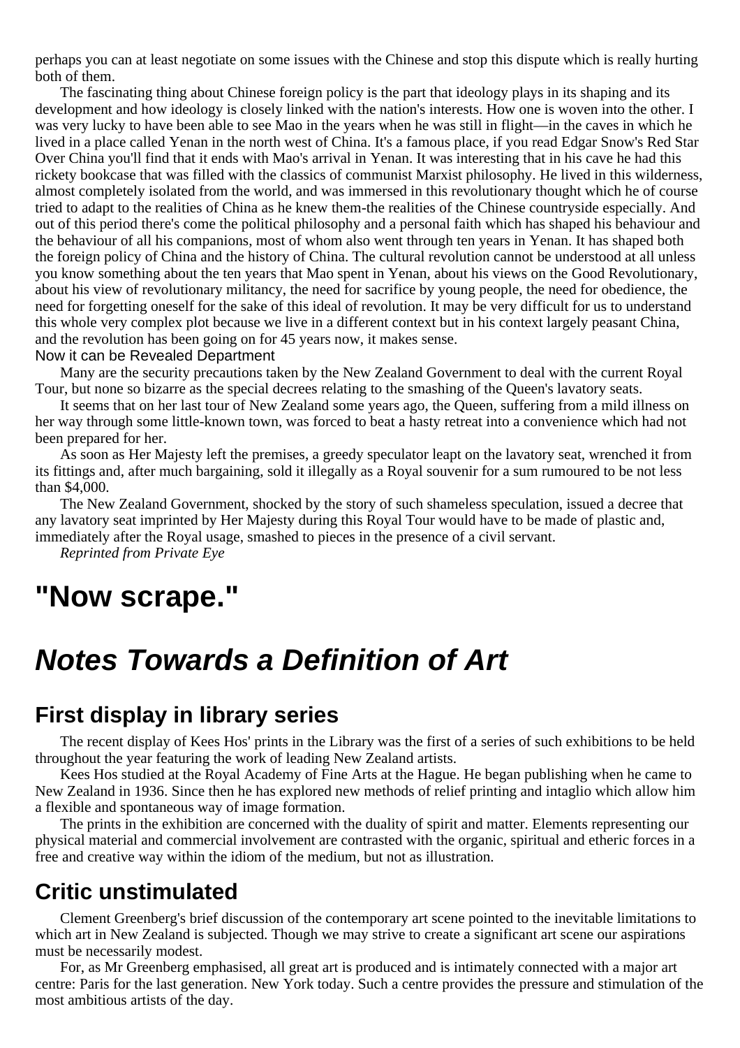perhaps you can at least negotiate on some issues with the Chinese and stop this dispute which is really hurting both of them.

The fascinating thing about Chinese foreign policy is the part that ideology plays in its shaping and its development and how ideology is closely linked with the nation's interests. How one is woven into the other. I was very lucky to have been able to see Mao in the years when he was still in flight—in the caves in which he lived in a place called Yenan in the north west of China. It's a famous place, if you read Edgar Snow's Red Star Over China you'll find that it ends with Mao's arrival in Yenan. It was interesting that in his cave he had this rickety bookcase that was filled with the classics of communist Marxist philosophy. He lived in this wilderness, almost completely isolated from the world, and was immersed in this revolutionary thought which he of course tried to adapt to the realities of China as he knew them-the realities of the Chinese countryside especially. And out of this period there's come the political philosophy and a personal faith which has shaped his behaviour and the behaviour of all his companions, most of whom also went through ten years in Yenan. It has shaped both the foreign policy of China and the history of China. The cultural revolution cannot be understood at all unless you know something about the ten years that Mao spent in Yenan, about his views on the Good Revolutionary, about his view of revolutionary militancy, the need for sacrifice by young people, the need for obedience, the need for forgetting oneself for the sake of this ideal of revolution. It may be very difficult for us to understand this whole very complex plot because we live in a different context but in his context largely peasant China, and the revolution has been going on for 45 years now, it makes sense.

Now it can be Revealed Department

Many are the security precautions taken by the New Zealand Government to deal with the current Royal Tour, but none so bizarre as the special decrees relating to the smashing of the Queen's lavatory seats.

It seems that on her last tour of New Zealand some years ago, the Queen, suffering from a mild illness on her way through some little-known town, was forced to beat a hasty retreat into a convenience which had not been prepared for her.

As soon as Her Majesty left the premises, a greedy speculator leapt on the lavatory seat, wrenched it from its fittings and, after much bargaining, sold it illegally as a Royal souvenir for a sum rumoured to be not less than $4,000.

The New Zealand Government, shocked by the story of such shameless speculation, issued a decree that any lavatory seat imprinted by Her Majesty during this Royal Tour would have to be made of plastic and, immediately after the Royal usage, smashed to pieces in the presence of a civil servant.

*Reprinted from Private Eye*

# "Now scrape."

# *Notes Towards a Definition of Art*

## First display in library series

The recent display of Kees Hos' prints in the Library was the first of a series of such exhibitions to be held throughout the year featuring the work of leading New Zealand artists.

Kees Hos studied at the Royal Academy of Fine Arts at the Hague. He began publishing when he came to New Zealand in 1936. Since then he has explored new methods of relief printing and intaglio which allow him a flexible and spontaneous way of image formation.

The prints in the exhibition are concerned with the duality of spirit and matter. Elements representing our physical material and commercial involvement are contrasted with the organic, spiritual and etheric forces in a free and creative way within the idiom of the medium, but not as illustration.

## Critic unstimulated

Clement Greenberg's brief discussion of the contemporary art scene pointed to the inevitable limitations to which art in New Zealand is subjected. Though we may strive to create a significant art scene our aspirations must be necessarily modest.

For, as Mr Greenberg emphasised, all great art is produced and is intimately connected with a major art centre: Paris for the last generation. New York today. Such a centre provides the pressure and stimulation of the most ambitious artists of the day.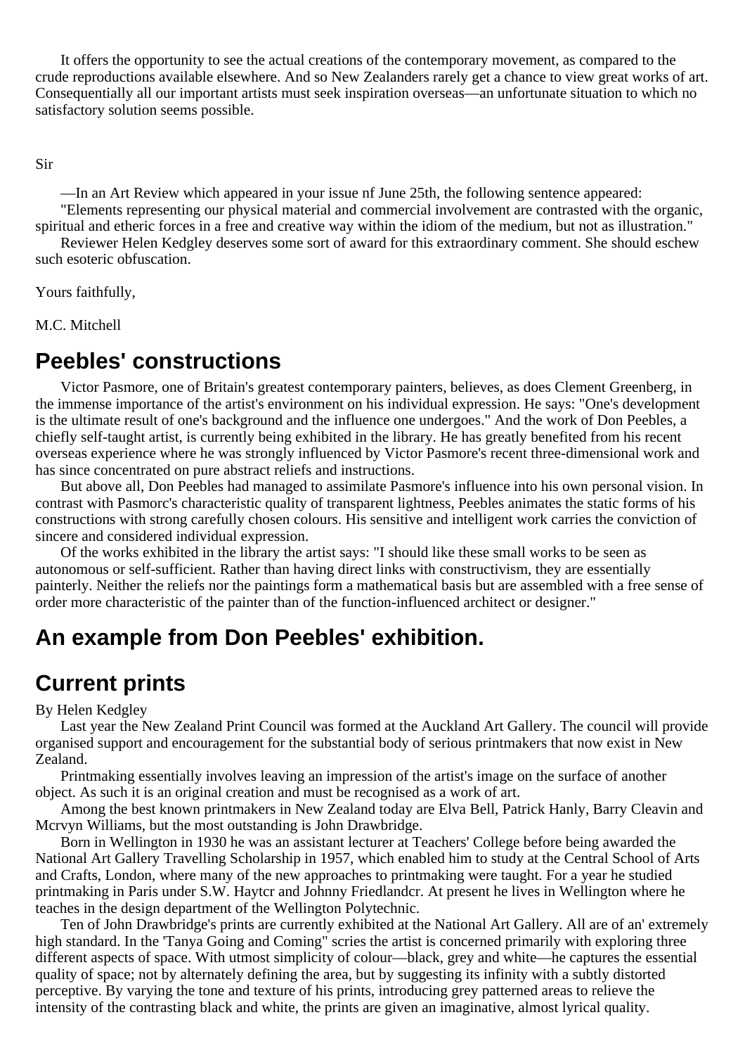It offers the opportunity to see the actual creations of the contemporary movement, as compared to the crude reproductions available elsewhere. And so New Zealanders rarely get a chance to view great works of art. Consequentially all our important artists must seek inspiration overseas—an unfortunate situation to which no satisfactory solution seems possible.

Sir

—In an Art Review which appeared in your issue nf June 25th, the following sentence appeared:

"Elements representing our physical material and commercial involvement are contrasted with the organic, spiritual and etheric forces in a free and creative way within the idiom of the medium, but not as illustration."

Reviewer Helen Kedgley deserves some sort of award for this extraordinary comment. She should eschew such esoteric obfuscation.

Yours faithfully,

M.C. Mitchell

## Peebles' constructions

Victor Pasmore, one of Britain's greatest contemporary painters, believes, as does Clement Greenberg, in the immense importance of the artist's environment on his individual expression. He says: "One's development is the ultimate result of one's background and the influence one undergoes." And the work of Don Peebles, a chiefly self-taught artist, is currently being exhibited in the library. He has greatly benefited from his recent overseas experience where he was strongly influenced by Victor Pasmore's recent three-dimensional work and has since concentrated on pure abstract reliefs and instructions.

But above all, Don Peebles had managed to assimilate Pasmore's influence into his own personal vision. In contrast with Pasmorc's characteristic quality of transparent lightness, Peebles animates the static forms of his constructions with strong carefully chosen colours. His sensitive and intelligent work carries the conviction of sincere and considered individual expression.

Of the works exhibited in the library the artist says: "I should like these small works to be seen as autonomous or self-sufficient. Rather than having direct links with constructivism, they are essentially painterly. Neither the reliefs nor the paintings form a mathematical basis but are assembled with a free sense of order more characteristic of the painter than of the function-influenced architect or designer."

## An example from Don Peebles' exhibition.

## Current prints

By Helen Kedgley

Last year the New Zealand Print Council was formed at the Auckland Art Gallery. The council will provide organised support and encouragement for the substantial body of serious printmakers that now exist in New Zealand.

Printmaking essentially involves leaving an impression of the artist's image on the surface of another object. As such it is an original creation and must be recognised as a work of art.

Among the best known printmakers in New Zealand today are Elva Bell, Patrick Hanly, Barry Cleavin and Mcrvyn Williams, but the most outstanding is John Drawbridge.

Born in Wellington in 1930 he was an assistant lecturer at Teachers' College before being awarded the National Art Gallery Travelling Scholarship in 1957, which enabled him to study at the Central School of Arts and Crafts, London, where many of the new approaches to printmaking were taught. For a year he studied printmaking in Paris under S.W. Haytcr and Johnny Friedlandcr. At present he lives in Wellington where he teaches in the design department of the Wellington Polytechnic.

Ten of John Drawbridge's prints are currently exhibited at the National Art Gallery. All are of an' extremely high standard. In the 'Tanya Going and Coming" scries the artist is concerned primarily with exploring three different aspects of space. With utmost simplicity of colour—black, grey and white—he captures the essential quality of space; not by alternately defining the area, but by suggesting its infinity with a subtly distorted perceptive. By varying the tone and texture of his prints, introducing grey patterned areas to relieve the intensity of the contrasting black and white, the prints are given an imaginative, almost lyrical quality.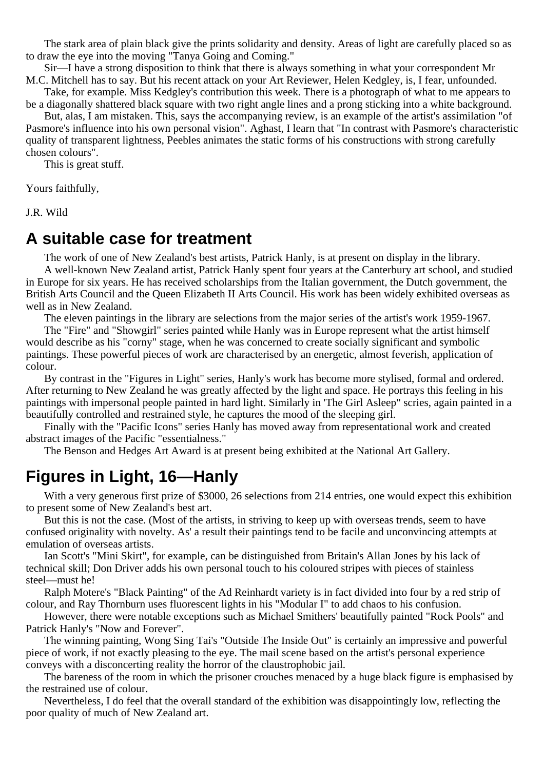The stark area of plain black give the prints solidarity and density. Areas of light are carefully placed so as to draw the eye into the moving "Tanya Going and Coming."

Sir—I have a strong disposition to think that there is always something in what your correspondent Mr M.C. Mitchell has to say. But his recent attack on your Art Reviewer, Helen Kedgley, is, I fear, unfounded.

Take, for example. Miss Kedgley's contribution this week. There is a photograph of what to me appears to be a diagonally shattered black square with two right angle lines and a prong sticking into a white background.

But, alas, I am mistaken. This, says the accompanying review, is an example of the artist's assimilation "of Pasmore's influence into his own personal vision". Aghast, I learn that "In contrast with Pasmore's characteristic quality of transparent lightness, Peebles animates the static forms of his constructions with strong carefully chosen colours".

This is great stuff.

Yours faithfully,

J.R. Wild

## A suitable case for treatment

The work of one of New Zealand's best artists, Patrick Hanly, is at present on display in the library.

A well-known New Zealand artist, Patrick Hanly spent four years at the Canterbury art school, and studied in Europe for six years. He has received scholarships from the Italian government, the Dutch government, the British Arts Council and the Queen Elizabeth II Arts Council. His work has been widely exhibited overseas as well as in New Zealand.

The eleven paintings in the library are selections from the major series of the artist's work 1959-1967.

The "Fire" and "Showgirl" series painted while Hanly was in Europe represent what the artist himself would describe as his "corny" stage, when he was concerned to create socially significant and symbolic paintings. These powerful pieces of work are characterised by an energetic, almost feverish, application of colour.

By contrast in the "Figures in Light" series, Hanly's work has become more stylised, formal and ordered. After returning to New Zealand he was greatly affected by the light and space. He portrays this feeling in his paintings with impersonal people painted in hard light. Similarly in 'The Girl Asleep" scries, again painted in a beautifully controlled and restrained style, he captures the mood of the sleeping girl.

Finally with the "Pacific Icons" series Hanly has moved away from representational work and created abstract images of the Pacific "essentialness."

The Benson and Hedges Art Award is at present being exhibited at the National Art Gallery.

## Figures in Light, 16—Hanly

With a very generous first prize of $3000, 26 selections from 214 entries, one would expect this exhibition to present some of New Zealand's best art.

But this is not the case. (Most of the artists, in striving to keep up with overseas trends, seem to have confused originality with novelty. As' a result their paintings tend to be facile and unconvincing attempts at emulation of overseas artists.

Ian Scott's "Mini Skirt", for example, can be distinguished from Britain's Allan Jones by his lack of technical skill; Don Driver adds his own personal touch to his coloured stripes with pieces of stainless steel—must he!

Ralph Motere's "Black Painting" of the Ad Reinhardt variety is in fact divided into four by a red strip of colour, and Ray Thornburn uses fluorescent lights in his "Modular I" to add chaos to his confusion.

However, there were notable exceptions such as Michael Smithers' beautifully painted "Rock Pools" and Patrick Hanly's "Now and Forever".

The winning painting, Wong Sing Tai's "Outside The Inside Out" is certainly an impressive and powerful piece of work, if not exactly pleasing to the eye. The mail scene based on the artist's personal experience conveys with a disconcerting reality the horror of the claustrophobic jail.

The bareness of the room in which the prisoner crouches menaced by a huge black figure is emphasised by the restrained use of colour.

Nevertheless, I do feel that the overall standard of the exhibition was disappointingly low, reflecting the poor quality of much of New Zealand art.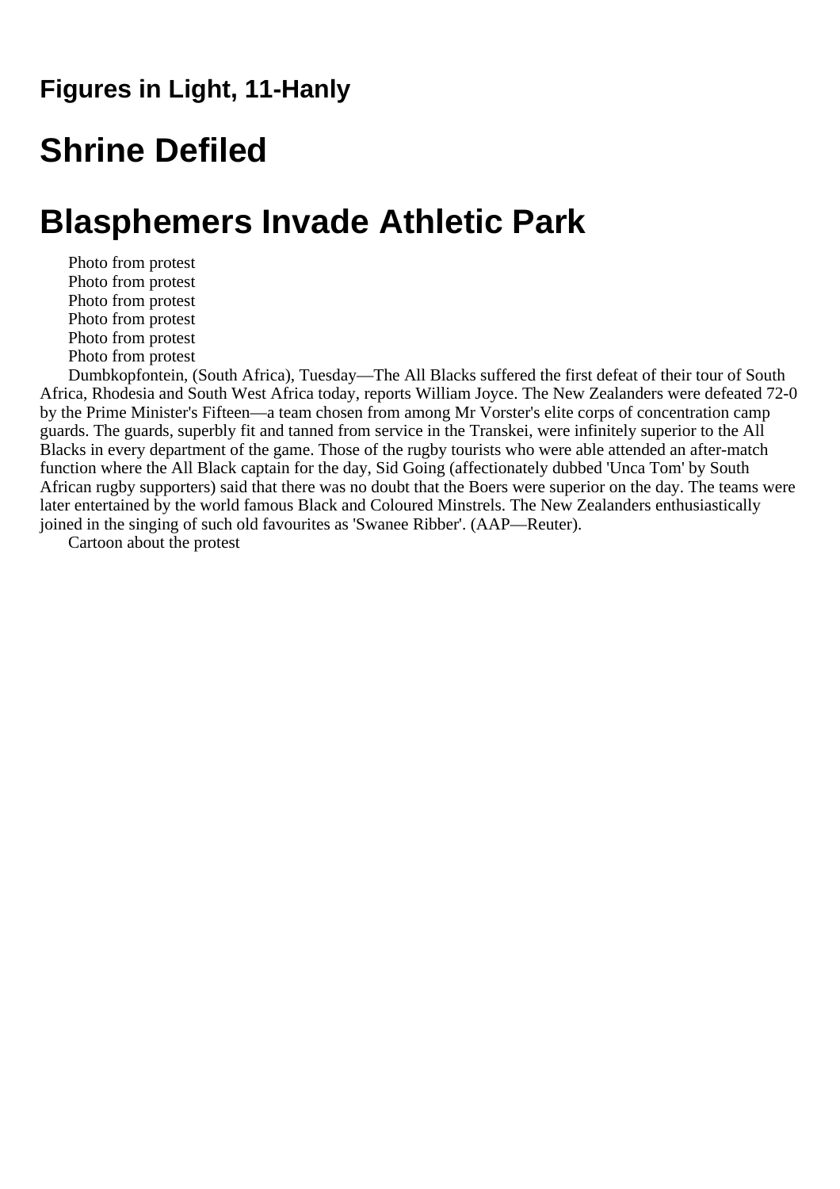## Figures in Light, 11-Hanly

# Shrine Defiled

# Blasphemers Invade Athletic Park

Photo from protest

Photo from protest

Photo from protest

Photo from protest

Photo from protest

Photo from protest

Dumbkopfontein, (South Africa), Tuesday—The All Blacks suffered the first defeat of their tour of South Africa, Rhodesia and South West Africa today, reports William Joyce. The New Zealanders were defeated 72-0 by the Prime Minister's Fifteen—a team chosen from among Mr Vorster's elite corps of concentration camp guards. The guards, superbly fit and tanned from service in the Transkei, were infinitely superior to the All Blacks in every department of the game. Those of the rugby tourists who were able attended an after-match function where the All Black captain for the day, Sid Going (affectionately dubbed 'Unca Tom' by South African rugby supporters) said that there was no doubt that the Boers were superior on the day. The teams were later entertained by the world famous Black and Coloured Minstrels. The New Zealanders enthusiastically joined in the singing of such old favourites as 'Swanee Ribber'. (AAP—Reuter).

Cartoon about the protest